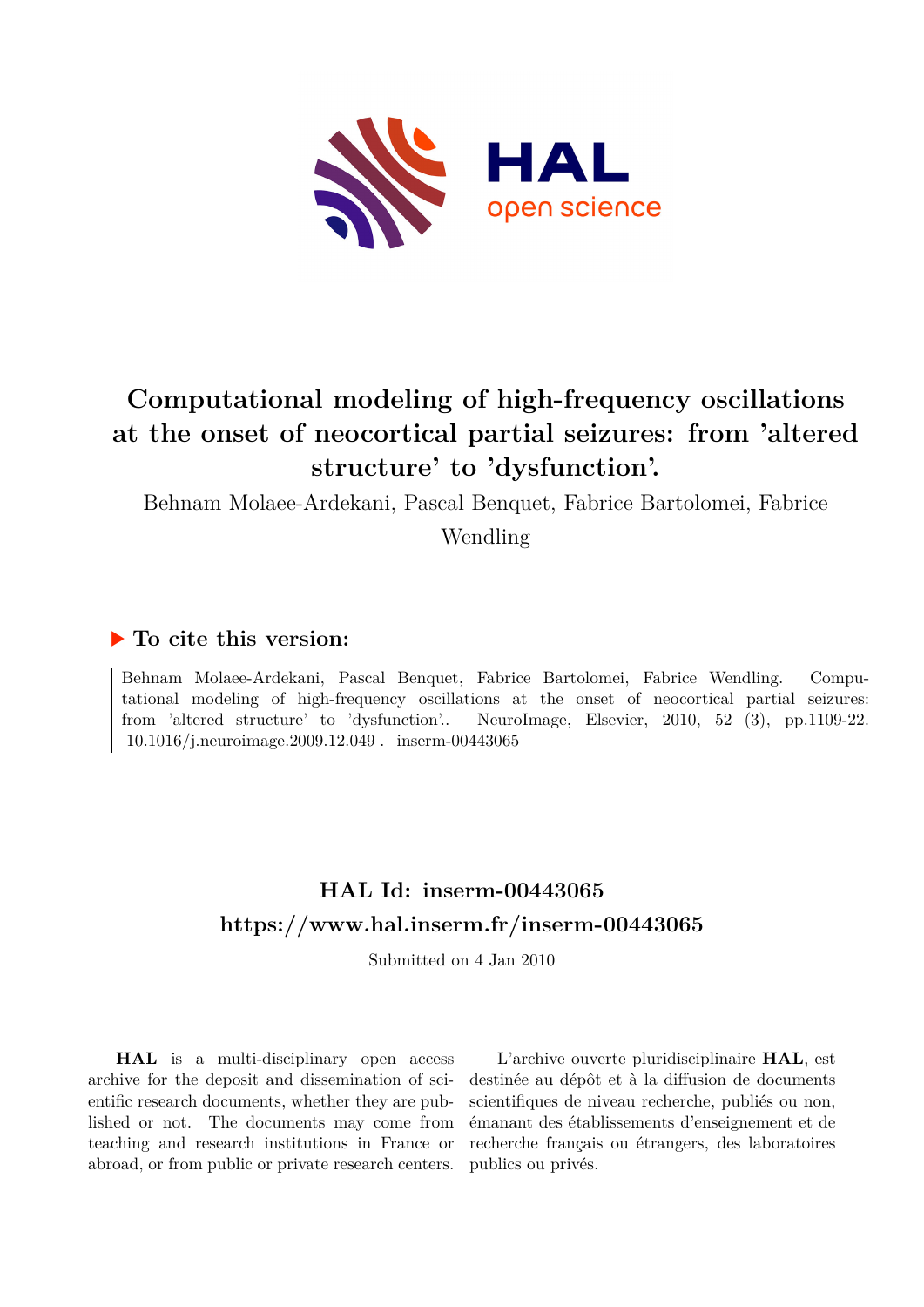# Computational modeling of high-frequency oscillations at the onset of neocortical partial seizures: from 'altered structure' to 'dysfunction'.

Behnam Molaee-Ardekani, Pascal Benquet, Fabrice Bartolomei, Fabrice Wendling

## ▶ To cite this version:

Behnam Molaee-Ardekani, Pascal Benquet, Fabrice Bartolomei, Fabrice Wendling. Computational modeling of high-frequency oscillations at the onset of neocortical partial seizures: from 'altered structure' to 'dysfunction'.. NeuroImage, Elsevier, 2010, 52 (3), pp.1109-22. 10.1016/j.neuroimage.2009.12.049 . inserm-00443065

## HAL Id: inserm-00443065

## https://www.hal.inserm.fr/inserm-00443065

Submitted on 4 Jan 2010

**HAL** is a multi-disciplinary open access archive for the deposit and dissemination of scientific research documents, whether they are published or not. The documents may come from teaching and research institutions in France or abroad, or from public or private research centers.

L'archive ouverte pluridisciplinaire **HAL**, est destinée au dépôt et à la diffusion de documents scientifiques de niveau recherche, publiés ou non, émanant des établissements d'enseignement et de recherche français ou étrangers, des laboratoires publics ou privés.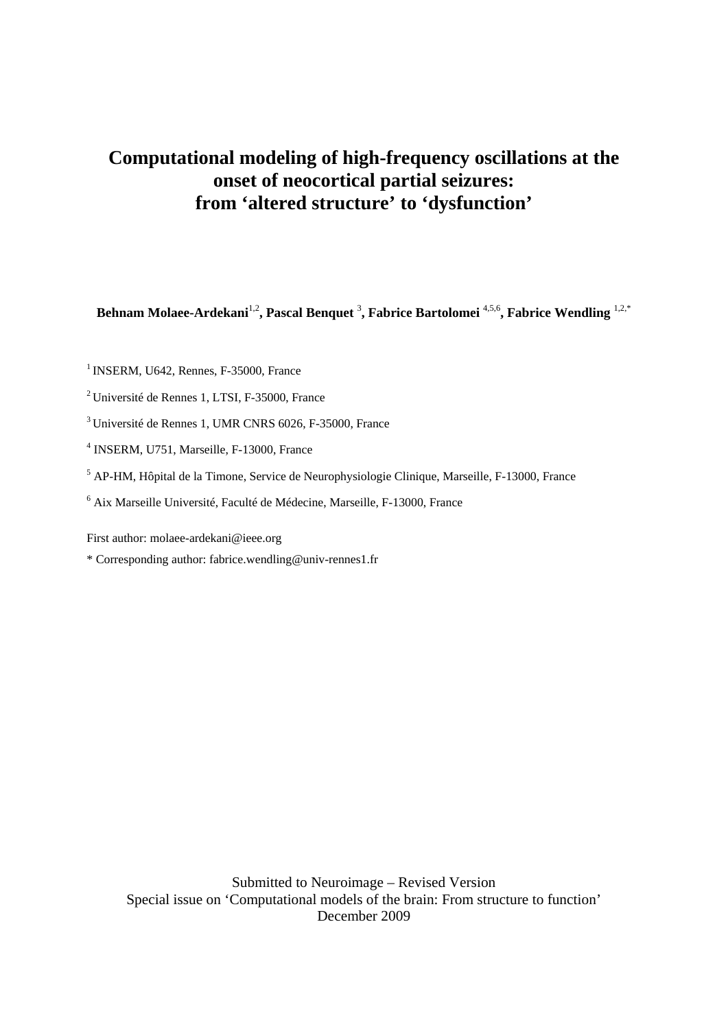# Computational modeling of high-frequency oscillations at the onset of neocortical partial seizures: from 'altered structure' to 'dysfunction'

**Behnam Molaee-Ardekani**[1,2], **Pascal Benquet** [3], **Fabrice Bartolomei** [4,5,6], **Fabrice Wendling** [1,2,*]

[1] INSERM, U642, Rennes, F-35000, France

[2] Université de Rennes 1, LTSI, F-35000, France

[3] Université de Rennes 1, UMR CNRS 6026, F-35000, France

[4] INSERM, U751, Marseille, F-13000, France

[5] AP-HM, Hôpital de la Timone, Service de Neurophysiologie Clinique, Marseille, F-13000, France

[6] Aix Marseille Université, Faculté de Médecine, Marseille, F-13000, France

First author: molaee-ardekani@ieee.org

* Corresponding author: fabrice.wendling@univ-rennes1.fr

Submitted to Neuroimage – Revised Version

Special issue on 'Computational models of the brain: From structure to function'

December 2009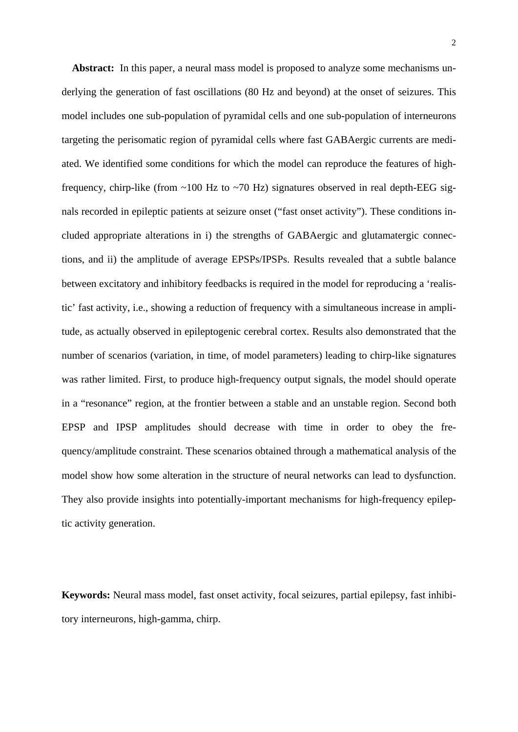**Abstract:** In this paper, a neural mass model is proposed to analyze some mechanisms underlying the generation of fast oscillations (80 Hz and beyond) at the onset of seizures. This model includes one sub-population of pyramidal cells and one sub-population of interneurons targeting the perisomatic region of pyramidal cells where fast GABAergic currents are mediated. We identified some conditions for which the model can reproduce the features of high-frequency, chirp-like (from ~100 Hz to ~70 Hz) signatures observed in real depth-EEG signals recorded in epileptic patients at seizure onset ("fast onset activity"). These conditions included appropriate alterations in i) the strengths of GABAergic and glutamatergic connections, and ii) the amplitude of average EPSPs/IPSPs. Results revealed that a subtle balance between excitatory and inhibitory feedbacks is required in the model for reproducing a 'realistic' fast activity, i.e., showing a reduction of frequency with a simultaneous increase in amplitude, as actually observed in epileptogenic cerebral cortex. Results also demonstrated that the number of scenarios (variation, in time, of model parameters) leading to chirp-like signatures was rather limited. First, to produce high-frequency output signals, the model should operate in a "resonance" region, at the frontier between a stable and an unstable region. Second both EPSP and IPSP amplitudes should decrease with time in order to obey the frequency/amplitude constraint. These scenarios obtained through a mathematical analysis of the model show how some alteration in the structure of neural networks can lead to dysfunction. They also provide insights into potentially-important mechanisms for high-frequency epileptic activity generation.

**Keywords:** Neural mass model, fast onset activity, focal seizures, partial epilepsy, fast inhibitory interneurons, high-gamma, chirp.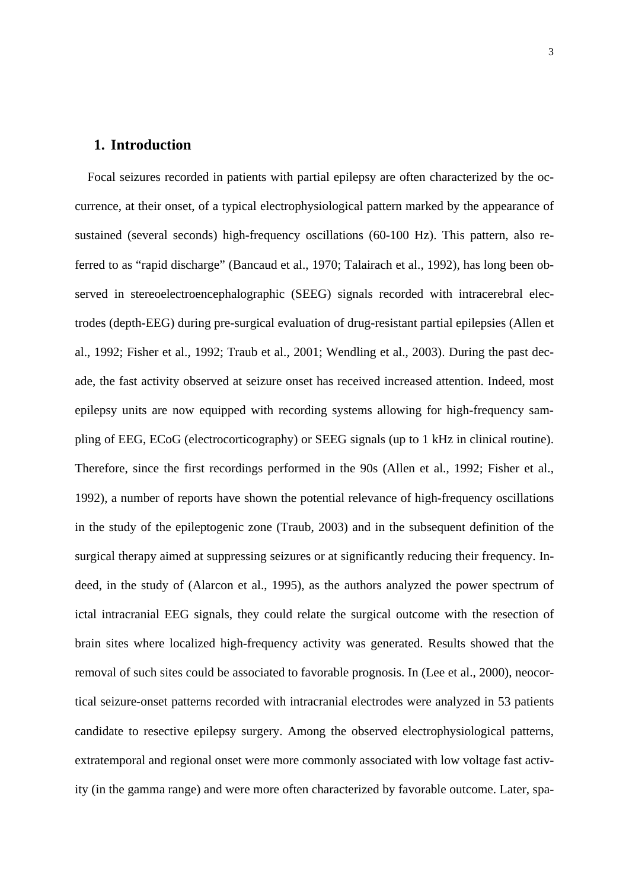## 1. Introduction

Focal seizures recorded in patients with partial epilepsy are often characterized by the occurrence, at their onset, of a typical electrophysiological pattern marked by the appearance of sustained (several seconds) high-frequency oscillations (60-100 Hz). This pattern, also referred to as "rapid discharge" (Bancaud et al., 1970; Talairach et al., 1992), has long been observed in stereoelectroencephalographic (SEEG) signals recorded with intracerebral electrodes (depth-EEG) during pre-surgical evaluation of drug-resistant partial epilepsies (Allen et al., 1992; Fisher et al., 1992; Traub et al., 2001; Wendling et al., 2003). During the past decade, the fast activity observed at seizure onset has received increased attention. Indeed, most epilepsy units are now equipped with recording systems allowing for high-frequency sampling of EEG, ECoG (electrocorticography) or SEEG signals (up to 1 kHz in clinical routine). Therefore, since the first recordings performed in the 90s (Allen et al., 1992; Fisher et al., 1992), a number of reports have shown the potential relevance of high-frequency oscillations in the study of the epileptogenic zone (Traub, 2003) and in the subsequent definition of the surgical therapy aimed at suppressing seizures or at significantly reducing their frequency. Indeed, in the study of (Alarcon et al., 1995), as the authors analyzed the power spectrum of ictal intracranial EEG signals, they could relate the surgical outcome with the resection of brain sites where localized high-frequency activity was generated. Results showed that the removal of such sites could be associated to favorable prognosis. In (Lee et al., 2000), neocortical seizure-onset patterns recorded with intracranial electrodes were analyzed in 53 patients candidate to resective epilepsy surgery. Among the observed electrophysiological patterns, extratemporal and regional onset were more commonly associated with low voltage fast activity (in the gamma range) and were more often characterized by favorable outcome. Later, spa-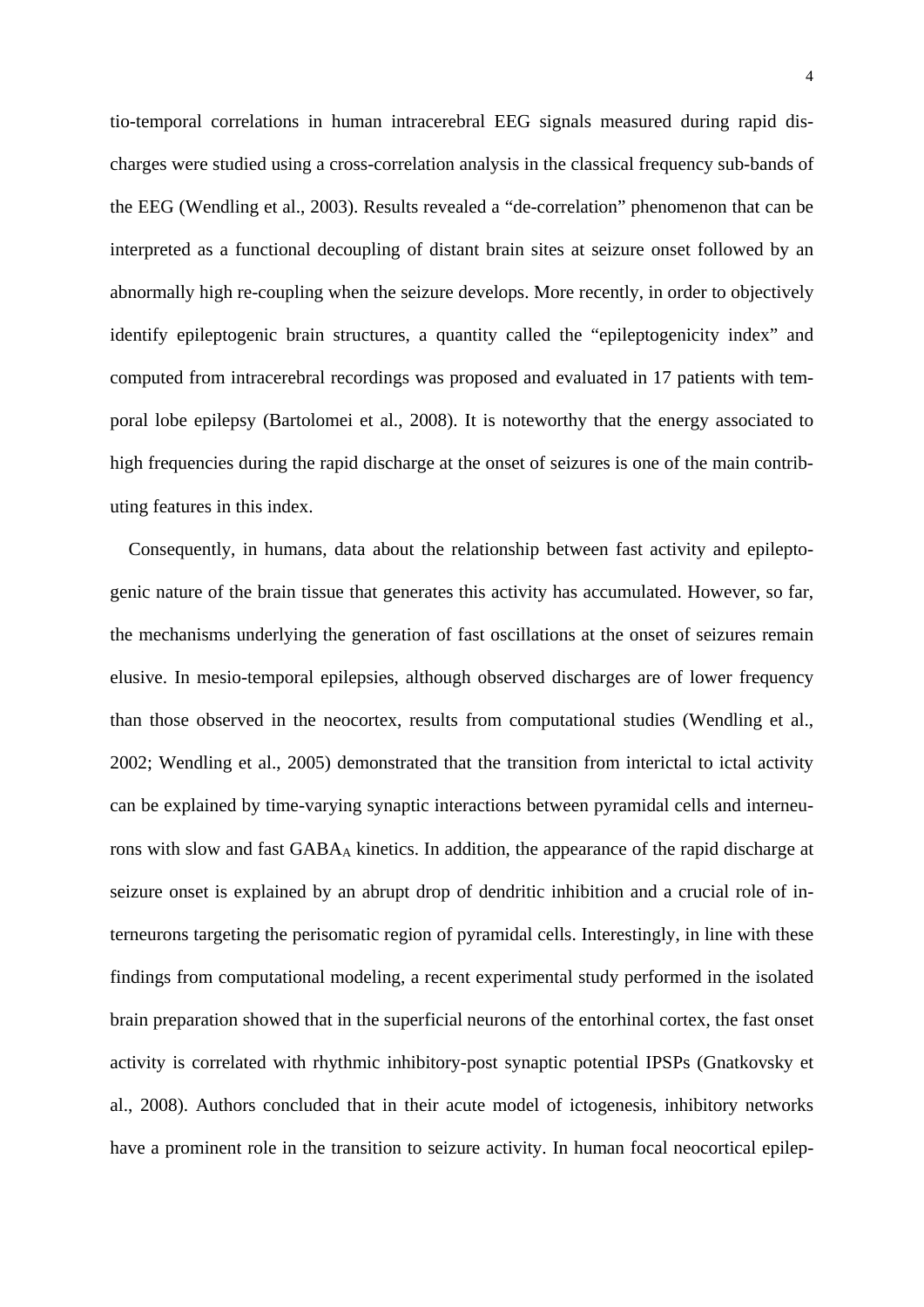tio-temporal correlations in human intracerebral EEG signals measured during rapid discharges were studied using a cross-correlation analysis in the classical frequency sub-bands of the EEG (Wendling et al., 2003). Results revealed a "de-correlation" phenomenon that can be interpreted as a functional decoupling of distant brain sites at seizure onset followed by an abnormally high re-coupling when the seizure develops. More recently, in order to objectively identify epileptogenic brain structures, a quantity called the "epileptogenicity index" and computed from intracerebral recordings was proposed and evaluated in 17 patients with temporal lobe epilepsy (Bartolomei et al., 2008). It is noteworthy that the energy associated to high frequencies during the rapid discharge at the onset of seizures is one of the main contributing features in this index.

Consequently, in humans, data about the relationship between fast activity and epileptogenic nature of the brain tissue that generates this activity has accumulated. However, so far, the mechanisms underlying the generation of fast oscillations at the onset of seizures remain elusive. In mesio-temporal epilepsies, although observed discharges are of lower frequency than those observed in the neocortex, results from computational studies (Wendling et al., 2002; Wendling et al., 2005) demonstrated that the transition from interictal to ictal activity can be explained by time-varying synaptic interactions between pyramidal cells and interneurons with slow and fast $GABA_A$ kinetics. In addition, the appearance of the rapid discharge at seizure onset is explained by an abrupt drop of dendritic inhibition and a crucial role of interneurons targeting the perisomatic region of pyramidal cells. Interestingly, in line with these findings from computational modeling, a recent experimental study performed in the isolated brain preparation showed that in the superficial neurons of the entorhinal cortex, the fast onset activity is correlated with rhythmic inhibitory-post synaptic potential IPSPs (Gnatkovsky et al., 2008). Authors concluded that in their acute model of ictogenesis, inhibitory networks have a prominent role in the transition to seizure activity. In human focal neocortical epilep-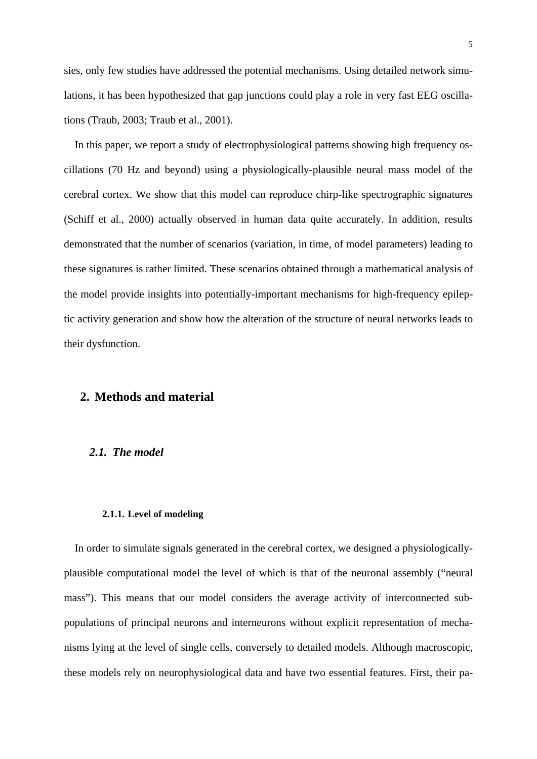sies, only few studies have addressed the potential mechanisms. Using detailed network simulations, it has been hypothesized that gap junctions could play a role in very fast EEG oscillations (Traub, 2003; Traub et al., 2001).

In this paper, we report a study of electrophysiological patterns showing high frequency oscillations (70 Hz and beyond) using a physiologically-plausible neural mass model of the cerebral cortex. We show that this model can reproduce chirp-like spectrographic signatures (Schiff et al., 2000) actually observed in human data quite accurately. In addition, results demonstrated that the number of scenarios (variation, in time, of model parameters) leading to these signatures is rather limited. These scenarios obtained through a mathematical analysis of the model provide insights into potentially-important mechanisms for high-frequency epileptic activity generation and show how the alteration of the structure of neural networks leads to their dysfunction.

## 2. Methods and material

### *2.1. The model*

#### 2.1.1. Level of modeling

In order to simulate signals generated in the cerebral cortex, we designed a physiologically-plausible computational model the level of which is that of the neuronal assembly ("neural mass"). This means that our model considers the average activity of interconnected subpopulations of principal neurons and interneurons without explicit representation of mechanisms lying at the level of single cells, conversely to detailed models. Although macroscopic, these models rely on neurophysiological data and have two essential features. First, their pa-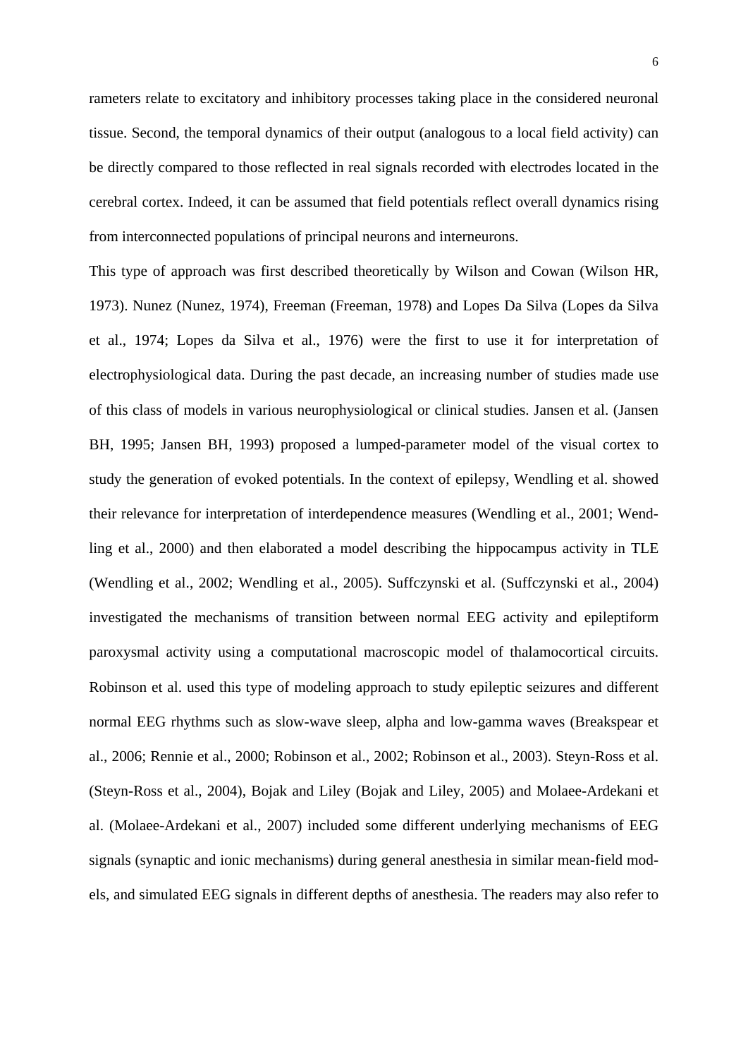rameters relate to excitatory and inhibitory processes taking place in the considered neuronal tissue. Second, the temporal dynamics of their output (analogous to a local field activity) can be directly compared to those reflected in real signals recorded with electrodes located in the cerebral cortex. Indeed, it can be assumed that field potentials reflect overall dynamics rising from interconnected populations of principal neurons and interneurons.

This type of approach was first described theoretically by Wilson and Cowan (Wilson HR, 1973). Nunez (Nunez, 1974), Freeman (Freeman, 1978) and Lopes Da Silva (Lopes da Silva et al., 1974; Lopes da Silva et al., 1976) were the first to use it for interpretation of electrophysiological data. During the past decade, an increasing number of studies made use of this class of models in various neurophysiological or clinical studies. Jansen et al. (Jansen BH, 1995; Jansen BH, 1993) proposed a lumped-parameter model of the visual cortex to study the generation of evoked potentials. In the context of epilepsy, Wendling et al. showed their relevance for interpretation of interdependence measures (Wendling et al., 2001; Wendling et al., 2000) and then elaborated a model describing the hippocampus activity in TLE (Wendling et al., 2002; Wendling et al., 2005). Suffczynski et al. (Suffczynski et al., 2004) investigated the mechanisms of transition between normal EEG activity and epileptiform paroxysmal activity using a computational macroscopic model of thalamocortical circuits. Robinson et al. used this type of modeling approach to study epileptic seizures and different normal EEG rhythms such as slow-wave sleep, alpha and low-gamma waves (Breakspear et al., 2006; Rennie et al., 2000; Robinson et al., 2002; Robinson et al., 2003). Steyn-Ross et al. (Steyn-Ross et al., 2004), Bojak and Liley (Bojak and Liley, 2005) and Molaee-Ardekani et al. (Molaee-Ardekani et al., 2007) included some different underlying mechanisms of EEG signals (synaptic and ionic mechanisms) during general anesthesia in similar mean-field models, and simulated EEG signals in different depths of anesthesia. The readers may also refer to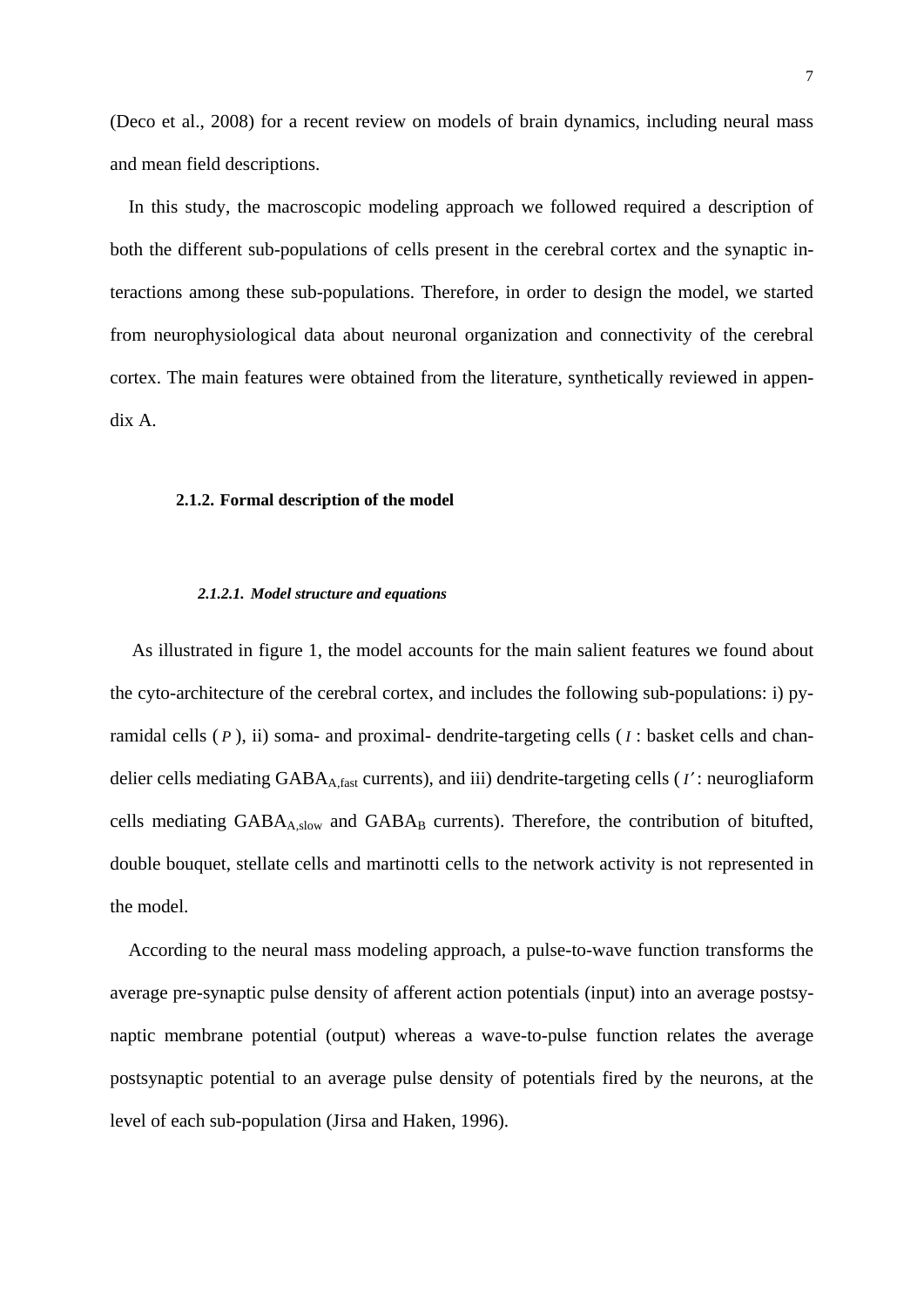(Deco et al., 2008) for a recent review on models of brain dynamics, including neural mass and mean field descriptions.

In this study, the macroscopic modeling approach we followed required a description of both the different sub-populations of cells present in the cerebral cortex and the synaptic interactions among these sub-populations. Therefore, in order to design the model, we started from neurophysiological data about neuronal organization and connectivity of the cerebral cortex. The main features were obtained from the literature, synthetically reviewed in appendix A.

### 2.1.2. Formal description of the model

#### *2.1.2.1. Model structure and equations*

As illustrated in figure 1, the model accounts for the main salient features we found about the cyto-architecture of the cerebral cortex, and includes the following sub-populations: i) pyramidal cells ($P$), ii) soma- and proximal- dendrite-targeting cells ($I$: basket cells and chandelier cells mediating $\text{GABA}_{\text{A,fast}}$ currents), and iii) dendrite-targeting cells ($I'$: neurogliaform cells mediating $\text{GABA}_{\text{A,slow}}$ and $\text{GABA}_{\text{B}}$ currents). Therefore, the contribution of bitufted, double bouquet, stellate cells and martinotti cells to the network activity is not represented in the model.

According to the neural mass modeling approach, a pulse-to-wave function transforms the average pre-synaptic pulse density of afferent action potentials (input) into an average postsynaptic membrane potential (output) whereas a wave-to-pulse function relates the average postsynaptic potential to an average pulse density of potentials fired by the neurons, at the level of each sub-population (Jirsa and Haken, 1996).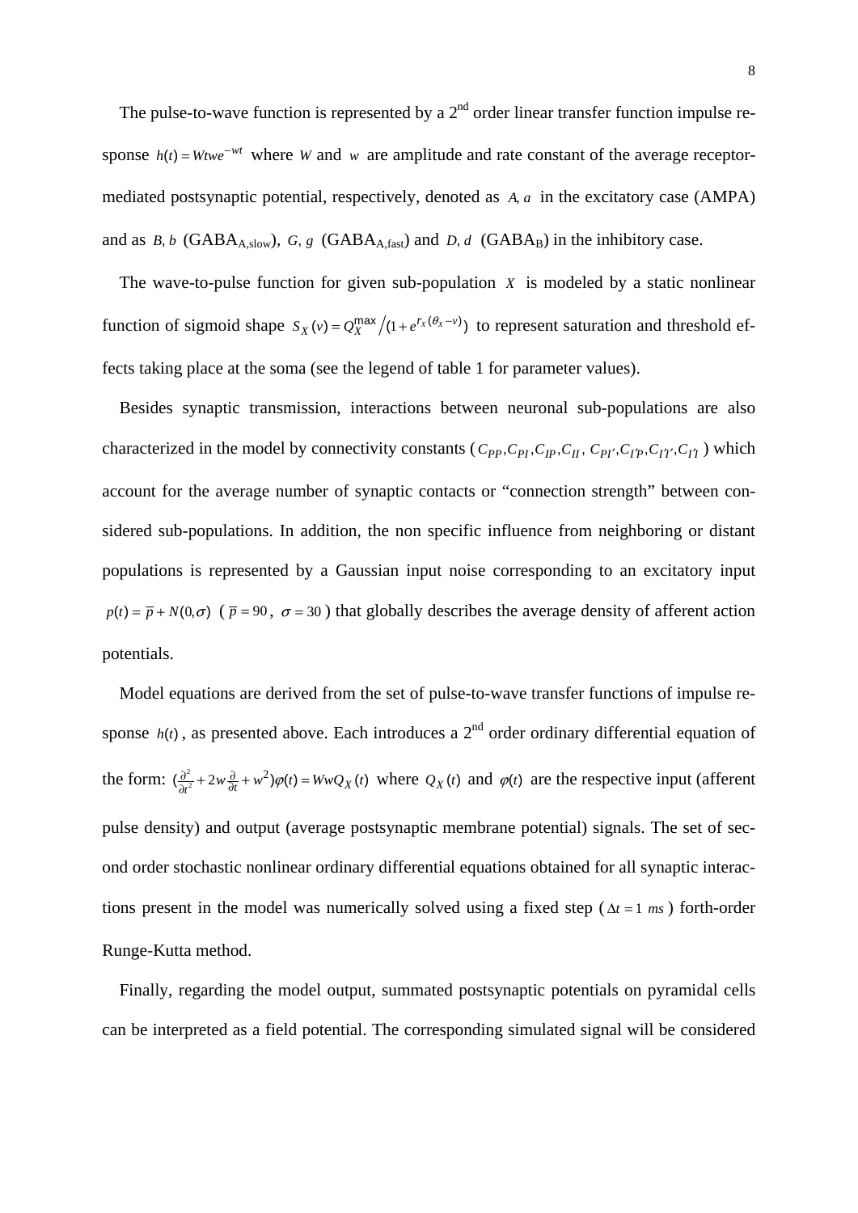The pulse-to-wave function is represented by a 2nd order linear transfer function impulse response $h(t) = Wtwe^{-wt}$ where $W$ and $w$ are amplitude and rate constant of the average receptor-mediated postsynaptic potential, respectively, denoted as $A, a$ in the excitatory case (AMPA) and as $B, b$ ($GABA_{A,slow}$), $G, g$ ($GABA_{A,fast}$) and $D, d$ ($GABA_B$) in the inhibitory case.

The wave-to-pulse function for given sub-population $X$ is modeled by a static nonlinear function of sigmoid shape $S_X(v) = Q_X^{\max} / (1 + e^{r_X(\theta_X - v)})$ to represent saturation and threshold effects taking place at the soma (see the legend of table 1 for parameter values).

Besides synaptic transmission, interactions between neuronal sub-populations are also characterized in the model by connectivity constants ($C_{PP}, C_{PI}, C_{IP}, C_{II}$, $C_{PI'}, C_{I'P}, C_{I'I'}, C_{I'I}$) which account for the average number of synaptic contacts or "connection strength" between considered sub-populations. In addition, the non specific influence from neighboring or distant populations is represented by a Gaussian input noise corresponding to an excitatory input $p(t) = \overline{p} + N(0,\sigma)$ ($\overline{p} = 90$, $\sigma = 30$) that globally describes the average density of afferent action potentials.

Model equations are derived from the set of pulse-to-wave transfer functions of impulse response $h(t)$, as presented above. Each introduces a 2nd order ordinary differential equation of the form: $(\frac{\partial^2}{\partial t^2} + 2w\frac{\partial}{\partial t} + w^2)\varphi(t) = WwQ_X(t)$ where $Q_X(t)$ and $\varphi(t)$ are the respective input (afferent pulse density) and output (average postsynaptic membrane potential) signals. The set of second order stochastic nonlinear ordinary differential equations obtained for all synaptic interactions present in the model was numerically solved using a fixed step ($\Delta t = 1\ ms$) forth-order Runge-Kutta method.

Finally, regarding the model output, summated postsynaptic potentials on pyramidal cells can be interpreted as a field potential. The corresponding simulated signal will be considered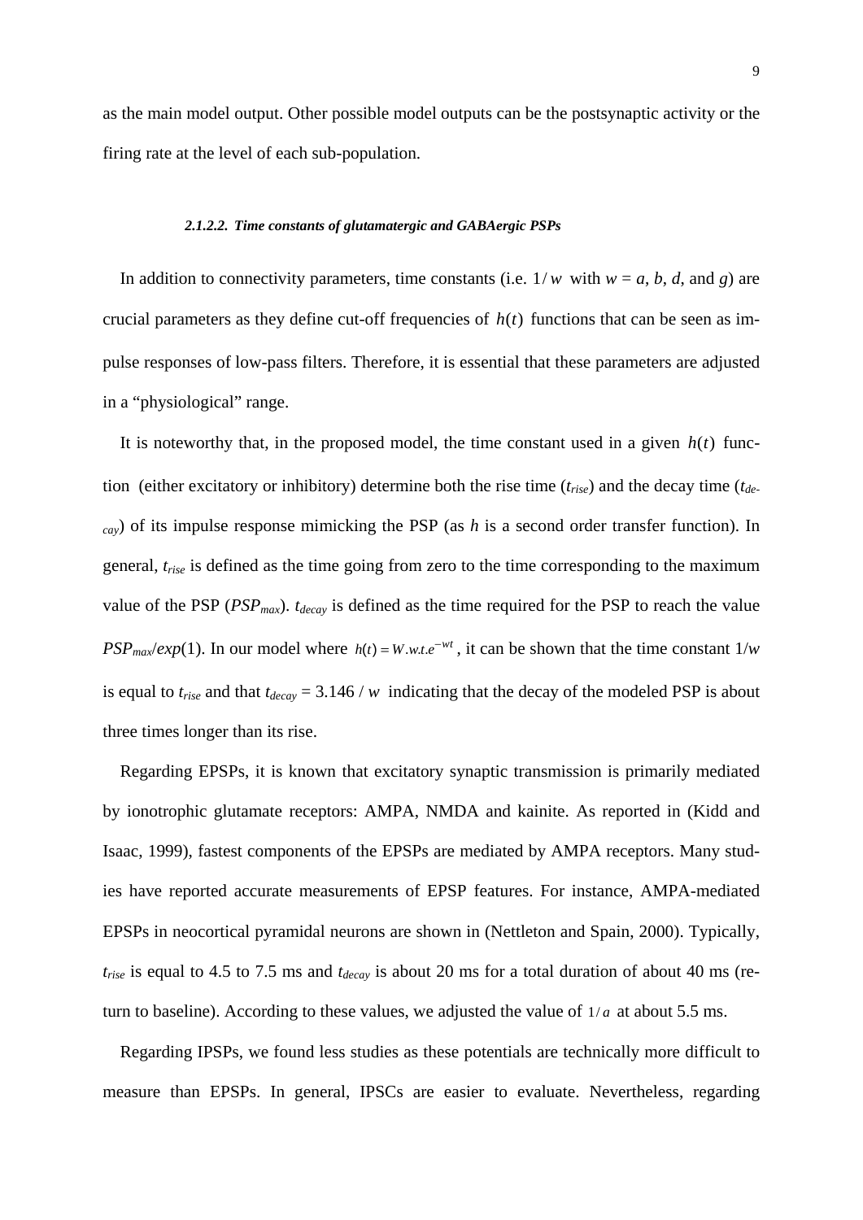as the main model output. Other possible model outputs can be the postsynaptic activity or the firing rate at the level of each sub-population.

##### ***2.1.2.2. Time constants of glutamatergic and GABAergic PSPs***

In addition to connectivity parameters, time constants (i.e. $1/w$ with $w = a$, $b$, $d$, and $g$) are crucial parameters as they define cut-off frequencies of $h(t)$ functions that can be seen as impulse responses of low-pass filters. Therefore, it is essential that these parameters are adjusted in a "physiological" range.

It is noteworthy that, in the proposed model, the time constant used in a given $h(t)$ function (either excitatory or inhibitory) determine both the rise time ($t_{rise}$) and the decay time ($t_{decay}$) of its impulse response mimicking the PSP (as $h$ is a second order transfer function). In general, $t_{rise}$ is defined as the time going from zero to the time corresponding to the maximum value of the PSP ($PSP_{max}$). $t_{decay}$ is defined as the time required for the PSP to reach the value $PSP_{max}/exp(1)$. In our model where $h(t) = W.w.t.e^{-wt}$, it can be shown that the time constant $1/w$ is equal to $t_{rise}$ and that $t_{decay} = 3.146 / w$ indicating that the decay of the modeled PSP is about three times longer than its rise.

Regarding EPSPs, it is known that excitatory synaptic transmission is primarily mediated by ionotrophic glutamate receptors: AMPA, NMDA and kainite. As reported in (Kidd and Isaac, 1999), fastest components of the EPSPs are mediated by AMPA receptors. Many studies have reported accurate measurements of EPSP features. For instance, AMPA-mediated EPSPs in neocortical pyramidal neurons are shown in (Nettleton and Spain, 2000). Typically, $t_{rise}$ is equal to 4.5 to 7.5 ms and $t_{decay}$ is about 20 ms for a total duration of about 40 ms (return to baseline). According to these values, we adjusted the value of $1/a$ at about 5.5 ms.

Regarding IPSPs, we found less studies as these potentials are technically more difficult to measure than EPSPs. In general, IPSCs are easier to evaluate. Nevertheless, regarding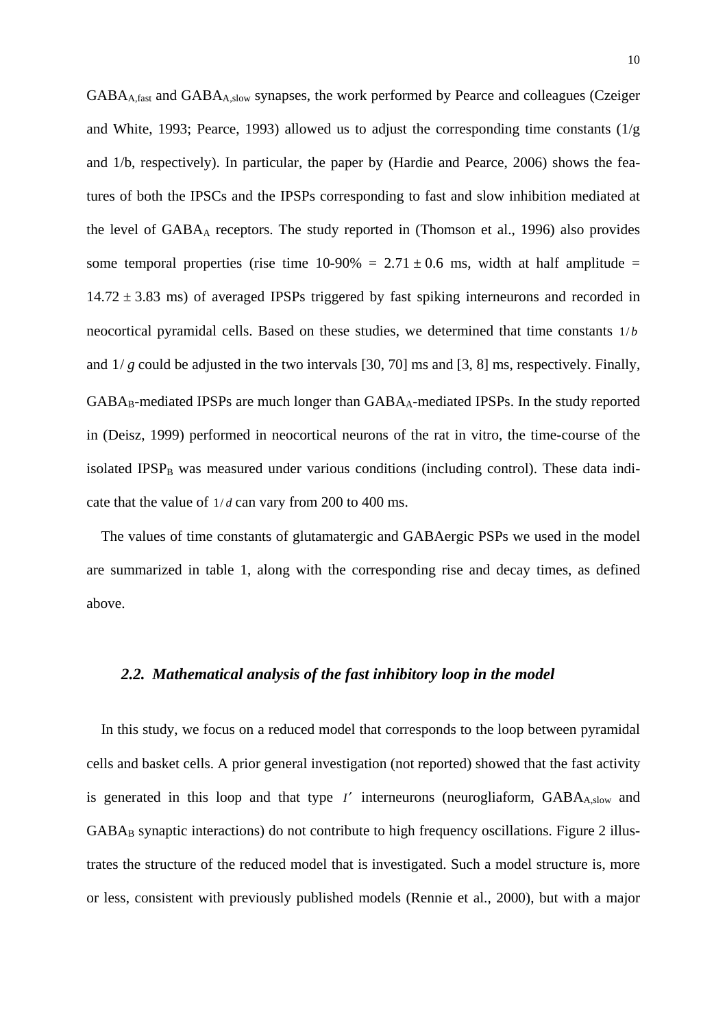$GABA_{A,fast}$ and $GABA_{A,slow}$ synapses, the work performed by Pearce and colleagues (Czeiger and White, 1993; Pearce, 1993) allowed us to adjust the corresponding time constants (1/g and 1/b, respectively). In particular, the paper by (Hardie and Pearce, 2006) shows the features of both the IPSCs and the IPSPs corresponding to fast and slow inhibition mediated at the level of $GABA_A$ receptors. The study reported in (Thomson et al., 1996) also provides some temporal properties (rise time 10-90% = $2.71 \pm 0.6$ ms, width at half amplitude = $14.72 \pm 3.83$ ms) of averaged IPSPs triggered by fast spiking interneurons and recorded in neocortical pyramidal cells. Based on these studies, we determined that time constants $1/b$ and $1/g$ could be adjusted in the two intervals [30, 70] ms and [3, 8] ms, respectively. Finally, $GABA_B$-mediated IPSPs are much longer than $GABA_A$-mediated IPSPs. In the study reported in (Deisz, 1999) performed in neocortical neurons of the rat in vitro, the time-course of the isolated $IPSP_B$ was measured under various conditions (including control). These data indicate that the value of $1/d$ can vary from 200 to 400 ms.

The values of time constants of glutamatergic and GABAergic PSPs we used in the model are summarized in table 1, along with the corresponding rise and decay times, as defined above.

### *2.2. Mathematical analysis of the fast inhibitory loop in the model*

In this study, we focus on a reduced model that corresponds to the loop between pyramidal cells and basket cells. A prior general investigation (not reported) showed that the fast activity is generated in this loop and that type $I'$ interneurons (neurogliaform, $GABA_{A,slow}$ and $GABA_B$ synaptic interactions) do not contribute to high frequency oscillations. Figure 2 illustrates the structure of the reduced model that is investigated. Such a model structure is, more or less, consistent with previously published models (Rennie et al., 2000), but with a major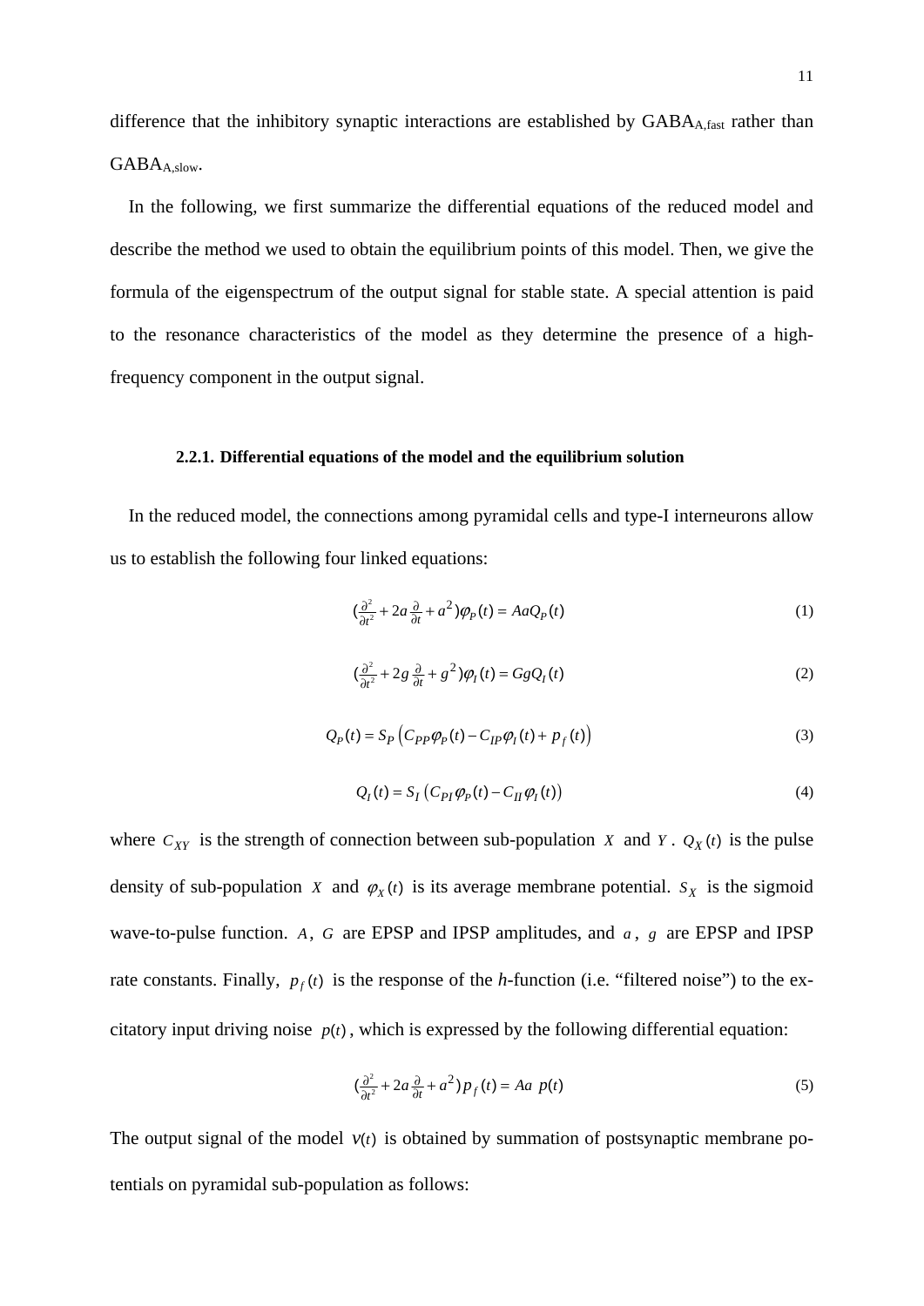difference that the inhibitory synaptic interactions are established by $GABA_{A,fast}$ rather than $GABA_{A,slow}$.

In the following, we first summarize the differential equations of the reduced model and describe the method we used to obtain the equilibrium points of this model. Then, we give the formula of the eigenspectrum of the output signal for stable state. A special attention is paid to the resonance characteristics of the model as they determine the presence of a high-frequency component in the output signal.

#### 2.2.1. Differential equations of the model and the equilibrium solution

In the reduced model, the connections among pyramidal cells and type-I interneurons allow us to establish the following four linked equations:

$$\left(\tfrac{\partial^2}{\partial t^2} + 2a\tfrac{\partial}{\partial t} + a^2\right)\varphi_P(t) = AaQ_P(t) \tag{1}$$

$$\left(\tfrac{\partial^2}{\partial t^2} + 2g\tfrac{\partial}{\partial t} + g^2\right)\varphi_I(t) = GgQ_I(t) \tag{2}$$

$$Q_P(t) = S_P\left(C_{PP}\varphi_P(t) - C_{IP}\varphi_I(t) + p_f(t)\right) \tag{3}$$

$$Q_I(t) = S_I\left(C_{PI}\varphi_P(t) - C_{II}\varphi_I(t)\right) \tag{4}$$

where $C_{XY}$ is the strength of connection between sub-population $X$ and $Y$. $Q_X(t)$ is the pulse density of sub-population $X$ and $\varphi_X(t)$ is its average membrane potential. $S_X$ is the sigmoid wave-to-pulse function. $A$, $G$ are EPSP and IPSP amplitudes, and $a$, $g$ are EPSP and IPSP rate constants. Finally, $p_f(t)$ is the response of the *h*-function (i.e. "filtered noise") to the excitatory input driving noise $p(t)$, which is expressed by the following differential equation:

$$\left(\tfrac{\partial^2}{\partial t^2} + 2a\tfrac{\partial}{\partial t} + a^2\right)p_f(t) = Aa\ p(t) \tag{5}$$

The output signal of the model $v(t)$ is obtained by summation of postsynaptic membrane potentials on pyramidal sub-population as follows: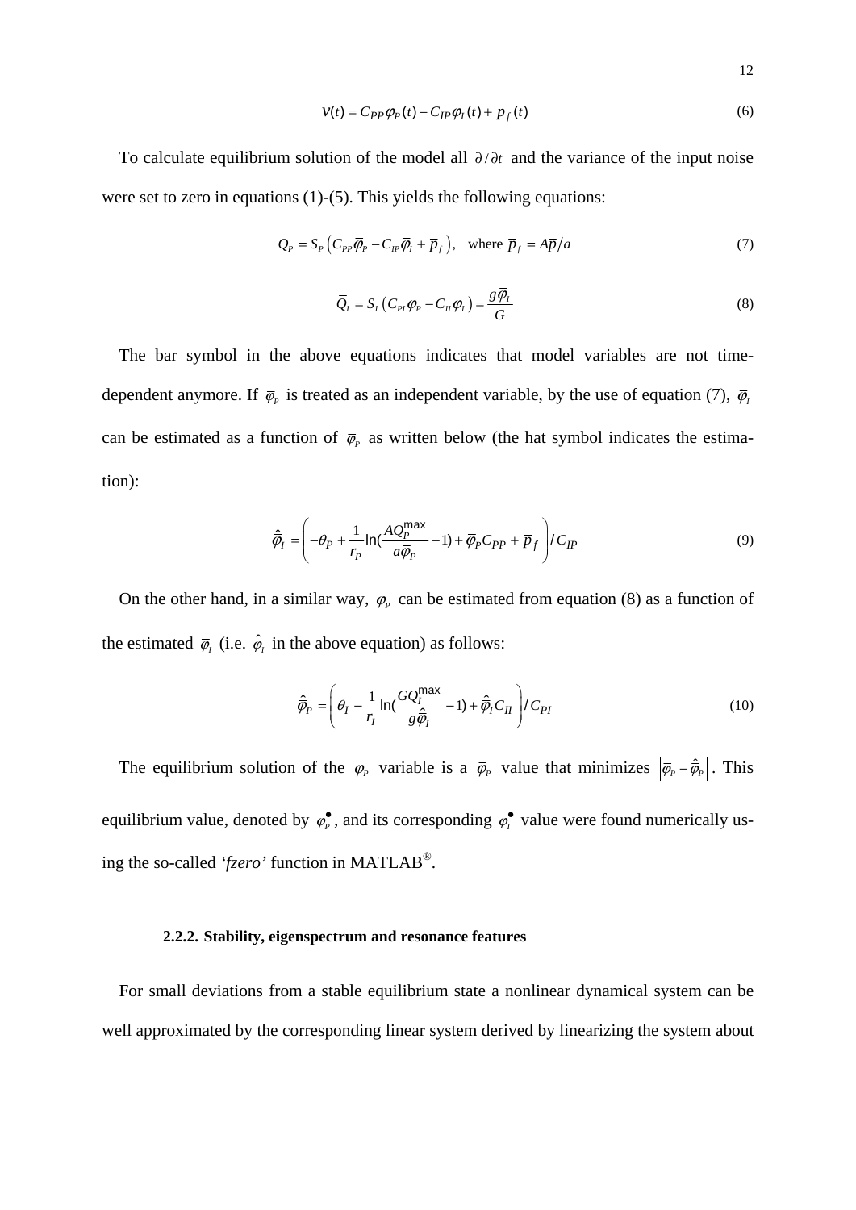$$v(t) = C_{PP}\varphi_P(t) - C_{IP}\varphi_I(t) + p_f(t) \tag{6}$$

To calculate equilibrium solution of the model all $\partial/\partial t$ and the variance of the input noise were set to zero in equations (1)-(5). This yields the following equations:

$$\bar{Q}_P = S_P\left(C_{PP}\bar{\varphi}_P - C_{IP}\bar{\varphi}_I + \bar{p}_f\right), \quad \text{where } \bar{p}_f = A\bar{p}/a \tag{7}$$

$$\bar{Q}_I = S_I\left(C_{PI}\bar{\varphi}_P - C_{II}\bar{\varphi}_I\right) = \frac{g\bar{\varphi}_I}{G} \tag{8}$$

The bar symbol in the above equations indicates that model variables are not time-dependent anymore. If $\bar{\varphi}_P$ is treated as an independent variable, by the use of equation (7), $\bar{\varphi}_I$ can be estimated as a function of $\bar{\varphi}_P$ as written below (the hat symbol indicates the estimation):

$$\hat{\bar{\varphi}}_I = \left(-\theta_P + \frac{1}{r_P}\ln\left(\frac{AQ_P^{\max}}{a\bar{\varphi}_P} - 1\right) + \bar{\varphi}_P C_{PP} + \bar{p}_f\right)/C_{IP} \tag{9}$$

On the other hand, in a similar way, $\bar{\varphi}_P$ can be estimated from equation (8) as a function of the estimated $\bar{\varphi}_I$ (i.e. $\hat{\bar{\varphi}}_I$ in the above equation) as follows:

$$\hat{\bar{\varphi}}_P = \left(\theta_I - \frac{1}{r_I}\ln\left(\frac{GQ_I^{\max}}{g\hat{\bar{\varphi}}_I} - 1\right) + \hat{\bar{\varphi}}_I C_{II}\right)/C_{PI} \tag{10}$$

The equilibrium solution of the $\varphi_P$ variable is a $\bar{\varphi}_P$ value that minimizes $\left|\bar{\varphi}_P - \hat{\bar{\varphi}}_P\right|$. This equilibrium value, denoted by $\varphi_P^{\bullet}$, and its corresponding $\varphi_I^{\bullet}$ value were found numerically using the so-called *'fzero'* function in MATLAB®.

#### 2.2.2. Stability, eigenspectrum and resonance features

For small deviations from a stable equilibrium state a nonlinear dynamical system can be well approximated by the corresponding linear system derived by linearizing the system about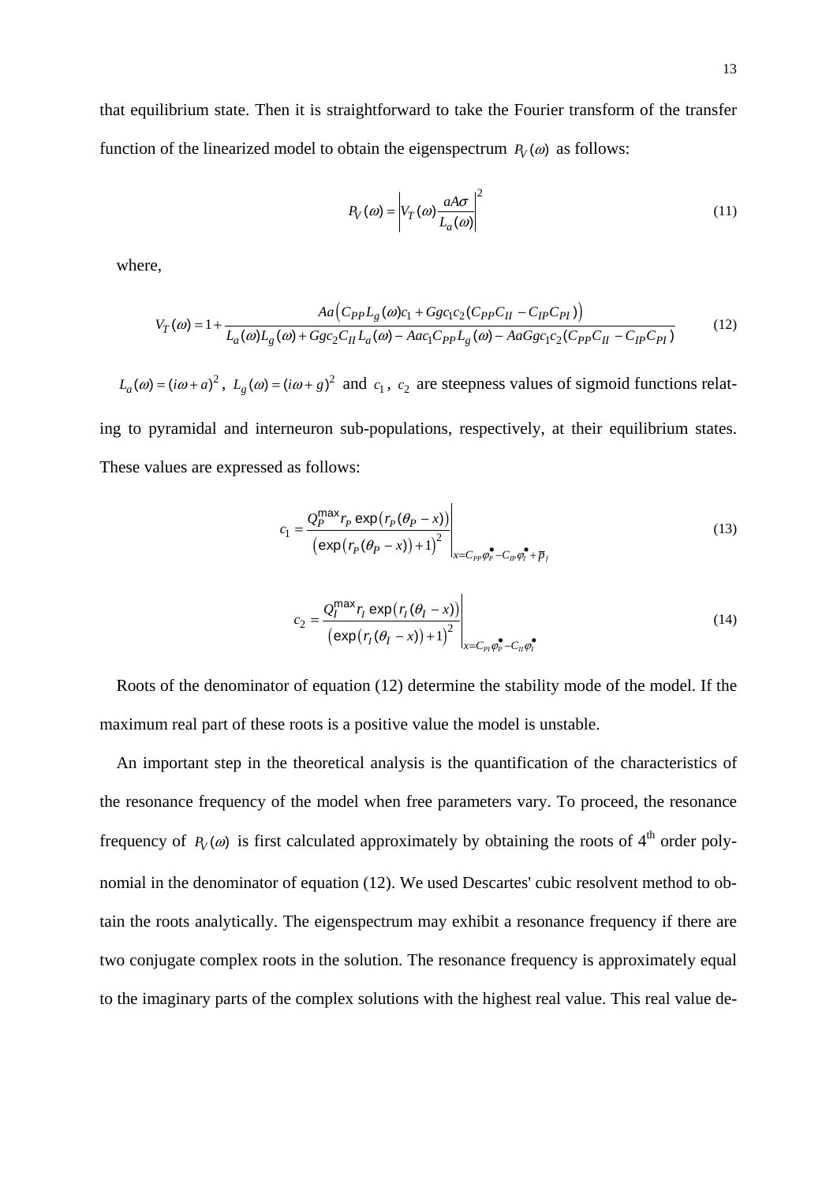that equilibrium state. Then it is straightforward to take the Fourier transform of the transfer function of the linearized model to obtain the eigenspectrum $P_V(\omega)$ as follows:

$$P_V(\omega) = \left| V_T(\omega) \frac{aA\sigma}{L_a(\omega)} \right|^2 \tag{11}$$

where,

$$V_T(\omega) = 1 + \frac{Aa\left(C_{PP}L_g(\omega)c_1 + Ggc_1c_2(C_{PP}C_{II} - C_{IP}C_{PI})\right)}{L_a(\omega)L_g(\omega) + Ggc_2C_{II}L_a(\omega) - Aac_1C_{PP}L_g(\omega) - AaGgc_1c_2(C_{PP}C_{II} - C_{IP}C_{PI})} \tag{12}$$

$L_a(\omega) = (i\omega + a)^2$, $L_g(\omega) = (i\omega + g)^2$ and $c_1$, $c_2$ are steepness values of sigmoid functions relating to pyramidal and interneuron sub-populations, respectively, at their equilibrium states. These values are expressed as follows:

$$c_1 = \left. \frac{Q_P^{\max} r_P \exp\left(r_P(\theta_P - x)\right)}{\left(\exp\left(r_P(\theta_P - x)\right) + 1\right)^2} \right|_{x = C_{PP}\varphi_P^{\bullet} - C_{IP}\varphi_I^{\bullet} + \overline{p}_f} \tag{13}$$

$$c_2 = \left. \frac{Q_I^{\max} r_I \exp\left(r_I(\theta_I - x)\right)}{\left(\exp\left(r_I(\theta_I - x)\right) + 1\right)^2} \right|_{x = C_{PI}\varphi_P^{\bullet} - C_{II}\varphi_I^{\bullet}} \tag{14}$$

Roots of the denominator of equation (12) determine the stability mode of the model. If the maximum real part of these roots is a positive value the model is unstable.

An important step in the theoretical analysis is the quantification of the characteristics of the resonance frequency of the model when free parameters vary. To proceed, the resonance frequency of $P_V(\omega)$ is first calculated approximately by obtaining the roots of 4th order polynomial in the denominator of equation (12). We used Descartes' cubic resolvent method to obtain the roots analytically. The eigenspectrum may exhibit a resonance frequency if there are two conjugate complex roots in the solution. The resonance frequency is approximately equal to the imaginary parts of the complex solutions with the highest real value. This real value de-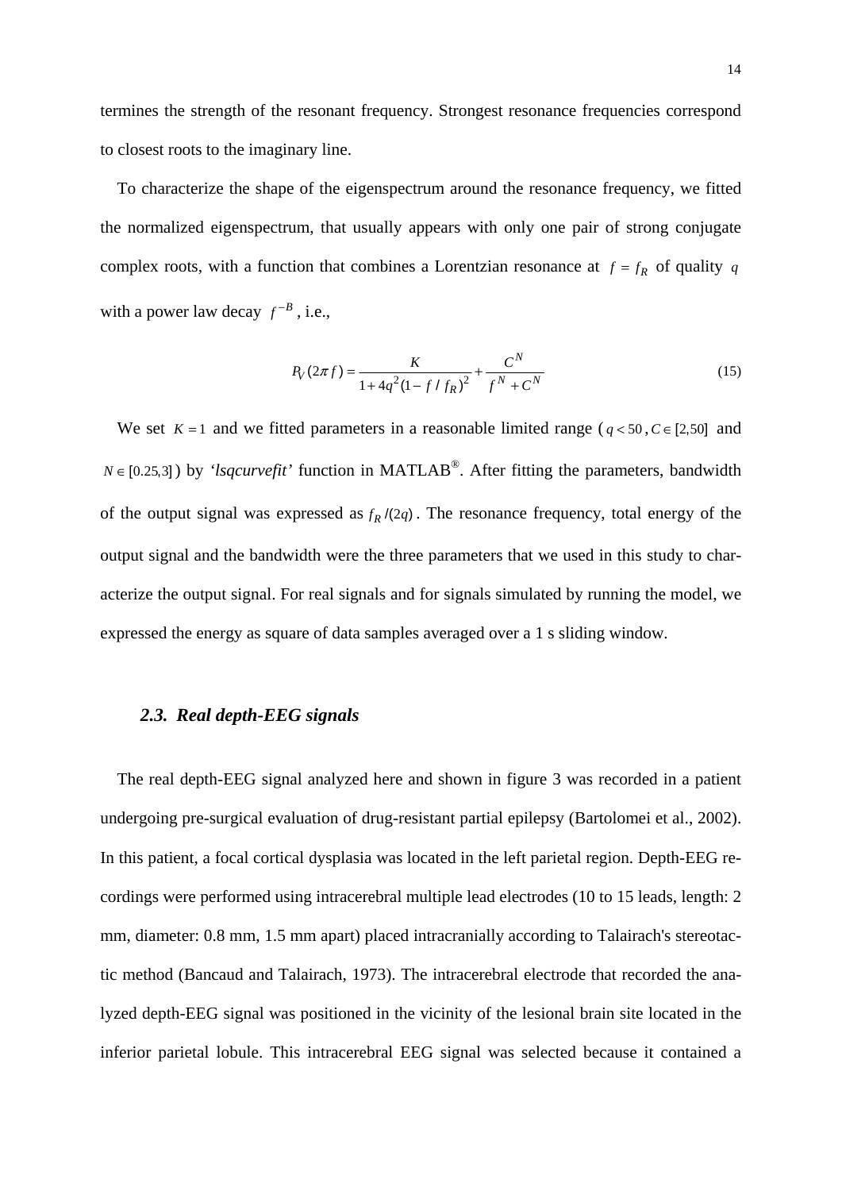termines the strength of the resonant frequency. Strongest resonance frequencies correspond to closest roots to the imaginary line.

To characterize the shape of the eigenspectrum around the resonance frequency, we fitted the normalized eigenspectrum, that usually appears with only one pair of strong conjugate complex roots, with a function that combines a Lorentzian resonance at $f = f_R$ of quality $q$ with a power law decay $f^{-B}$, i.e.,

$$P_V(2\pi f) = \frac{K}{1 + 4q^2(1 - f / f_R)^2} + \frac{C^N}{f^N + C^N} \tag{15}$$

We set $K = 1$ and we fitted parameters in a reasonable limited range ($q < 50$, $C \in [2,50]$ and $N \in [0.25,3]$) by *'lsqcurvefit'* function in MATLAB®. After fitting the parameters, bandwidth of the output signal was expressed as $f_R/(2q)$. The resonance frequency, total energy of the output signal and the bandwidth were the three parameters that we used in this study to characterize the output signal. For real signals and for signals simulated by running the model, we expressed the energy as square of data samples averaged over a 1 s sliding window.

### *2.3. Real depth-EEG signals*

The real depth-EEG signal analyzed here and shown in figure 3 was recorded in a patient undergoing pre-surgical evaluation of drug-resistant partial epilepsy (Bartolomei et al., 2002). In this patient, a focal cortical dysplasia was located in the left parietal region. Depth-EEG recordings were performed using intracerebral multiple lead electrodes (10 to 15 leads, length: 2 mm, diameter: 0.8 mm, 1.5 mm apart) placed intracranially according to Talairach's stereotactic method (Bancaud and Talairach, 1973). The intracerebral electrode that recorded the analyzed depth-EEG signal was positioned in the vicinity of the lesional brain site located in the inferior parietal lobule. This intracerebral EEG signal was selected because it contained a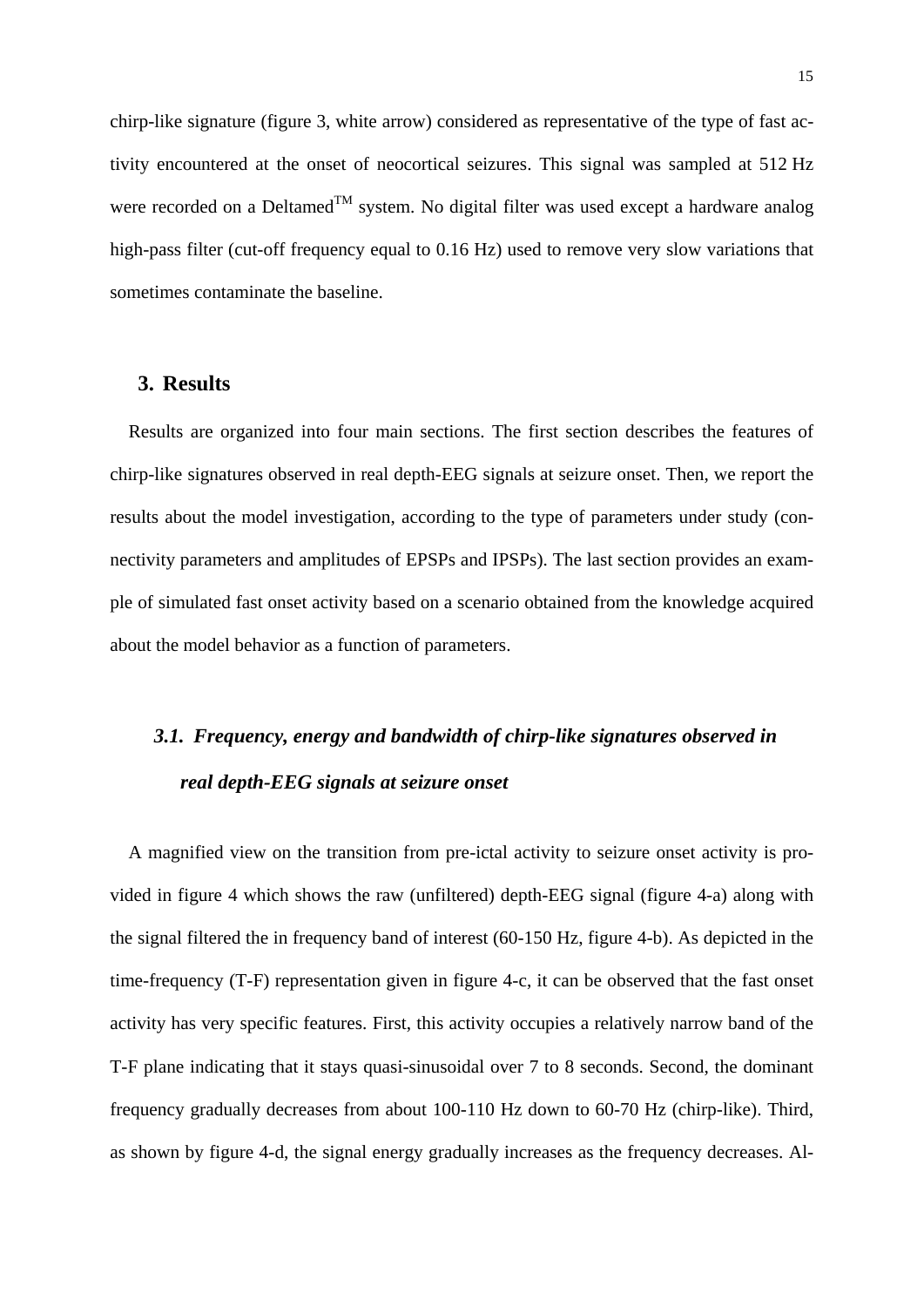chirp-like signature (figure 3, white arrow) considered as representative of the type of fast activity encountered at the onset of neocortical seizures. This signal was sampled at 512 Hz were recorded on a Deltamed™ system. No digital filter was used except a hardware analog high-pass filter (cut-off frequency equal to 0.16 Hz) used to remove very slow variations that sometimes contaminate the baseline.

## 3. Results

Results are organized into four main sections. The first section describes the features of chirp-like signatures observed in real depth-EEG signals at seizure onset. Then, we report the results about the model investigation, according to the type of parameters under study (connectivity parameters and amplitudes of EPSPs and IPSPs). The last section provides an example of simulated fast onset activity based on a scenario obtained from the knowledge acquired about the model behavior as a function of parameters.

### *3.1. Frequency, energy and bandwidth of chirp-like signatures observed in real depth-EEG signals at seizure onset*

A magnified view on the transition from pre-ictal activity to seizure onset activity is provided in figure 4 which shows the raw (unfiltered) depth-EEG signal (figure 4-a) along with the signal filtered the in frequency band of interest (60-150 Hz, figure 4-b). As depicted in the time-frequency (T-F) representation given in figure 4-c, it can be observed that the fast onset activity has very specific features. First, this activity occupies a relatively narrow band of the T-F plane indicating that it stays quasi-sinusoidal over 7 to 8 seconds. Second, the dominant frequency gradually decreases from about 100-110 Hz down to 60-70 Hz (chirp-like). Third, as shown by figure 4-d, the signal energy gradually increases as the frequency decreases. Al-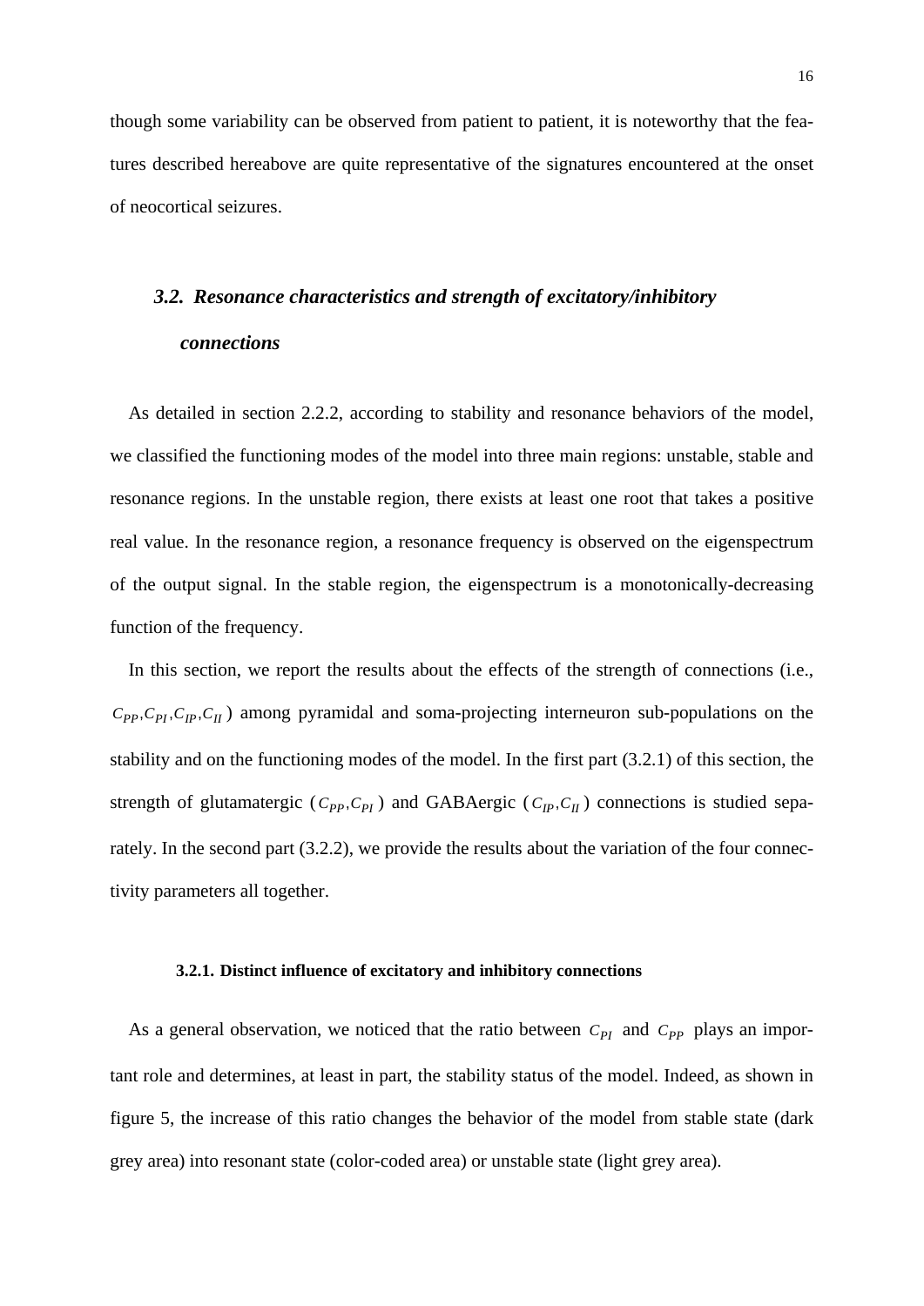though some variability can be observed from patient to patient, it is noteworthy that the features described hereabove are quite representative of the signatures encountered at the onset of neocortical seizures.

## *3.2. Resonance characteristics and strength of excitatory/inhibitory connections*

As detailed in section 2.2.2, according to stability and resonance behaviors of the model, we classified the functioning modes of the model into three main regions: unstable, stable and resonance regions. In the unstable region, there exists at least one root that takes a positive real value. In the resonance region, a resonance frequency is observed on the eigenspectrum of the output signal. In the stable region, the eigenspectrum is a monotonically-decreasing function of the frequency.

In this section, we report the results about the effects of the strength of connections (i.e., $C_{PP}, C_{PI}, C_{IP}, C_{II}$) among pyramidal and soma-projecting interneuron sub-populations on the stability and on the functioning modes of the model. In the first part (3.2.1) of this section, the strength of glutamatergic ($C_{PP}, C_{PI}$) and GABAergic ($C_{IP}, C_{II}$) connections is studied separately. In the second part (3.2.2), we provide the results about the variation of the four connectivity parameters all together.

### 3.2.1. Distinct influence of excitatory and inhibitory connections

As a general observation, we noticed that the ratio between $C_{PI}$ and $C_{PP}$ plays an important role and determines, at least in part, the stability status of the model. Indeed, as shown in figure 5, the increase of this ratio changes the behavior of the model from stable state (dark grey area) into resonant state (color-coded area) or unstable state (light grey area).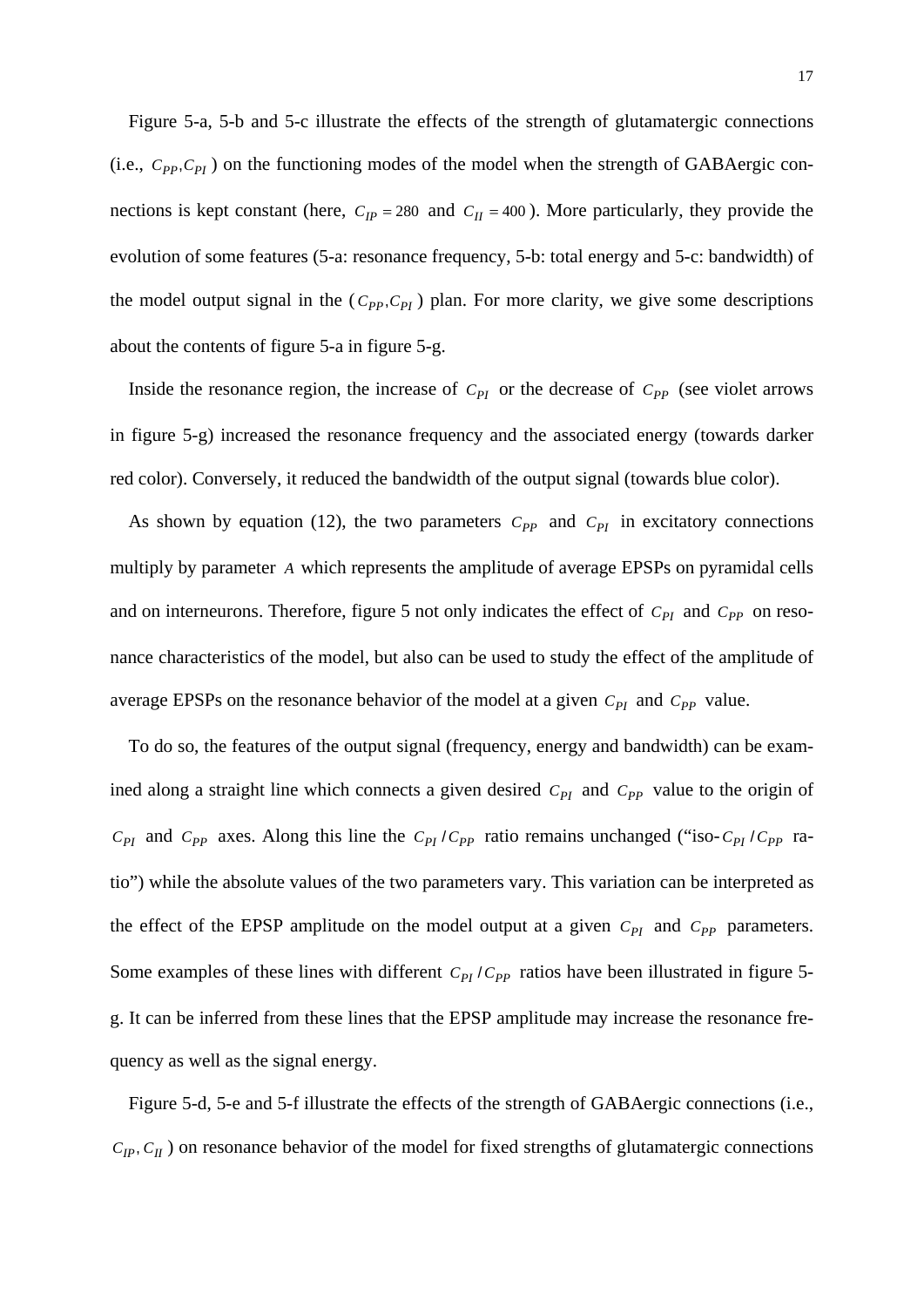Figure 5-a, 5-b and 5-c illustrate the effects of the strength of glutamatergic connections (i.e., $C_{PP}, C_{PI}$) on the functioning modes of the model when the strength of GABAergic connections is kept constant (here, $C_{IP} = 280$ and $C_{II} = 400$). More particularly, they provide the evolution of some features (5-a: resonance frequency, 5-b: total energy and 5-c: bandwidth) of the model output signal in the ($C_{PP}, C_{PI}$) plan. For more clarity, we give some descriptions about the contents of figure 5-a in figure 5-g.

Inside the resonance region, the increase of $C_{PI}$ or the decrease of $C_{PP}$ (see violet arrows in figure 5-g) increased the resonance frequency and the associated energy (towards darker red color). Conversely, it reduced the bandwidth of the output signal (towards blue color).

As shown by equation (12), the two parameters $C_{PP}$ and $C_{PI}$ in excitatory connections multiply by parameter $A$ which represents the amplitude of average EPSPs on pyramidal cells and on interneurons. Therefore, figure 5 not only indicates the effect of $C_{PI}$ and $C_{PP}$ on resonance characteristics of the model, but also can be used to study the effect of the amplitude of average EPSPs on the resonance behavior of the model at a given $C_{PI}$ and $C_{PP}$ value.

To do so, the features of the output signal (frequency, energy and bandwidth) can be examined along a straight line which connects a given desired $C_{PI}$ and $C_{PP}$ value to the origin of $C_{PI}$ and $C_{PP}$ axes. Along this line the $C_{PI}/C_{PP}$ ratio remains unchanged ("iso-$C_{PI}/C_{PP}$ ratio") while the absolute values of the two parameters vary. This variation can be interpreted as the effect of the EPSP amplitude on the model output at a given $C_{PI}$ and $C_{PP}$ parameters. Some examples of these lines with different $C_{PI}/C_{PP}$ ratios have been illustrated in figure 5-g. It can be inferred from these lines that the EPSP amplitude may increase the resonance frequency as well as the signal energy.

Figure 5-d, 5-e and 5-f illustrate the effects of the strength of GABAergic connections (i.e., $C_{IP}, C_{II}$) on resonance behavior of the model for fixed strengths of glutamatergic connections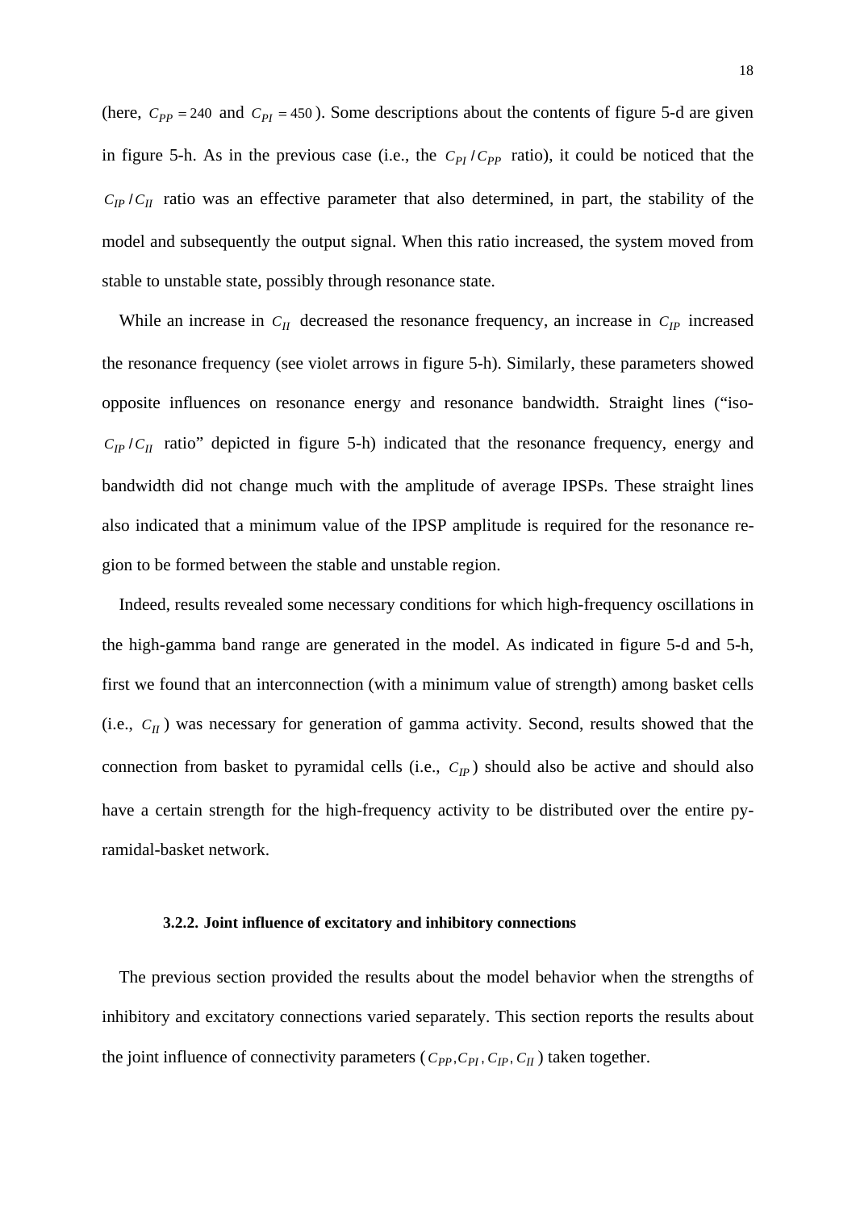(here, $C_{PP} = 240$ and $C_{PI} = 450$). Some descriptions about the contents of figure 5-d are given in figure 5-h. As in the previous case (i.e., the $C_{PI} / C_{PP}$ ratio), it could be noticed that the $C_{IP} / C_{II}$ ratio was an effective parameter that also determined, in part, the stability of the model and subsequently the output signal. When this ratio increased, the system moved from stable to unstable state, possibly through resonance state.

While an increase in $C_{II}$ decreased the resonance frequency, an increase in $C_{IP}$ increased the resonance frequency (see violet arrows in figure 5-h). Similarly, these parameters showed opposite influences on resonance energy and resonance bandwidth. Straight lines ("iso-$C_{IP} / C_{II}$ ratio" depicted in figure 5-h) indicated that the resonance frequency, energy and bandwidth did not change much with the amplitude of average IPSPs. These straight lines also indicated that a minimum value of the IPSP amplitude is required for the resonance region to be formed between the stable and unstable region.

Indeed, results revealed some necessary conditions for which high-frequency oscillations in the high-gamma band range are generated in the model. As indicated in figure 5-d and 5-h, first we found that an interconnection (with a minimum value of strength) among basket cells (i.e., $C_{II}$) was necessary for generation of gamma activity. Second, results showed that the connection from basket to pyramidal cells (i.e., $C_{IP}$) should also be active and should also have a certain strength for the high-frequency activity to be distributed over the entire pyramidal-basket network.

#### 3.2.2. Joint influence of excitatory and inhibitory connections

The previous section provided the results about the model behavior when the strengths of inhibitory and excitatory connections varied separately. This section reports the results about the joint influence of connectivity parameters ($C_{PP}, C_{PI}, C_{IP}, C_{II}$) taken together.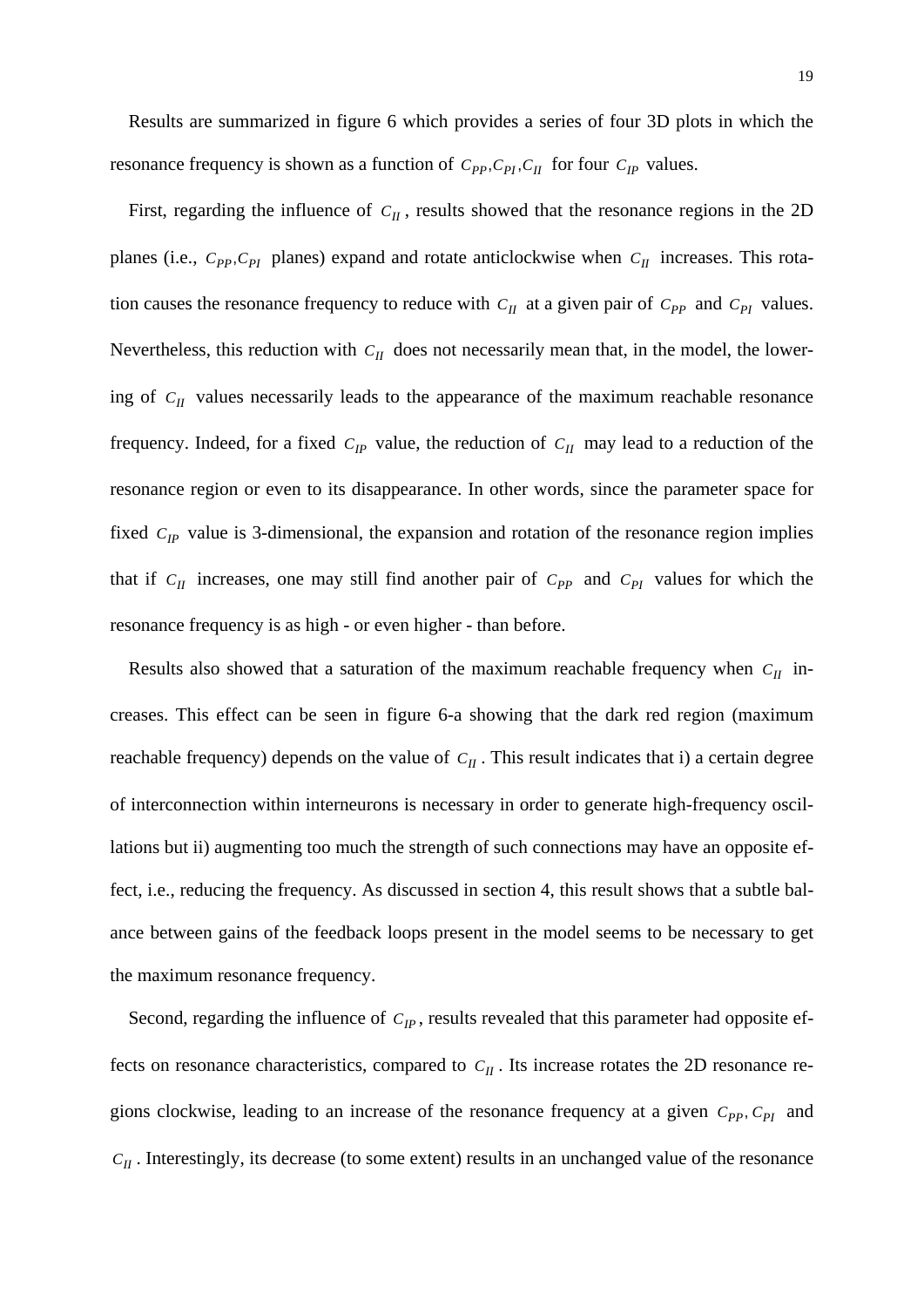Results are summarized in figure 6 which provides a series of four 3D plots in which the resonance frequency is shown as a function of $C_{PP}$,$C_{PI}$,$C_{II}$ for four $C_{IP}$ values.

First, regarding the influence of $C_{II}$, results showed that the resonance regions in the 2D planes (i.e., $C_{PP}$,$C_{PI}$ planes) expand and rotate anticlockwise when $C_{II}$ increases. This rotation causes the resonance frequency to reduce with $C_{II}$ at a given pair of $C_{PP}$ and $C_{PI}$ values. Nevertheless, this reduction with $C_{II}$ does not necessarily mean that, in the model, the lowering of $C_{II}$ values necessarily leads to the appearance of the maximum reachable resonance frequency. Indeed, for a fixed $C_{IP}$ value, the reduction of $C_{II}$ may lead to a reduction of the resonance region or even to its disappearance. In other words, since the parameter space for fixed $C_{IP}$ value is 3-dimensional, the expansion and rotation of the resonance region implies that if $C_{II}$ increases, one may still find another pair of $C_{PP}$ and $C_{PI}$ values for which the resonance frequency is as high - or even higher - than before.

Results also showed that a saturation of the maximum reachable frequency when $C_{II}$ increases. This effect can be seen in figure 6-a showing that the dark red region (maximum reachable frequency) depends on the value of $C_{II}$. This result indicates that i) a certain degree of interconnection within interneurons is necessary in order to generate high-frequency oscillations but ii) augmenting too much the strength of such connections may have an opposite effect, i.e., reducing the frequency. As discussed in section 4, this result shows that a subtle balance between gains of the feedback loops present in the model seems to be necessary to get the maximum resonance frequency.

Second, regarding the influence of $C_{IP}$, results revealed that this parameter had opposite effects on resonance characteristics, compared to $C_{II}$. Its increase rotates the 2D resonance regions clockwise, leading to an increase of the resonance frequency at a given $C_{PP}$, $C_{PI}$ and $C_{II}$. Interestingly, its decrease (to some extent) results in an unchanged value of the resonance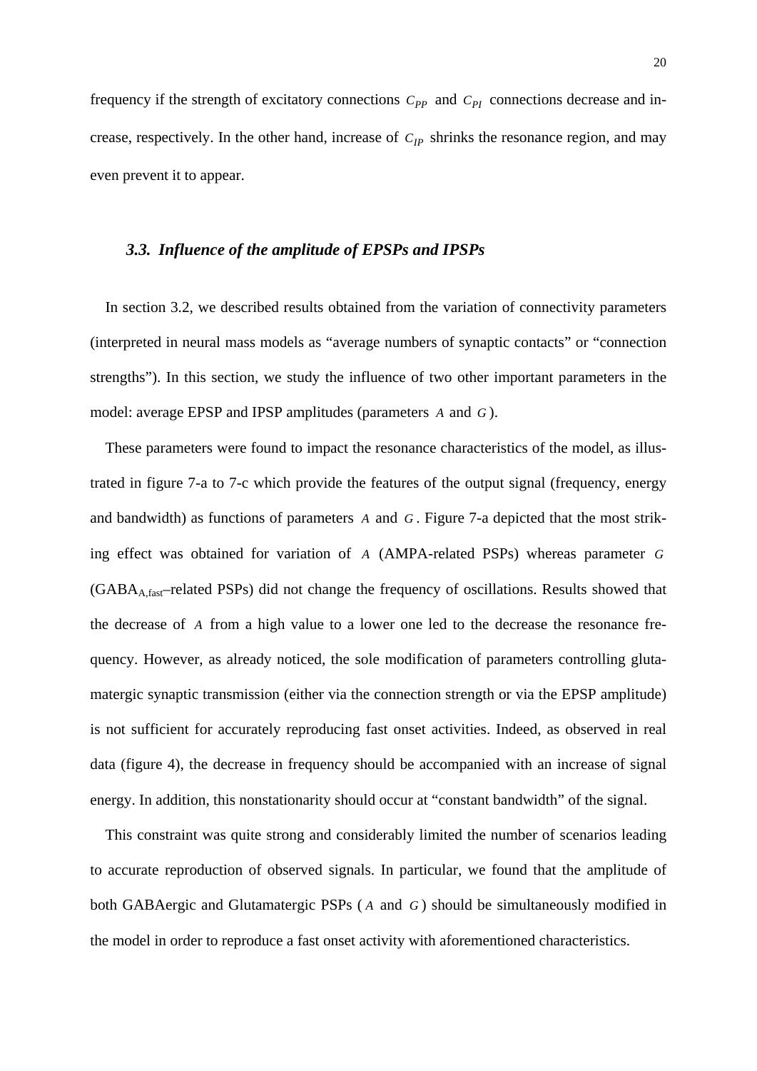frequency if the strength of excitatory connections $C_{PP}$ and $C_{PI}$ connections decrease and increase, respectively. In the other hand, increase of $C_{IP}$ shrinks the resonance region, and may even prevent it to appear.

### *3.3. Influence of the amplitude of EPSPs and IPSPs*

In section 3.2, we described results obtained from the variation of connectivity parameters (interpreted in neural mass models as "average numbers of synaptic contacts" or "connection strengths"). In this section, we study the influence of two other important parameters in the model: average EPSP and IPSP amplitudes (parameters $A$ and $G$).

These parameters were found to impact the resonance characteristics of the model, as illustrated in figure 7-a to 7-c which provide the features of the output signal (frequency, energy and bandwidth) as functions of parameters $A$ and $G$. Figure 7-a depicted that the most striking effect was obtained for variation of $A$ (AMPA-related PSPs) whereas parameter $G$ ($GABA_{A,fast}$–related PSPs) did not change the frequency of oscillations. Results showed that the decrease of $A$ from a high value to a lower one led to the decrease the resonance frequency. However, as already noticed, the sole modification of parameters controlling glutamatergic synaptic transmission (either via the connection strength or via the EPSP amplitude) is not sufficient for accurately reproducing fast onset activities. Indeed, as observed in real data (figure 4), the decrease in frequency should be accompanied with an increase of signal energy. In addition, this nonstationarity should occur at "constant bandwidth" of the signal.

This constraint was quite strong and considerably limited the number of scenarios leading to accurate reproduction of observed signals. In particular, we found that the amplitude of both GABAergic and Glutamatergic PSPs ($A$ and $G$) should be simultaneously modified in the model in order to reproduce a fast onset activity with aforementioned characteristics.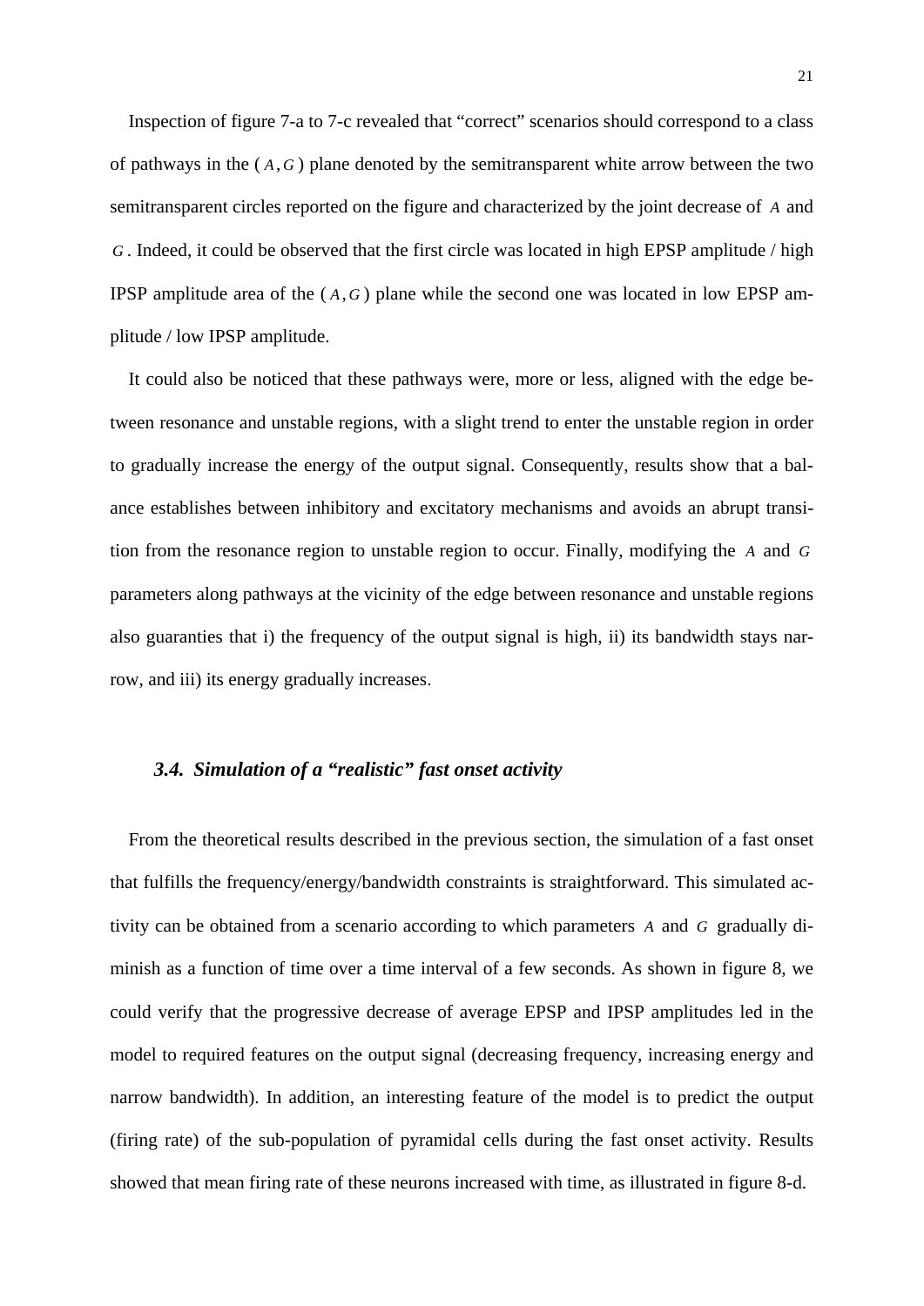Inspection of figure 7-a to 7-c revealed that "correct" scenarios should correspond to a class of pathways in the $(A, G)$ plane denoted by the semitransparent white arrow between the two semitransparent circles reported on the figure and characterized by the joint decrease of $A$ and $G$. Indeed, it could be observed that the first circle was located in high EPSP amplitude / high IPSP amplitude area of the $(A, G)$ plane while the second one was located in low EPSP amplitude / low IPSP amplitude.

It could also be noticed that these pathways were, more or less, aligned with the edge between resonance and unstable regions, with a slight trend to enter the unstable region in order to gradually increase the energy of the output signal. Consequently, results show that a balance establishes between inhibitory and excitatory mechanisms and avoids an abrupt transition from the resonance region to unstable region to occur. Finally, modifying the $A$ and $G$ parameters along pathways at the vicinity of the edge between resonance and unstable regions also guaranties that i) the frequency of the output signal is high, ii) its bandwidth stays narrow, and iii) its energy gradually increases.

### *3.4. Simulation of a "realistic" fast onset activity*

From the theoretical results described in the previous section, the simulation of a fast onset that fulfills the frequency/energy/bandwidth constraints is straightforward. This simulated activity can be obtained from a scenario according to which parameters $A$ and $G$ gradually diminish as a function of time over a time interval of a few seconds. As shown in figure 8, we could verify that the progressive decrease of average EPSP and IPSP amplitudes led in the model to required features on the output signal (decreasing frequency, increasing energy and narrow bandwidth). In addition, an interesting feature of the model is to predict the output (firing rate) of the sub-population of pyramidal cells during the fast onset activity. Results showed that mean firing rate of these neurons increased with time, as illustrated in figure 8-d.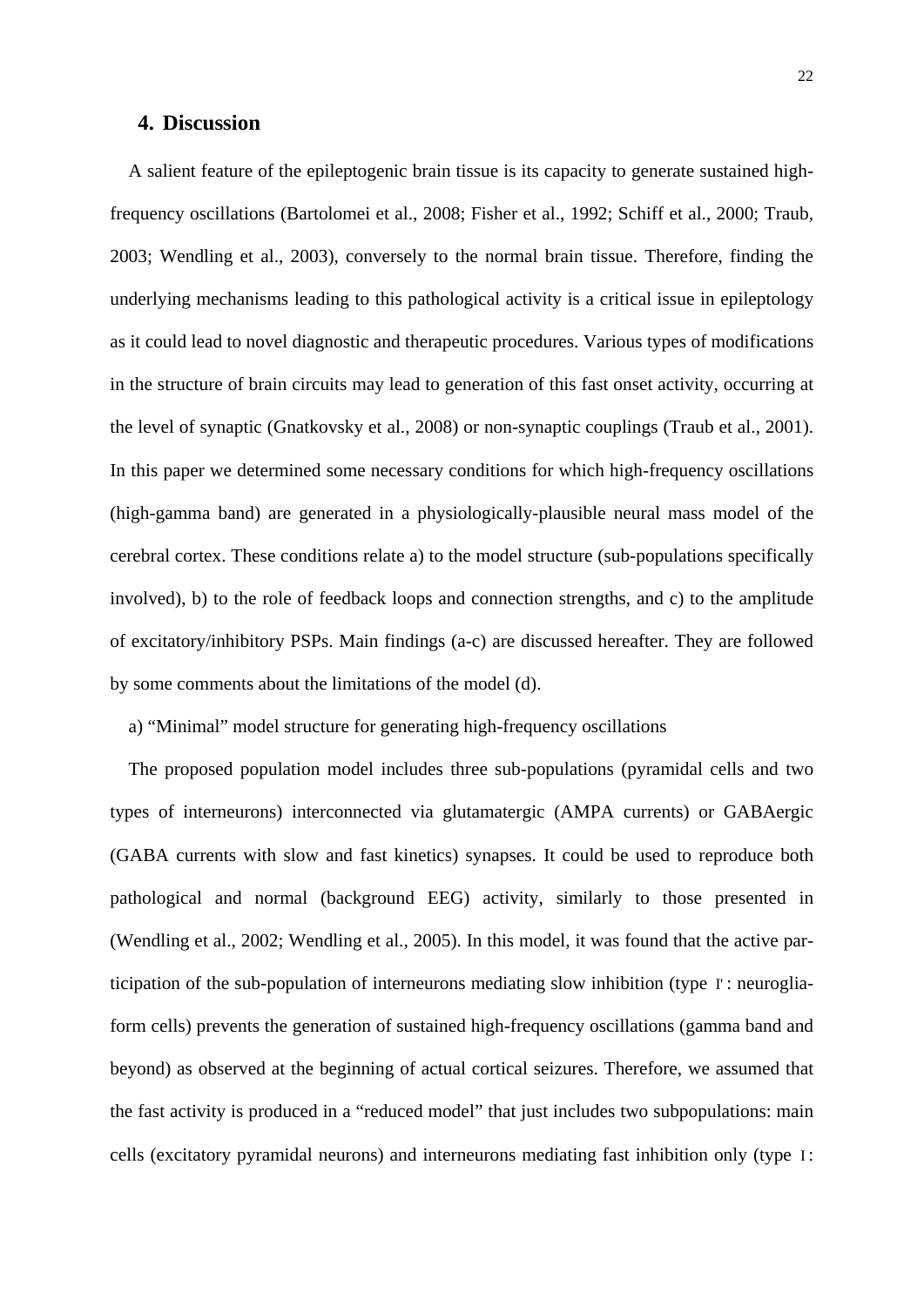## 4. Discussion

A salient feature of the epileptogenic brain tissue is its capacity to generate sustained high-frequency oscillations (Bartolomei et al., 2008; Fisher et al., 1992; Schiff et al., 2000; Traub, 2003; Wendling et al., 2003), conversely to the normal brain tissue. Therefore, finding the underlying mechanisms leading to this pathological activity is a critical issue in epileptology as it could lead to novel diagnostic and therapeutic procedures. Various types of modifications in the structure of brain circuits may lead to generation of this fast onset activity, occurring at the level of synaptic (Gnatkovsky et al., 2008) or non-synaptic couplings (Traub et al., 2001). In this paper we determined some necessary conditions for which high-frequency oscillations (high-gamma band) are generated in a physiologically-plausible neural mass model of the cerebral cortex. These conditions relate a) to the model structure (sub-populations specifically involved), b) to the role of feedback loops and connection strengths, and c) to the amplitude of excitatory/inhibitory PSPs. Main findings (a-c) are discussed hereafter. They are followed by some comments about the limitations of the model (d).

a) "Minimal" model structure for generating high-frequency oscillations

The proposed population model includes three sub-populations (pyramidal cells and two types of interneurons) interconnected via glutamatergic (AMPA currents) or GABAergic (GABA currents with slow and fast kinetics) synapses. It could be used to reproduce both pathological and normal (background EEG) activity, similarly to those presented in (Wendling et al., 2002; Wendling et al., 2005). In this model, it was found that the active participation of the sub-population of interneurons mediating slow inhibition (type $I'$: neurogliaform cells) prevents the generation of sustained high-frequency oscillations (gamma band and beyond) as observed at the beginning of actual cortical seizures. Therefore, we assumed that the fast activity is produced in a "reduced model" that just includes two subpopulations: main cells (excitatory pyramidal neurons) and interneurons mediating fast inhibition only (type $I$: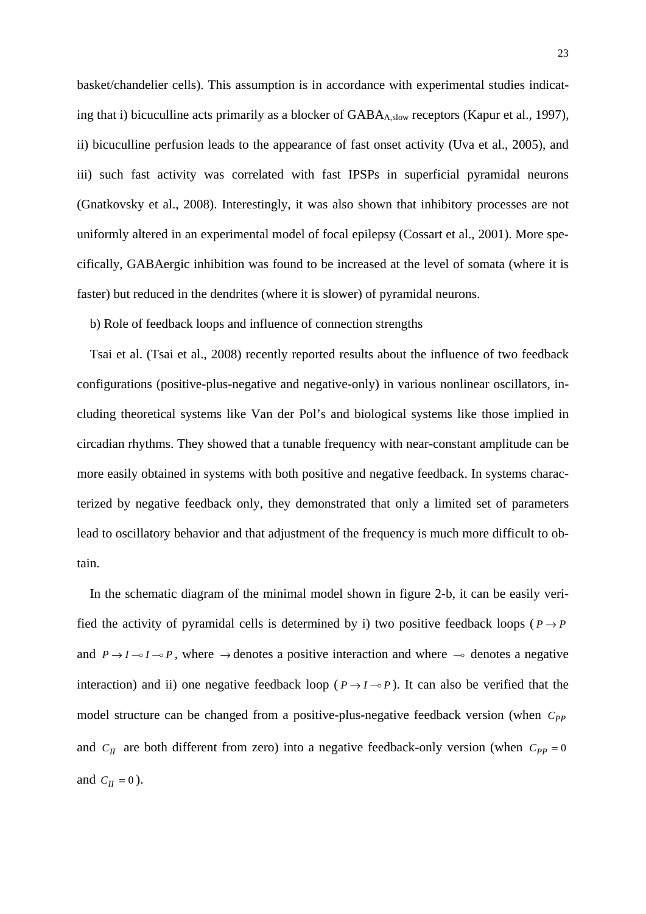basket/chandelier cells). This assumption is in accordance with experimental studies indicating that i) bicuculline acts primarily as a blocker of $GABA_{A,slow}$ receptors (Kapur et al., 1997), ii) bicuculline perfusion leads to the appearance of fast onset activity (Uva et al., 2005), and iii) such fast activity was correlated with fast IPSPs in superficial pyramidal neurons (Gnatkovsky et al., 2008). Interestingly, it was also shown that inhibitory processes are not uniformly altered in an experimental model of focal epilepsy (Cossart et al., 2001). More specifically, GABAergic inhibition was found to be increased at the level of somata (where it is faster) but reduced in the dendrites (where it is slower) of pyramidal neurons.

b) Role of feedback loops and influence of connection strengths

Tsai et al. (Tsai et al., 2008) recently reported results about the influence of two feedback configurations (positive-plus-negative and negative-only) in various nonlinear oscillators, including theoretical systems like Van der Pol's and biological systems like those implied in circadian rhythms. They showed that a tunable frequency with near-constant amplitude can be more easily obtained in systems with both positive and negative feedback. In systems characterized by negative feedback only, they demonstrated that only a limited set of parameters lead to oscillatory behavior and that adjustment of the frequency is much more difficult to obtain.

In the schematic diagram of the minimal model shown in figure 2-b, it can be easily verified the activity of pyramidal cells is determined by i) two positive feedback loops ($P \to P$ and $P \to I \multimap I \multimap P$, where $\to$ denotes a positive interaction and where $\multimap$ denotes a negative interaction) and ii) one negative feedback loop ($P \to I \multimap P$). It can also be verified that the model structure can be changed from a positive-plus-negative feedback version (when $C_{PP}$ and $C_{II}$ are both different from zero) into a negative feedback-only version (when $C_{PP} = 0$ and $C_{II} = 0$).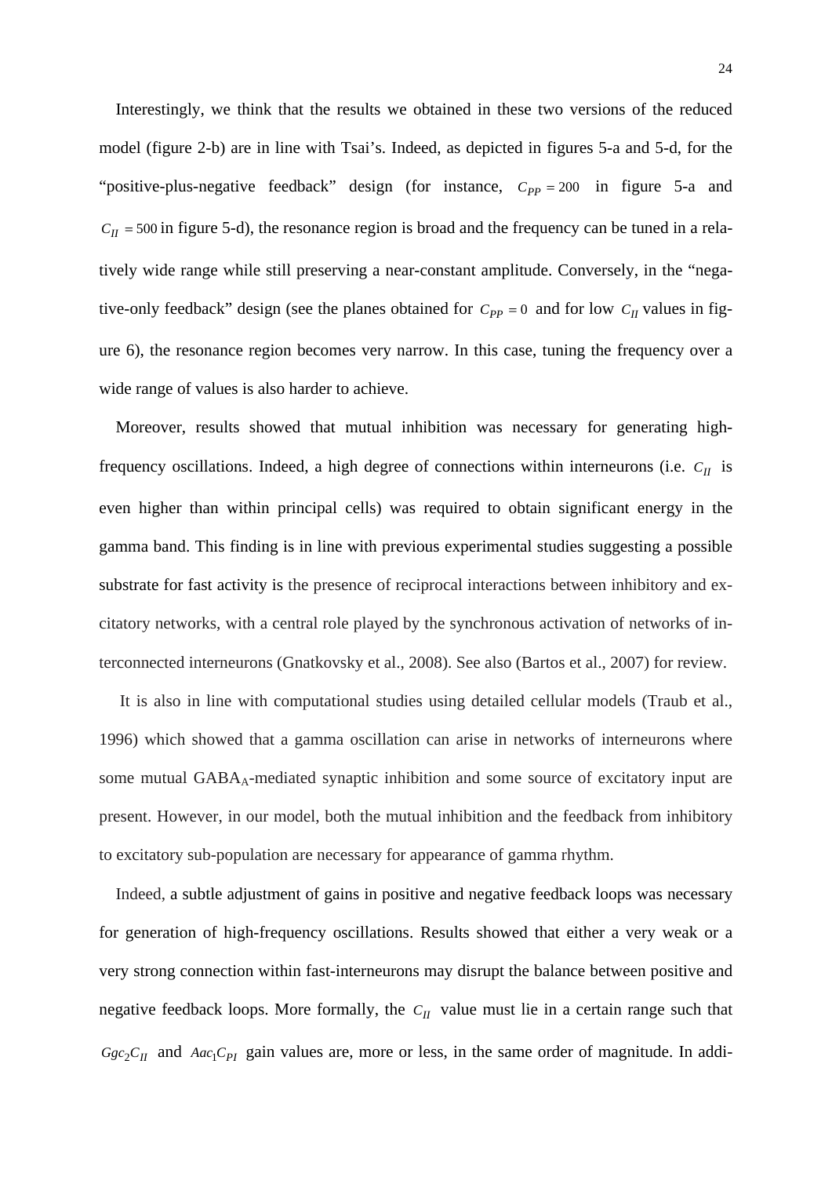Interestingly, we think that the results we obtained in these two versions of the reduced model (figure 2-b) are in line with Tsai's. Indeed, as depicted in figures 5-a and 5-d, for the "positive-plus-negative feedback" design (for instance, $C_{PP} = 200$ in figure 5-a and $C_{II} = 500$ in figure 5-d), the resonance region is broad and the frequency can be tuned in a relatively wide range while still preserving a near-constant amplitude. Conversely, in the "negative-only feedback" design (see the planes obtained for $C_{PP} = 0$ and for low $C_{II}$ values in figure 6), the resonance region becomes very narrow. In this case, tuning the frequency over a wide range of values is also harder to achieve.

Moreover, results showed that mutual inhibition was necessary for generating high-frequency oscillations. Indeed, a high degree of connections within interneurons (i.e. $C_{II}$ is even higher than within principal cells) was required to obtain significant energy in the gamma band. This finding is in line with previous experimental studies suggesting a possible substrate for fast activity is the presence of reciprocal interactions between inhibitory and excitatory networks, with a central role played by the synchronous activation of networks of interconnected interneurons (Gnatkovsky et al., 2008). See also (Bartos et al., 2007) for review.

It is also in line with computational studies using detailed cellular models (Traub et al., 1996) which showed that a gamma oscillation can arise in networks of interneurons where some mutual $GABA_A$-mediated synaptic inhibition and some source of excitatory input are present. However, in our model, both the mutual inhibition and the feedback from inhibitory to excitatory sub-population are necessary for appearance of gamma rhythm.

Indeed, a subtle adjustment of gains in positive and negative feedback loops was necessary for generation of high-frequency oscillations. Results showed that either a very weak or a very strong connection within fast-interneurons may disrupt the balance between positive and negative feedback loops. More formally, the $C_{II}$ value must lie in a certain range such that $Ggc_2C_{II}$ and $Aac_1C_{PI}$ gain values are, more or less, in the same order of magnitude. In addi-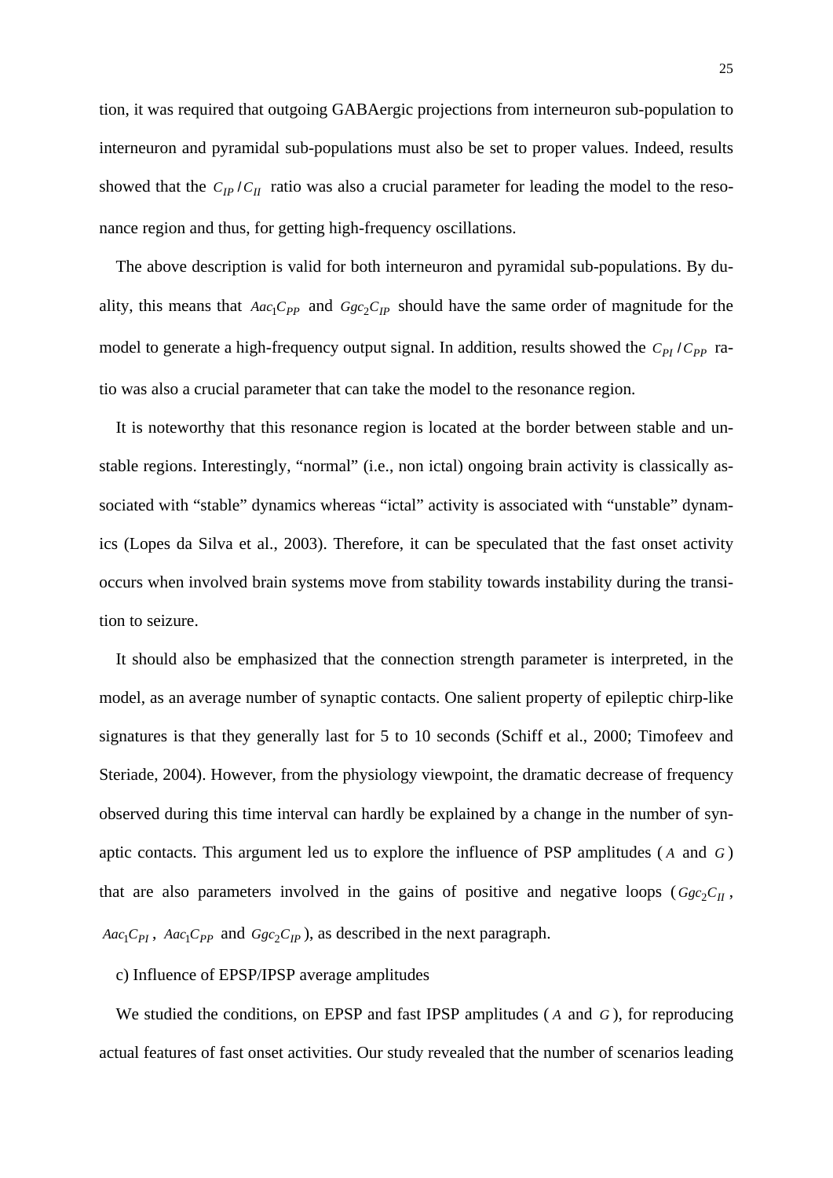tion, it was required that outgoing GABAergic projections from interneuron sub-population to interneuron and pyramidal sub-populations must also be set to proper values. Indeed, results showed that the $C_{IP}/C_{II}$ ratio was also a crucial parameter for leading the model to the resonance region and thus, for getting high-frequency oscillations.

The above description is valid for both interneuron and pyramidal sub-populations. By duality, this means that $Aac_1C_{PP}$ and $Ggc_2C_{IP}$ should have the same order of magnitude for the model to generate a high-frequency output signal. In addition, results showed the $C_{PI}/C_{PP}$ ratio was also a crucial parameter that can take the model to the resonance region.

It is noteworthy that this resonance region is located at the border between stable and unstable regions. Interestingly, "normal" (i.e., non ictal) ongoing brain activity is classically associated with "stable" dynamics whereas "ictal" activity is associated with "unstable" dynamics (Lopes da Silva et al., 2003). Therefore, it can be speculated that the fast onset activity occurs when involved brain systems move from stability towards instability during the transition to seizure.

It should also be emphasized that the connection strength parameter is interpreted, in the model, as an average number of synaptic contacts. One salient property of epileptic chirp-like signatures is that they generally last for 5 to 10 seconds (Schiff et al., 2000; Timofeev and Steriade, 2004). However, from the physiology viewpoint, the dramatic decrease of frequency observed during this time interval can hardly be explained by a change in the number of synaptic contacts. This argument led us to explore the influence of PSP amplitudes ($A$ and $G$) that are also parameters involved in the gains of positive and negative loops ($Ggc_2C_{II}$, $Aac_1C_{PI}$, $Aac_1C_{PP}$ and $Ggc_2C_{IP}$), as described in the next paragraph.

c) Influence of EPSP/IPSP average amplitudes

We studied the conditions, on EPSP and fast IPSP amplitudes ($A$ and $G$), for reproducing actual features of fast onset activities. Our study revealed that the number of scenarios leading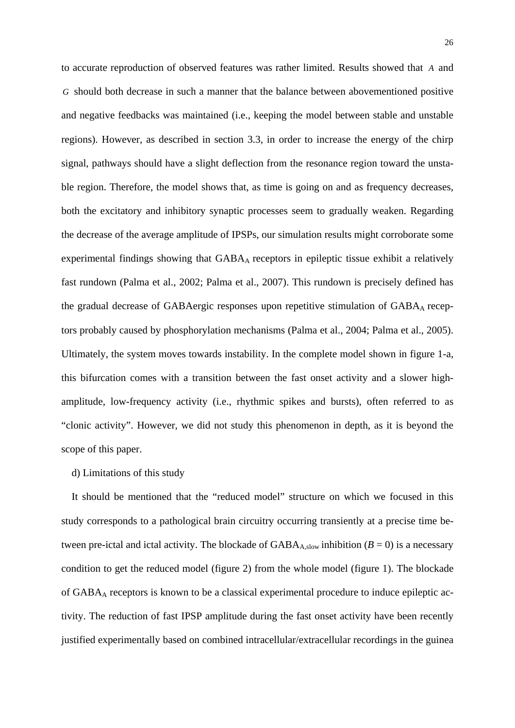to accurate reproduction of observed features was rather limited. Results showed that $A$ and $G$ should both decrease in such a manner that the balance between abovementioned positive and negative feedbacks was maintained (i.e., keeping the model between stable and unstable regions). However, as described in section 3.3, in order to increase the energy of the chirp signal, pathways should have a slight deflection from the resonance region toward the unstable region. Therefore, the model shows that, as time is going on and as frequency decreases, both the excitatory and inhibitory synaptic processes seem to gradually weaken. Regarding the decrease of the average amplitude of IPSPs, our simulation results might corroborate some experimental findings showing that $GABA_A$ receptors in epileptic tissue exhibit a relatively fast rundown (Palma et al., 2002; Palma et al., 2007). This rundown is precisely defined has the gradual decrease of GABAergic responses upon repetitive stimulation of $GABA_A$ receptors probably caused by phosphorylation mechanisms (Palma et al., 2004; Palma et al., 2005). Ultimately, the system moves towards instability. In the complete model shown in figure 1-a, this bifurcation comes with a transition between the fast onset activity and a slower high-amplitude, low-frequency activity (i.e., rhythmic spikes and bursts), often referred to as "clonic activity". However, we did not study this phenomenon in depth, as it is beyond the scope of this paper.

d) Limitations of this study

It should be mentioned that the "reduced model" structure on which we focused in this study corresponds to a pathological brain circuitry occurring transiently at a precise time between pre-ictal and ictal activity. The blockade of $GABA_{A,slow}$ inhibition ($B = 0$) is a necessary condition to get the reduced model (figure 2) from the whole model (figure 1). The blockade of $GABA_A$ receptors is known to be a classical experimental procedure to induce epileptic activity. The reduction of fast IPSP amplitude during the fast onset activity have been recently justified experimentally based on combined intracellular/extracellular recordings in the guinea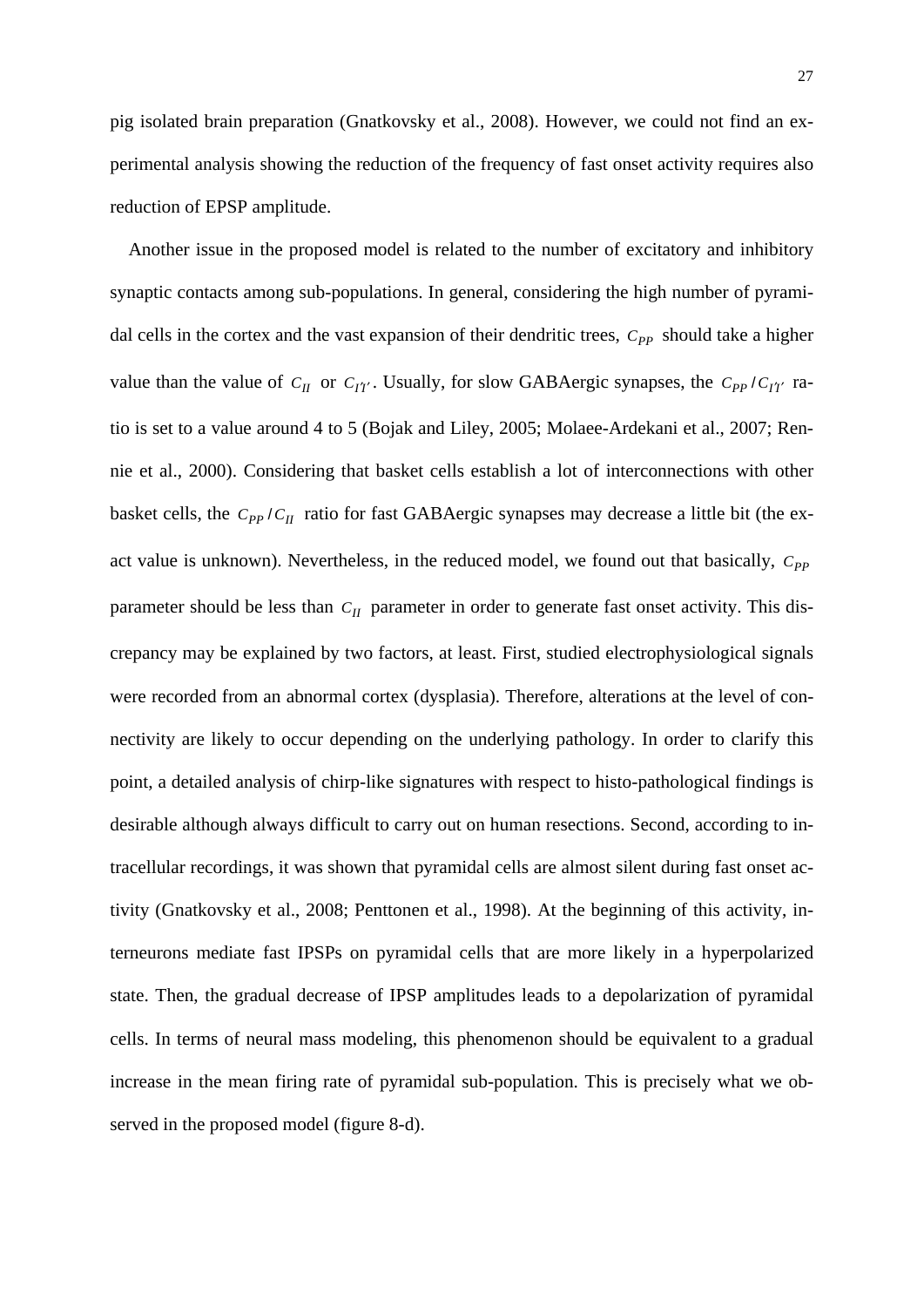pig isolated brain preparation (Gnatkovsky et al., 2008). However, we could not find an experimental analysis showing the reduction of the frequency of fast onset activity requires also reduction of EPSP amplitude.

Another issue in the proposed model is related to the number of excitatory and inhibitory synaptic contacts among sub-populations. In general, considering the high number of pyramidal cells in the cortex and the vast expansion of their dendritic trees, $C_{PP}$ should take a higher value than the value of $C_{II}$ or $C_{I'I'}$. Usually, for slow GABAergic synapses, the $C_{PP}/C_{I'I'}$ ratio is set to a value around 4 to 5 (Bojak and Liley, 2005; Molaee-Ardekani et al., 2007; Rennie et al., 2000). Considering that basket cells establish a lot of interconnections with other basket cells, the $C_{PP}/C_{II}$ ratio for fast GABAergic synapses may decrease a little bit (the exact value is unknown). Nevertheless, in the reduced model, we found out that basically, $C_{PP}$ parameter should be less than $C_{II}$ parameter in order to generate fast onset activity. This discrepancy may be explained by two factors, at least. First, studied electrophysiological signals were recorded from an abnormal cortex (dysplasia). Therefore, alterations at the level of connectivity are likely to occur depending on the underlying pathology. In order to clarify this point, a detailed analysis of chirp-like signatures with respect to histo-pathological findings is desirable although always difficult to carry out on human resections. Second, according to intracellular recordings, it was shown that pyramidal cells are almost silent during fast onset activity (Gnatkovsky et al., 2008; Penttonen et al., 1998). At the beginning of this activity, interneurons mediate fast IPSPs on pyramidal cells that are more likely in a hyperpolarized state. Then, the gradual decrease of IPSP amplitudes leads to a depolarization of pyramidal cells. In terms of neural mass modeling, this phenomenon should be equivalent to a gradual increase in the mean firing rate of pyramidal sub-population. This is precisely what we observed in the proposed model (figure 8-d).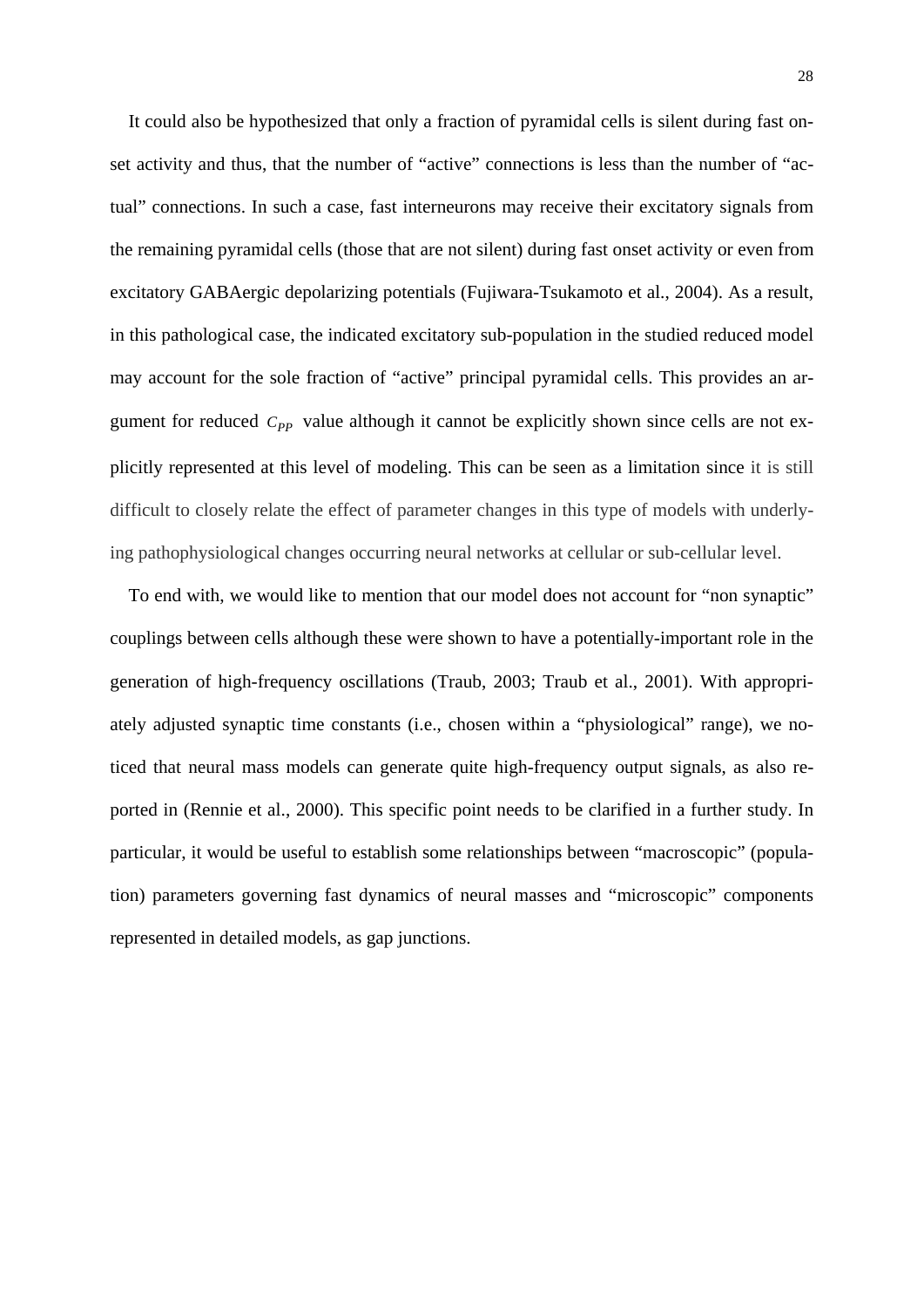It could also be hypothesized that only a fraction of pyramidal cells is silent during fast onset activity and thus, that the number of “active” connections is less than the number of “actual” connections. In such a case, fast interneurons may receive their excitatory signals from the remaining pyramidal cells (those that are not silent) during fast onset activity or even from excitatory GABAergic depolarizing potentials (Fujiwara-Tsukamoto et al., 2004). As a result, in this pathological case, the indicated excitatory sub-population in the studied reduced model may account for the sole fraction of “active” principal pyramidal cells. This provides an argument for reduced $C_{PP}$ value although it cannot be explicitly shown since cells are not explicitly represented at this level of modeling. This can be seen as a limitation since it is still difficult to closely relate the effect of parameter changes in this type of models with underlying pathophysiological changes occurring neural networks at cellular or sub-cellular level.

To end with, we would like to mention that our model does not account for “non synaptic” couplings between cells although these were shown to have a potentially-important role in the generation of high-frequency oscillations (Traub, 2003; Traub et al., 2001). With appropriately adjusted synaptic time constants (i.e., chosen within a “physiological” range), we noticed that neural mass models can generate quite high-frequency output signals, as also reported in (Rennie et al., 2000). This specific point needs to be clarified in a further study. In particular, it would be useful to establish some relationships between “macroscopic” (population) parameters governing fast dynamics of neural masses and “microscopic” components represented in detailed models, as gap junctions.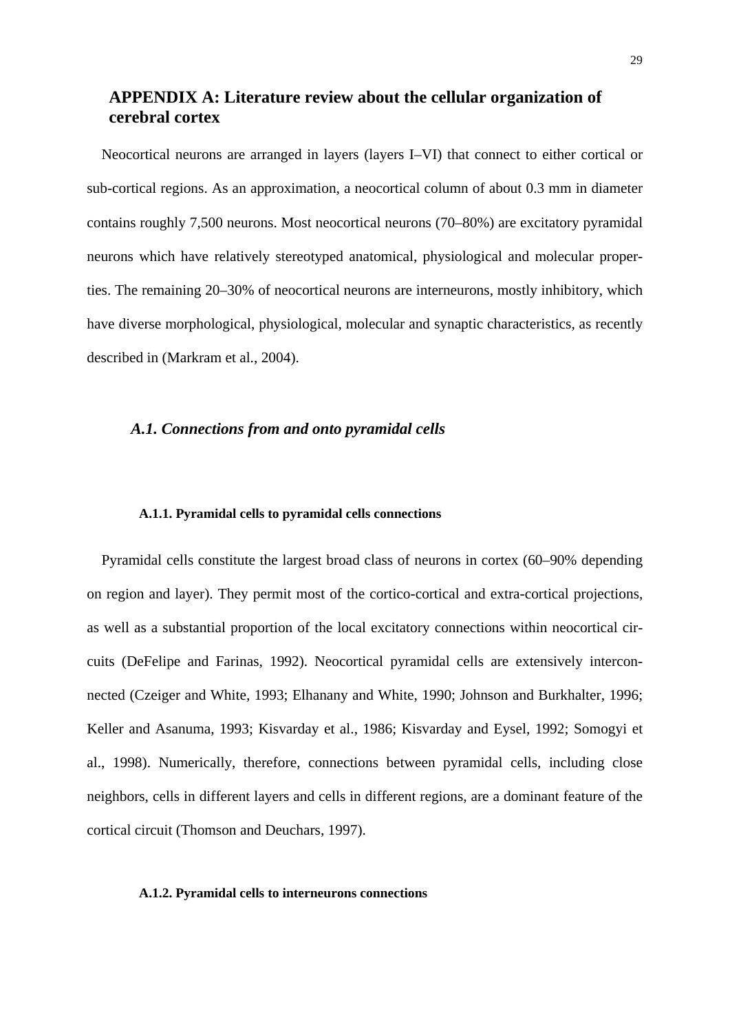## APPENDIX A: Literature review about the cellular organization of cerebral cortex

Neocortical neurons are arranged in layers (layers I–VI) that connect to either cortical or sub-cortical regions. As an approximation, a neocortical column of about 0.3 mm in diameter contains roughly 7,500 neurons. Most neocortical neurons (70–80%) are excitatory pyramidal neurons which have relatively stereotyped anatomical, physiological and molecular properties. The remaining 20–30% of neocortical neurons are interneurons, mostly inhibitory, which have diverse morphological, physiological, molecular and synaptic characteristics, as recently described in (Markram et al., 2004).

### *A.1. Connections from and onto pyramidal cells*

#### A.1.1. Pyramidal cells to pyramidal cells connections

Pyramidal cells constitute the largest broad class of neurons in cortex (60–90% depending on region and layer). They permit most of the cortico-cortical and extra-cortical projections, as well as a substantial proportion of the local excitatory connections within neocortical circuits (DeFelipe and Farinas, 1992). Neocortical pyramidal cells are extensively interconnected (Czeiger and White, 1993; Elhanany and White, 1990; Johnson and Burkhalter, 1996; Keller and Asanuma, 1993; Kisvarday et al., 1986; Kisvarday and Eysel, 1992; Somogyi et al., 1998). Numerically, therefore, connections between pyramidal cells, including close neighbors, cells in different layers and cells in different regions, are a dominant feature of the cortical circuit (Thomson and Deuchars, 1997).

#### A.1.2. Pyramidal cells to interneurons connections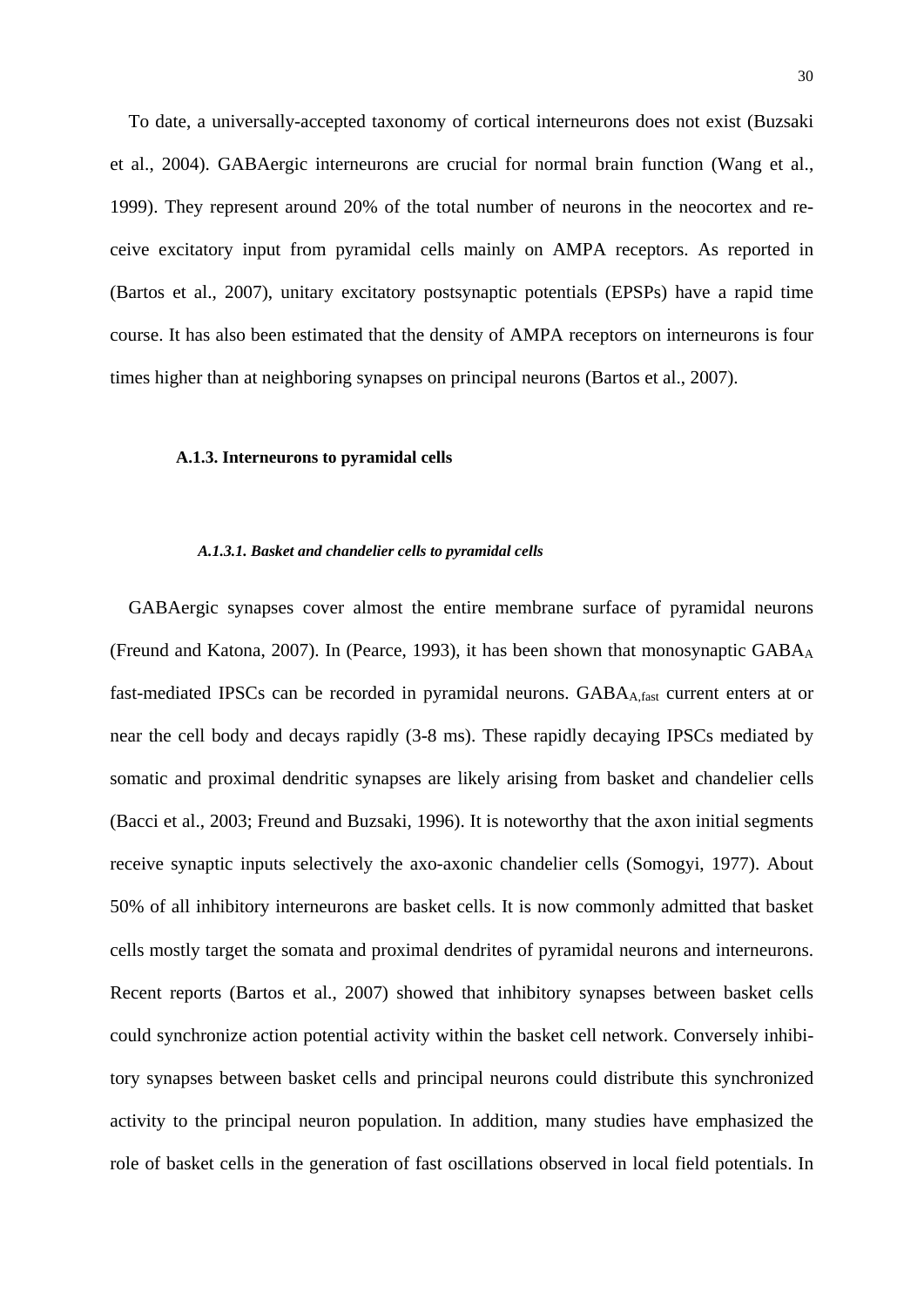To date, a universally-accepted taxonomy of cortical interneurons does not exist (Buzsaki et al., 2004). GABAergic interneurons are crucial for normal brain function (Wang et al., 1999). They represent around 20% of the total number of neurons in the neocortex and receive excitatory input from pyramidal cells mainly on AMPA receptors. As reported in (Bartos et al., 2007), unitary excitatory postsynaptic potentials (EPSPs) have a rapid time course. It has also been estimated that the density of AMPA receptors on interneurons is four times higher than at neighboring synapses on principal neurons (Bartos et al., 2007).

### A.1.3. Interneurons to pyramidal cells

#### *A.1.3.1. Basket and chandelier cells to pyramidal cells*

GABAergic synapses cover almost the entire membrane surface of pyramidal neurons (Freund and Katona, 2007). In (Pearce, 1993), it has been shown that monosynaptic $GABA_A$ fast-mediated IPSCs can be recorded in pyramidal neurons. $GABA_{A,fast}$ current enters at or near the cell body and decays rapidly (3-8 ms). These rapidly decaying IPSCs mediated by somatic and proximal dendritic synapses are likely arising from basket and chandelier cells (Bacci et al., 2003; Freund and Buzsaki, 1996). It is noteworthy that the axon initial segments receive synaptic inputs selectively the axo-axonic chandelier cells (Somogyi, 1977). About 50% of all inhibitory interneurons are basket cells. It is now commonly admitted that basket cells mostly target the somata and proximal dendrites of pyramidal neurons and interneurons. Recent reports (Bartos et al., 2007) showed that inhibitory synapses between basket cells could synchronize action potential activity within the basket cell network. Conversely inhibitory synapses between basket cells and principal neurons could distribute this synchronized activity to the principal neuron population. In addition, many studies have emphasized the role of basket cells in the generation of fast oscillations observed in local field potentials. In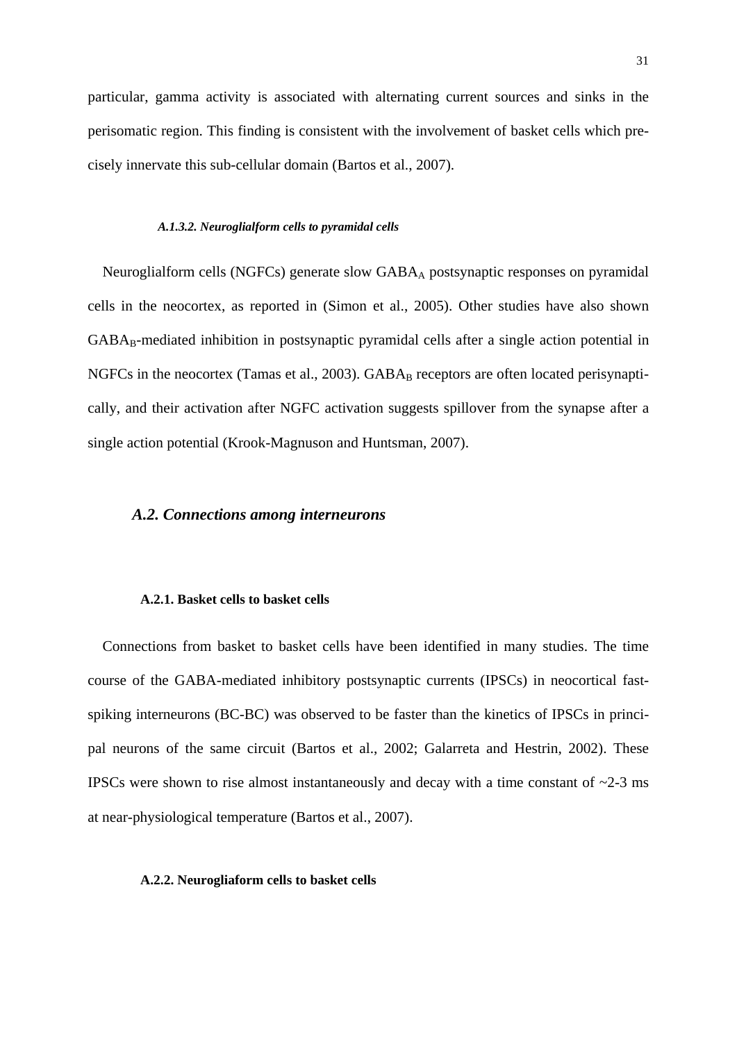particular, gamma activity is associated with alternating current sources and sinks in the perisomatic region. This finding is consistent with the involvement of basket cells which precisely innervate this sub-cellular domain (Bartos et al., 2007).

##### *A.1.3.2. Neuroglialform cells to pyramidal cells*

Neuroglialform cells (NGFCs) generate slow $GABA_A$ postsynaptic responses on pyramidal cells in the neocortex, as reported in (Simon et al., 2005). Other studies have also shown $GABA_B$-mediated inhibition in postsynaptic pyramidal cells after a single action potential in NGFCs in the neocortex (Tamas et al., 2003). $GABA_B$ receptors are often located perisynaptically, and their activation after NGFC activation suggests spillover from the synapse after a single action potential (Krook-Magnuson and Huntsman, 2007).

### *A.2. Connections among interneurons*

#### A.2.1. Basket cells to basket cells

Connections from basket to basket cells have been identified in many studies. The time course of the GABA-mediated inhibitory postsynaptic currents (IPSCs) in neocortical fast-spiking interneurons (BC-BC) was observed to be faster than the kinetics of IPSCs in principal neurons of the same circuit (Bartos et al., 2002; Galarreta and Hestrin, 2002). These IPSCs were shown to rise almost instantaneously and decay with a time constant of ~2-3 ms at near-physiological temperature (Bartos et al., 2007).

#### A.2.2. Neurogliaform cells to basket cells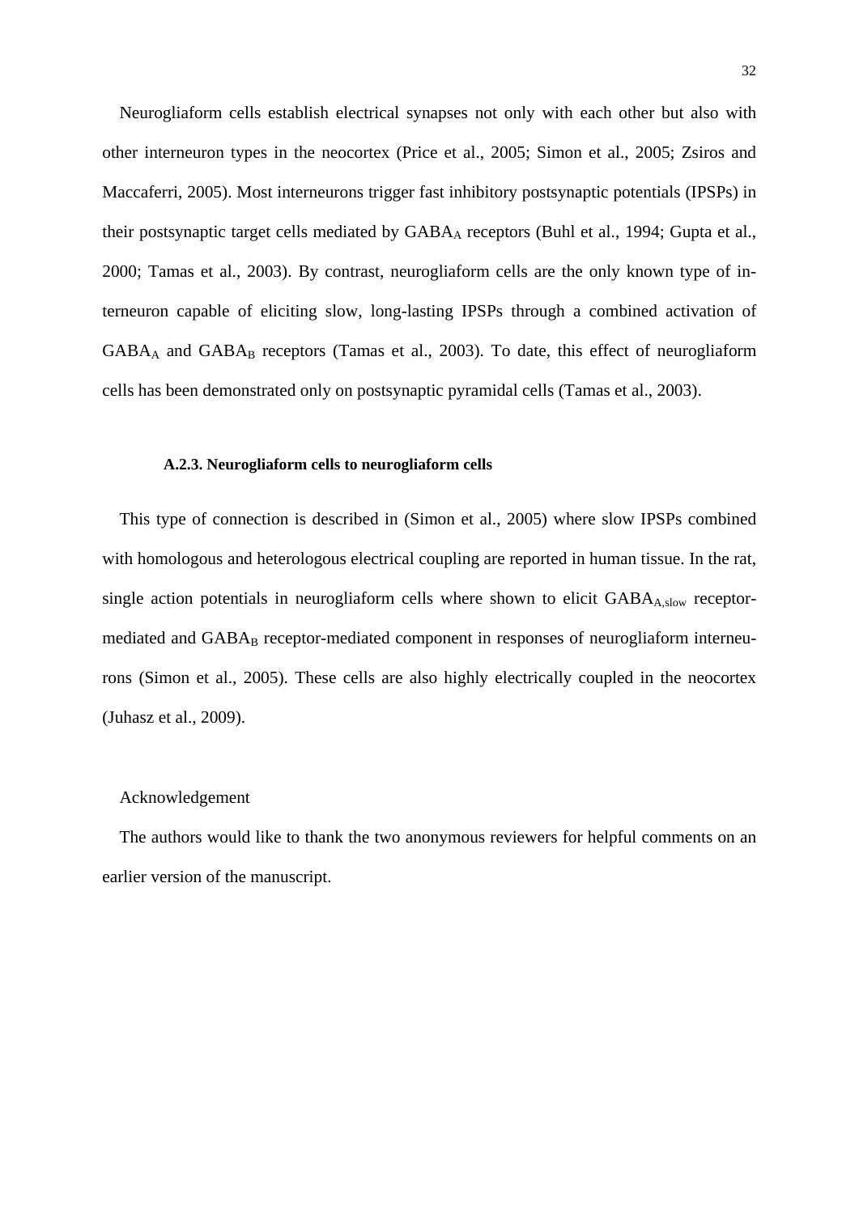Neurogliaform cells establish electrical synapses not only with each other but also with other interneuron types in the neocortex (Price et al., 2005; Simon et al., 2005; Zsiros and Maccaferri, 2005). Most interneurons trigger fast inhibitory postsynaptic potentials (IPSPs) in their postsynaptic target cells mediated by $GABA_A$ receptors (Buhl et al., 1994; Gupta et al., 2000; Tamas et al., 2003). By contrast, neurogliaform cells are the only known type of interneuron capable of eliciting slow, long-lasting IPSPs through a combined activation of $GABA_A$ and $GABA_B$ receptors (Tamas et al., 2003). To date, this effect of neurogliaform cells has been demonstrated only on postsynaptic pyramidal cells (Tamas et al., 2003).

#### A.2.3. Neurogliaform cells to neurogliaform cells

This type of connection is described in (Simon et al., 2005) where slow IPSPs combined with homologous and heterologous electrical coupling are reported in human tissue. In the rat, single action potentials in neurogliaform cells where shown to elicit $GABA_{A,slow}$ receptor-mediated and $GABA_B$ receptor-mediated component in responses of neurogliaform interneurons (Simon et al., 2005). These cells are also highly electrically coupled in the neocortex (Juhasz et al., 2009).

Acknowledgement

The authors would like to thank the two anonymous reviewers for helpful comments on an earlier version of the manuscript.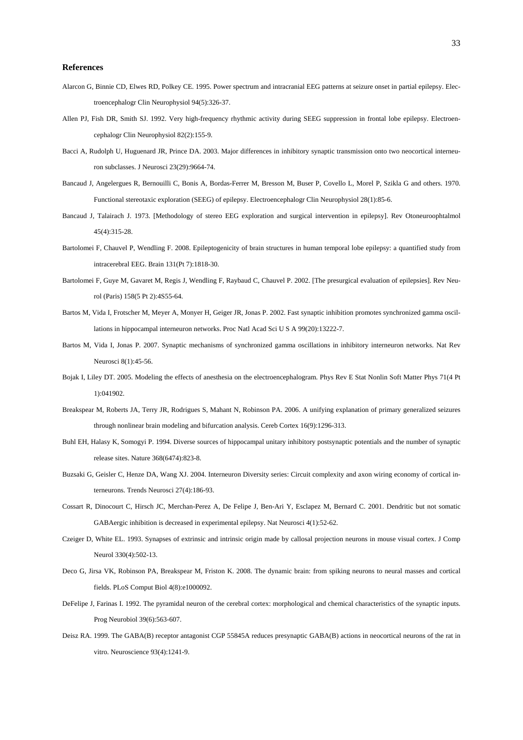## References

Alarcon G, Binnie CD, Elwes RD, Polkey CE. 1995. Power spectrum and intracranial EEG patterns at seizure onset in partial epilepsy. Electroencephalogr Clin Neurophysiol 94(5):326-37.

Allen PJ, Fish DR, Smith SJ. 1992. Very high-frequency rhythmic activity during SEEG suppression in frontal lobe epilepsy. Electroencephalogr Clin Neurophysiol 82(2):155-9.

Bacci A, Rudolph U, Huguenard JR, Prince DA. 2003. Major differences in inhibitory synaptic transmission onto two neocortical interneuron subclasses. J Neurosci 23(29):9664-74.

Bancaud J, Angelergues R, Bernouilli C, Bonis A, Bordas-Ferrer M, Bresson M, Buser P, Covello L, Morel P, Szikla G and others. 1970. Functional stereotaxic exploration (SEEG) of epilepsy. Electroencephalogr Clin Neurophysiol 28(1):85-6.

Bancaud J, Talairach J. 1973. [Methodology of stereo EEG exploration and surgical intervention in epilepsy]. Rev Otoneuroophtalmol 45(4):315-28.

Bartolomei F, Chauvel P, Wendling F. 2008. Epileptogenicity of brain structures in human temporal lobe epilepsy: a quantified study from intracerebral EEG. Brain 131(Pt 7):1818-30.

Bartolomei F, Guye M, Gavaret M, Regis J, Wendling F, Raybaud C, Chauvel P. 2002. [The presurgical evaluation of epilepsies]. Rev Neurol (Paris) 158(5 Pt 2):4S55-64.

Bartos M, Vida I, Frotscher M, Meyer A, Monyer H, Geiger JR, Jonas P. 2002. Fast synaptic inhibition promotes synchronized gamma oscillations in hippocampal interneuron networks. Proc Natl Acad Sci U S A 99(20):13222-7.

Bartos M, Vida I, Jonas P. 2007. Synaptic mechanisms of synchronized gamma oscillations in inhibitory interneuron networks. Nat Rev Neurosci 8(1):45-56.

Bojak I, Liley DT. 2005. Modeling the effects of anesthesia on the electroencephalogram. Phys Rev E Stat Nonlin Soft Matter Phys 71(4 Pt 1):041902.

Breakspear M, Roberts JA, Terry JR, Rodrigues S, Mahant N, Robinson PA. 2006. A unifying explanation of primary generalized seizures through nonlinear brain modeling and bifurcation analysis. Cereb Cortex 16(9):1296-313.

Buhl EH, Halasy K, Somogyi P. 1994. Diverse sources of hippocampal unitary inhibitory postsynaptic potentials and the number of synaptic release sites. Nature 368(6474):823-8.

Buzsaki G, Geisler C, Henze DA, Wang XJ. 2004. Interneuron Diversity series: Circuit complexity and axon wiring economy of cortical interneurons. Trends Neurosci 27(4):186-93.

Cossart R, Dinocourt C, Hirsch JC, Merchan-Perez A, De Felipe J, Ben-Ari Y, Esclapez M, Bernard C. 2001. Dendritic but not somatic GABAergic inhibition is decreased in experimental epilepsy. Nat Neurosci 4(1):52-62.

Czeiger D, White EL. 1993. Synapses of extrinsic and intrinsic origin made by callosal projection neurons in mouse visual cortex. J Comp Neurol 330(4):502-13.

Deco G, Jirsa VK, Robinson PA, Breakspear M, Friston K. 2008. The dynamic brain: from spiking neurons to neural masses and cortical fields. PLoS Comput Biol 4(8):e1000092.

DeFelipe J, Farinas I. 1992. The pyramidal neuron of the cerebral cortex: morphological and chemical characteristics of the synaptic inputs. Prog Neurobiol 39(6):563-607.

Deisz RA. 1999. The GABA(B) receptor antagonist CGP 55845A reduces presynaptic GABA(B) actions in neocortical neurons of the rat in vitro. Neuroscience 93(4):1241-9.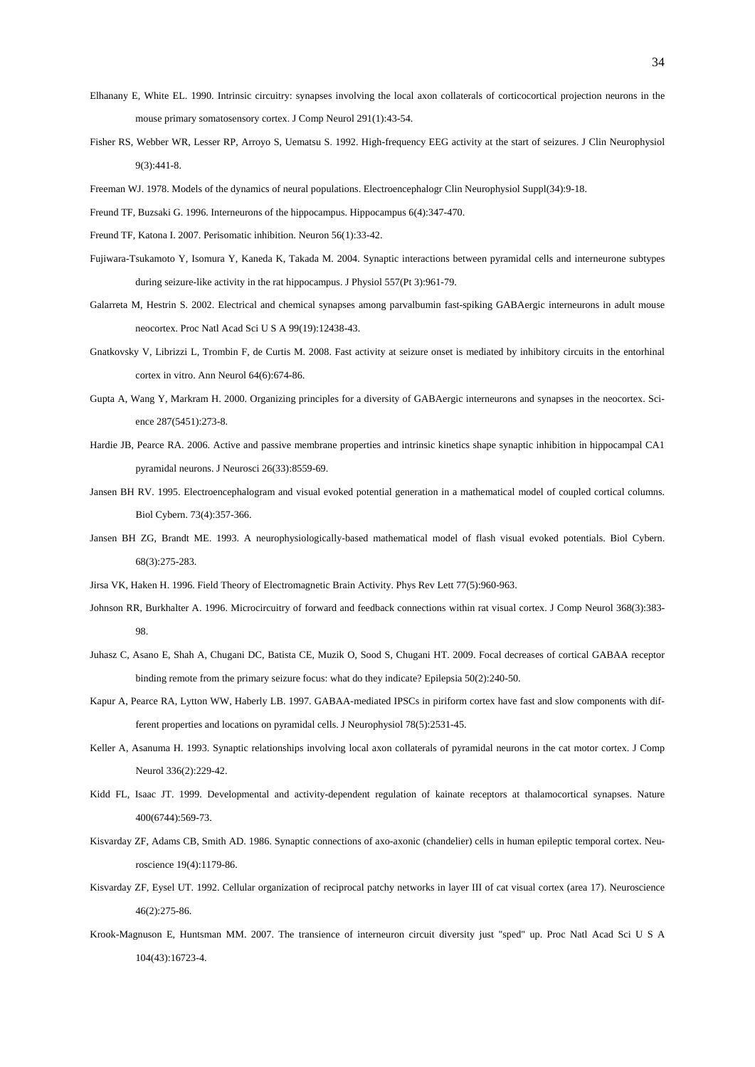Elhanany E, White EL. 1990. Intrinsic circuitry: synapses involving the local axon collaterals of corticocortical projection neurons in the mouse primary somatosensory cortex. J Comp Neurol 291(1):43-54.

Fisher RS, Webber WR, Lesser RP, Arroyo S, Uematsu S. 1992. High-frequency EEG activity at the start of seizures. J Clin Neurophysiol 9(3):441-8.

Freeman WJ. 1978. Models of the dynamics of neural populations. Electroencephalogr Clin Neurophysiol Suppl(34):9-18.

Freund TF, Buzsaki G. 1996. Interneurons of the hippocampus. Hippocampus 6(4):347-470.

Freund TF, Katona I. 2007. Perisomatic inhibition. Neuron 56(1):33-42.

Fujiwara-Tsukamoto Y, Isomura Y, Kaneda K, Takada M. 2004. Synaptic interactions between pyramidal cells and interneurone subtypes during seizure-like activity in the rat hippocampus. J Physiol 557(Pt 3):961-79.

Galarreta M, Hestrin S. 2002. Electrical and chemical synapses among parvalbumin fast-spiking GABAergic interneurons in adult mouse neocortex. Proc Natl Acad Sci U S A 99(19):12438-43.

Gnatkovsky V, Librizzi L, Trombin F, de Curtis M. 2008. Fast activity at seizure onset is mediated by inhibitory circuits in the entorhinal cortex in vitro. Ann Neurol 64(6):674-86.

Gupta A, Wang Y, Markram H. 2000. Organizing principles for a diversity of GABAergic interneurons and synapses in the neocortex. Science 287(5451):273-8.

Hardie JB, Pearce RA. 2006. Active and passive membrane properties and intrinsic kinetics shape synaptic inhibition in hippocampal CA1 pyramidal neurons. J Neurosci 26(33):8559-69.

Jansen BH RV. 1995. Electroencephalogram and visual evoked potential generation in a mathematical model of coupled cortical columns. Biol Cybern. 73(4):357-366.

Jansen BH ZG, Brandt ME. 1993. A neurophysiologically-based mathematical model of flash visual evoked potentials. Biol Cybern. 68(3):275-283.

Jirsa VK, Haken H. 1996. Field Theory of Electromagnetic Brain Activity. Phys Rev Lett 77(5):960-963.

Johnson RR, Burkhalter A. 1996. Microcircuitry of forward and feedback connections within rat visual cortex. J Comp Neurol 368(3):383-98.

Juhasz C, Asano E, Shah A, Chugani DC, Batista CE, Muzik O, Sood S, Chugani HT. 2009. Focal decreases of cortical GABAA receptor binding remote from the primary seizure focus: what do they indicate? Epilepsia 50(2):240-50.

Kapur A, Pearce RA, Lytton WW, Haberly LB. 1997. GABAA-mediated IPSCs in piriform cortex have fast and slow components with different properties and locations on pyramidal cells. J Neurophysiol 78(5):2531-45.

Keller A, Asanuma H. 1993. Synaptic relationships involving local axon collaterals of pyramidal neurons in the cat motor cortex. J Comp Neurol 336(2):229-42.

Kidd FL, Isaac JT. 1999. Developmental and activity-dependent regulation of kainate receptors at thalamocortical synapses. Nature 400(6744):569-73.

Kisvarday ZF, Adams CB, Smith AD. 1986. Synaptic connections of axo-axonic (chandelier) cells in human epileptic temporal cortex. Neuroscience 19(4):1179-86.

Kisvarday ZF, Eysel UT. 1992. Cellular organization of reciprocal patchy networks in layer III of cat visual cortex (area 17). Neuroscience 46(2):275-86.

Krook-Magnuson E, Huntsman MM. 2007. The transience of interneuron circuit diversity just "sped" up. Proc Natl Acad Sci U S A 104(43):16723-4.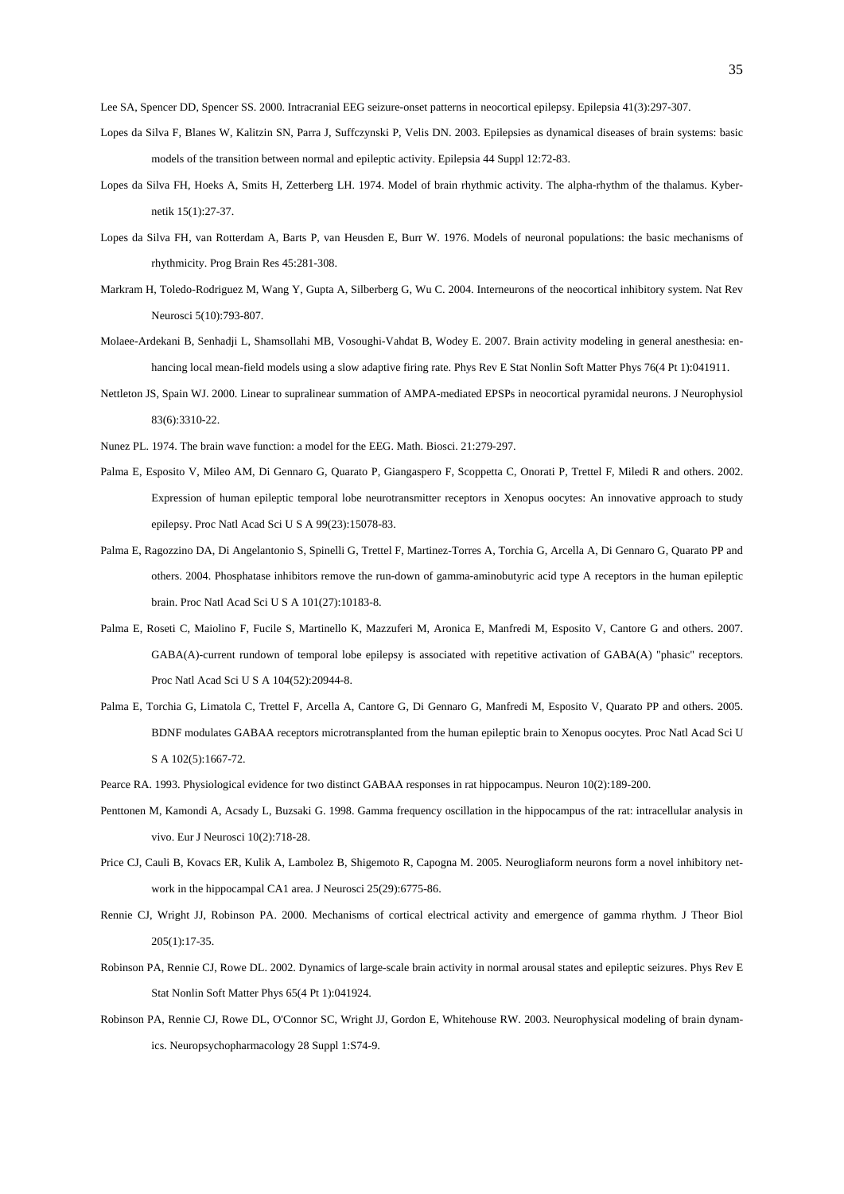Lee SA, Spencer DD, Spencer SS. 2000. Intracranial EEG seizure-onset patterns in neocortical epilepsy. Epilepsia 41(3):297-307.

Lopes da Silva F, Blanes W, Kalitzin SN, Parra J, Suffczynski P, Velis DN. 2003. Epilepsies as dynamical diseases of brain systems: basic models of the transition between normal and epileptic activity. Epilepsia 44 Suppl 12:72-83.

Lopes da Silva FH, Hoeks A, Smits H, Zetterberg LH. 1974. Model of brain rhythmic activity. The alpha-rhythm of the thalamus. Kybernetik 15(1):27-37.

Lopes da Silva FH, van Rotterdam A, Barts P, van Heusden E, Burr W. 1976. Models of neuronal populations: the basic mechanisms of rhythmicity. Prog Brain Res 45:281-308.

Markram H, Toledo-Rodriguez M, Wang Y, Gupta A, Silberberg G, Wu C. 2004. Interneurons of the neocortical inhibitory system. Nat Rev Neurosci 5(10):793-807.

Molaee-Ardekani B, Senhadji L, Shamsollahi MB, Vosoughi-Vahdat B, Wodey E. 2007. Brain activity modeling in general anesthesia: enhancing local mean-field models using a slow adaptive firing rate. Phys Rev E Stat Nonlin Soft Matter Phys 76(4 Pt 1):041911.

Nettleton JS, Spain WJ. 2000. Linear to supralinear summation of AMPA-mediated EPSPs in neocortical pyramidal neurons. J Neurophysiol 83(6):3310-22.

Nunez PL. 1974. The brain wave function: a model for the EEG. Math. Biosci. 21:279-297.

Palma E, Esposito V, Mileo AM, Di Gennaro G, Quarato P, Giangaspero F, Scoppetta C, Onorati P, Trettel F, Miledi R and others. 2002. Expression of human epileptic temporal lobe neurotransmitter receptors in Xenopus oocytes: An innovative approach to study epilepsy. Proc Natl Acad Sci U S A 99(23):15078-83.

Palma E, Ragozzino DA, Di Angelantonio S, Spinelli G, Trettel F, Martinez-Torres A, Torchia G, Arcella A, Di Gennaro G, Quarato PP and others. 2004. Phosphatase inhibitors remove the run-down of gamma-aminobutyric acid type A receptors in the human epileptic brain. Proc Natl Acad Sci U S A 101(27):10183-8.

Palma E, Roseti C, Maiolino F, Fucile S, Martinello K, Mazzuferi M, Aronica E, Manfredi M, Esposito V, Cantore G and others. 2007. GABA(A)-current rundown of temporal lobe epilepsy is associated with repetitive activation of GABA(A) "phasic" receptors. Proc Natl Acad Sci U S A 104(52):20944-8.

Palma E, Torchia G, Limatola C, Trettel F, Arcella A, Cantore G, Di Gennaro G, Manfredi M, Esposito V, Quarato PP and others. 2005. BDNF modulates GABAA receptors microtransplanted from the human epileptic brain to Xenopus oocytes. Proc Natl Acad Sci U S A 102(5):1667-72.

Pearce RA. 1993. Physiological evidence for two distinct GABAA responses in rat hippocampus. Neuron 10(2):189-200.

Penttonen M, Kamondi A, Acsady L, Buzsaki G. 1998. Gamma frequency oscillation in the hippocampus of the rat: intracellular analysis in vivo. Eur J Neurosci 10(2):718-28.

Price CJ, Cauli B, Kovacs ER, Kulik A, Lambolez B, Shigemoto R, Capogna M. 2005. Neurogliaform neurons form a novel inhibitory network in the hippocampal CA1 area. J Neurosci 25(29):6775-86.

Rennie CJ, Wright JJ, Robinson PA. 2000. Mechanisms of cortical electrical activity and emergence of gamma rhythm. J Theor Biol 205(1):17-35.

Robinson PA, Rennie CJ, Rowe DL. 2002. Dynamics of large-scale brain activity in normal arousal states and epileptic seizures. Phys Rev E Stat Nonlin Soft Matter Phys 65(4 Pt 1):041924.

Robinson PA, Rennie CJ, Rowe DL, O'Connor SC, Wright JJ, Gordon E, Whitehouse RW. 2003. Neurophysical modeling of brain dynamics. Neuropsychopharmacology 28 Suppl 1:S74-9.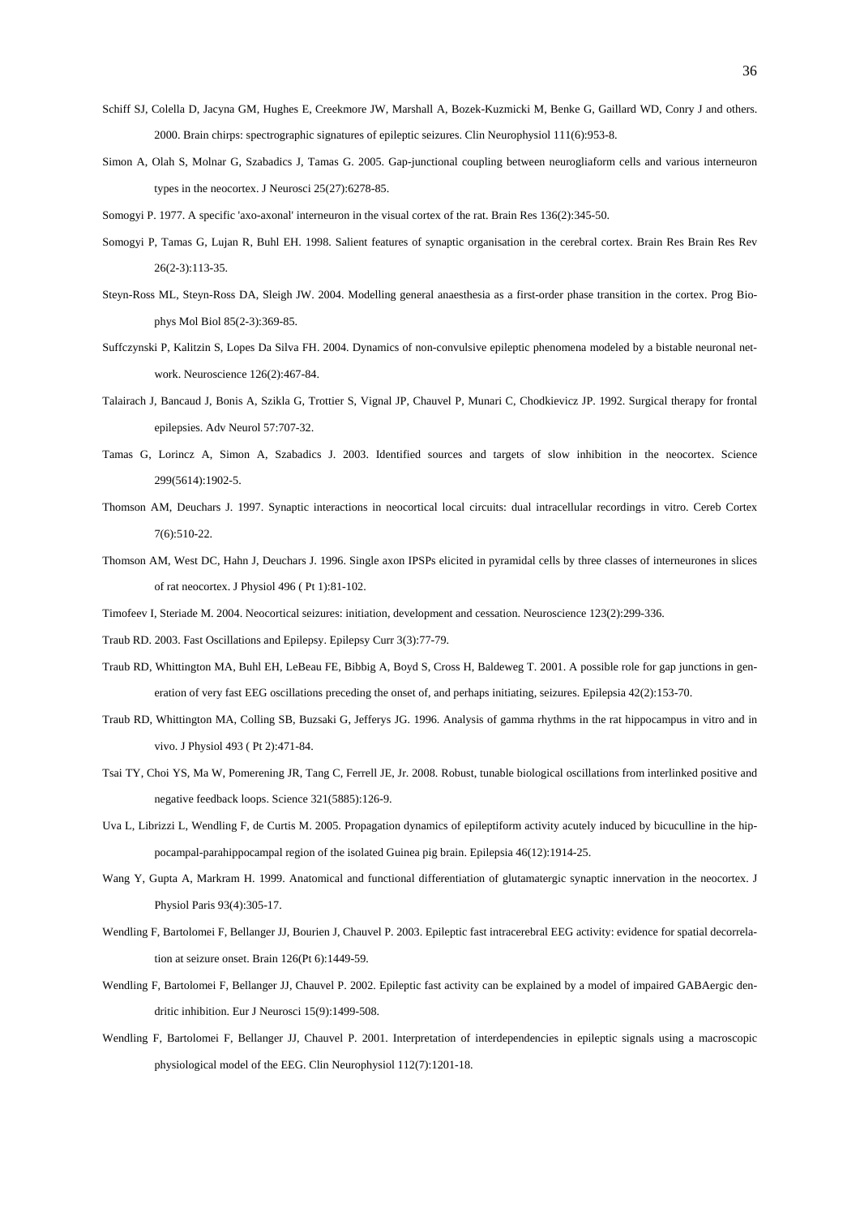Schiff SJ, Colella D, Jacyna GM, Hughes E, Creekmore JW, Marshall A, Bozek-Kuzmicki M, Benke G, Gaillard WD, Conry J and others. 2000. Brain chirps: spectrographic signatures of epileptic seizures. Clin Neurophysiol 111(6):953-8.

Simon A, Olah S, Molnar G, Szabadics J, Tamas G. 2005. Gap-junctional coupling between neurogliaform cells and various interneuron types in the neocortex. J Neurosci 25(27):6278-85.

Somogyi P. 1977. A specific 'axo-axonal' interneuron in the visual cortex of the rat. Brain Res 136(2):345-50.

Somogyi P, Tamas G, Lujan R, Buhl EH. 1998. Salient features of synaptic organisation in the cerebral cortex. Brain Res Brain Res Rev 26(2-3):113-35.

Steyn-Ross ML, Steyn-Ross DA, Sleigh JW. 2004. Modelling general anaesthesia as a first-order phase transition in the cortex. Prog Biophys Mol Biol 85(2-3):369-85.

Suffczynski P, Kalitzin S, Lopes Da Silva FH. 2004. Dynamics of non-convulsive epileptic phenomena modeled by a bistable neuronal network. Neuroscience 126(2):467-84.

Talairach J, Bancaud J, Bonis A, Szikla G, Trottier S, Vignal JP, Chauvel P, Munari C, Chodkievicz JP. 1992. Surgical therapy for frontal epilepsies. Adv Neurol 57:707-32.

Tamas G, Lorincz A, Simon A, Szabadics J. 2003. Identified sources and targets of slow inhibition in the neocortex. Science 299(5614):1902-5.

Thomson AM, Deuchars J. 1997. Synaptic interactions in neocortical local circuits: dual intracellular recordings in vitro. Cereb Cortex 7(6):510-22.

Thomson AM, West DC, Hahn J, Deuchars J. 1996. Single axon IPSPs elicited in pyramidal cells by three classes of interneurones in slices of rat neocortex. J Physiol 496 ( Pt 1):81-102.

Timofeev I, Steriade M. 2004. Neocortical seizures: initiation, development and cessation. Neuroscience 123(2):299-336.

Traub RD. 2003. Fast Oscillations and Epilepsy. Epilepsy Curr 3(3):77-79.

Traub RD, Whittington MA, Buhl EH, LeBeau FE, Bibbig A, Boyd S, Cross H, Baldeweg T. 2001. A possible role for gap junctions in generation of very fast EEG oscillations preceding the onset of, and perhaps initiating, seizures. Epilepsia 42(2):153-70.

Traub RD, Whittington MA, Colling SB, Buzsaki G, Jefferys JG. 1996. Analysis of gamma rhythms in the rat hippocampus in vitro and in vivo. J Physiol 493 ( Pt 2):471-84.

Tsai TY, Choi YS, Ma W, Pomerening JR, Tang C, Ferrell JE, Jr. 2008. Robust, tunable biological oscillations from interlinked positive and negative feedback loops. Science 321(5885):126-9.

Uva L, Librizzi L, Wendling F, de Curtis M. 2005. Propagation dynamics of epileptiform activity acutely induced by bicuculline in the hippocampal-parahippocampal region of the isolated Guinea pig brain. Epilepsia 46(12):1914-25.

Wang Y, Gupta A, Markram H. 1999. Anatomical and functional differentiation of glutamatergic synaptic innervation in the neocortex. J Physiol Paris 93(4):305-17.

Wendling F, Bartolomei F, Bellanger JJ, Bourien J, Chauvel P. 2003. Epileptic fast intracerebral EEG activity: evidence for spatial decorrelation at seizure onset. Brain 126(Pt 6):1449-59.

Wendling F, Bartolomei F, Bellanger JJ, Chauvel P. 2002. Epileptic fast activity can be explained by a model of impaired GABAergic dendritic inhibition. Eur J Neurosci 15(9):1499-508.

Wendling F, Bartolomei F, Bellanger JJ, Chauvel P. 2001. Interpretation of interdependencies in epileptic signals using a macroscopic physiological model of the EEG. Clin Neurophysiol 112(7):1201-18.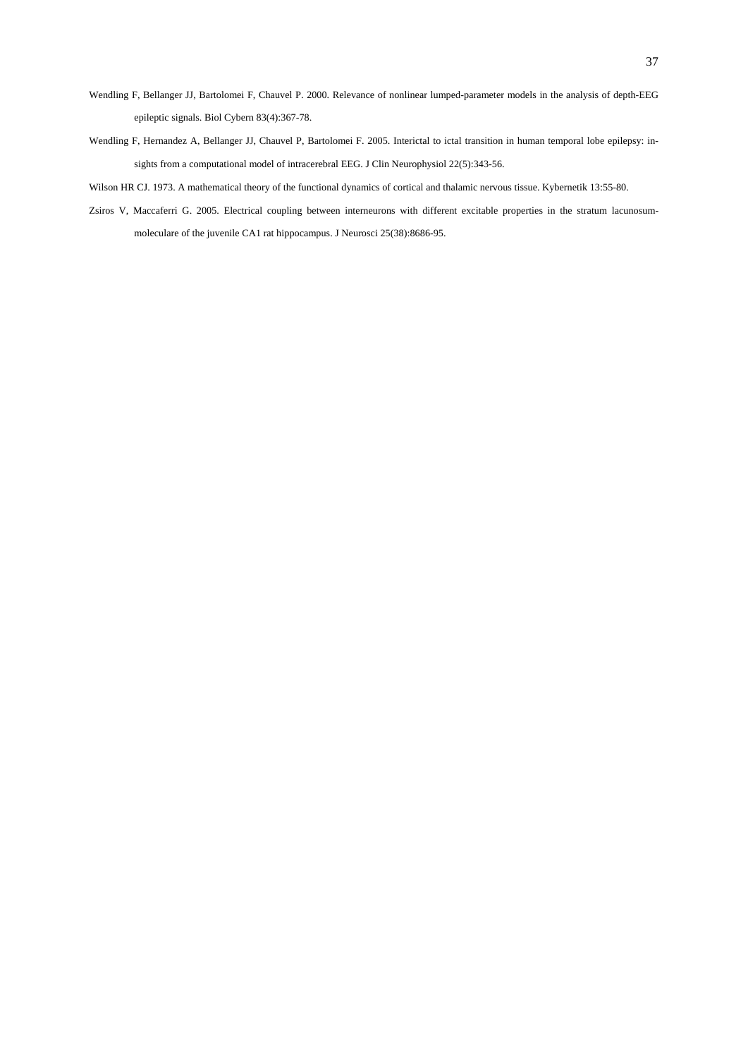Wendling F, Bellanger JJ, Bartolomei F, Chauvel P. 2000. Relevance of nonlinear lumped-parameter models in the analysis of depth-EEG epileptic signals. Biol Cybern 83(4):367-78.

Wendling F, Hernandez A, Bellanger JJ, Chauvel P, Bartolomei F. 2005. Interictal to ictal transition in human temporal lobe epilepsy: insights from a computational model of intracerebral EEG. J Clin Neurophysiol 22(5):343-56.

Wilson HR CJ. 1973. A mathematical theory of the functional dynamics of cortical and thalamic nervous tissue. Kybernetik 13:55-80.

Zsiros V, Maccaferri G. 2005. Electrical coupling between interneurons with different excitable properties in the stratum lacunosum-moleculare of the juvenile CA1 rat hippocampus. J Neurosci 25(38):8686-95.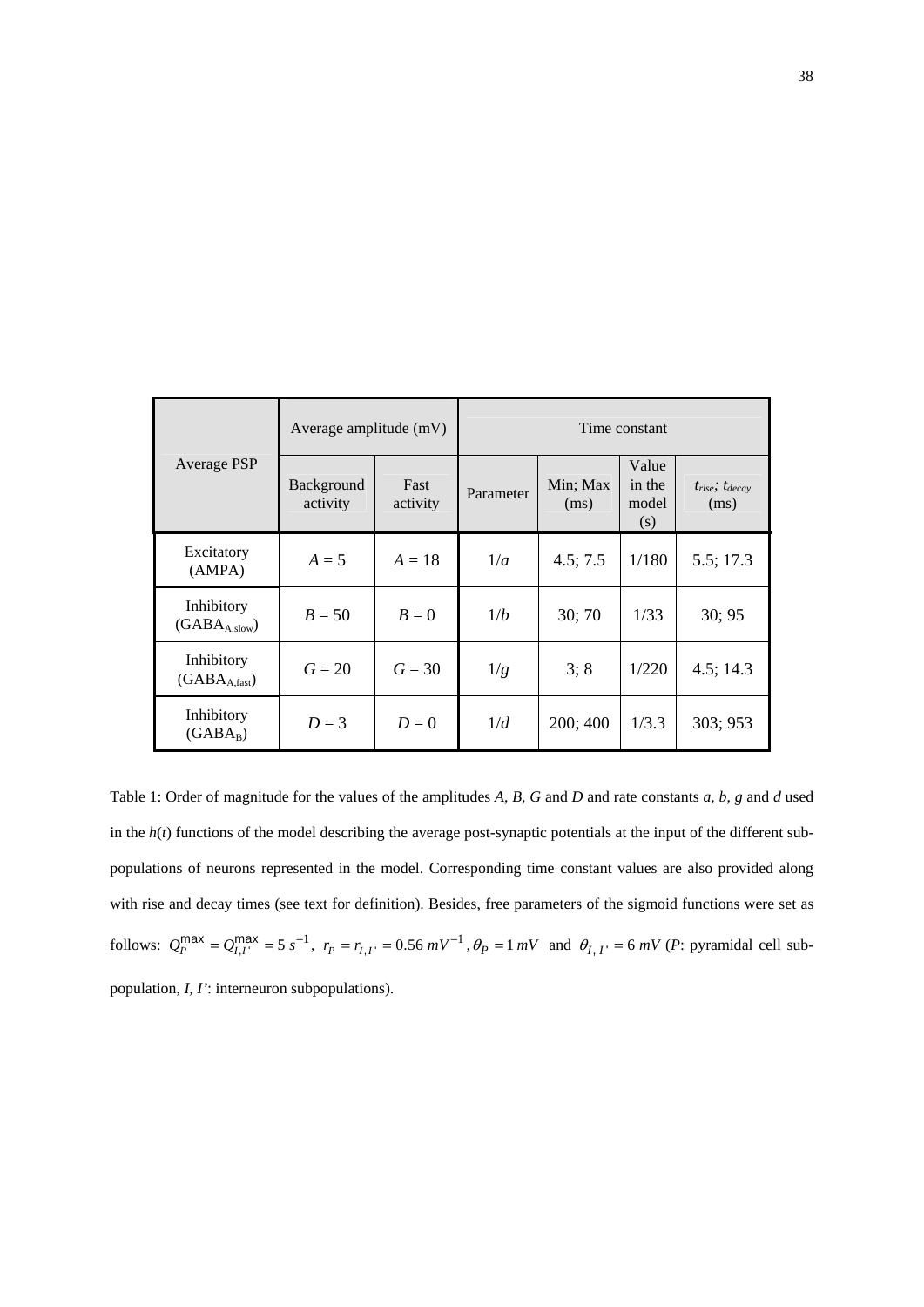| Average PSP | Average amplitude (mV) | | Time constant | | | |
|---|---|---|---|---|---|---|
| | Background activity | Fast activity | Parameter | Min; Max (ms) | Value in the model (s) | $t_{rise}$; $t_{decay}$ (ms) |
| Excitatory (AMPA) | $A = 5$ | $A = 18$ | $1/a$ | 4.5; 7.5 | 1/180 | 5.5; 17.3 |
| Inhibitory ($GABA_{A,slow}$) | $B = 50$ | $B = 0$ | $1/b$ | 30; 70 | 1/33 | 30; 95 |
| Inhibitory ($GABA_{A,fast}$) | $G = 20$ | $G = 30$ | $1/g$ | 3; 8 | 1/220 | 4.5; 14.3 |
| Inhibitory ($GABA_B$) | $D = 3$ | $D = 0$ | $1/d$ | 200; 400 | 1/3.3 | 303; 953 |

Table 1: Order of magnitude for the values of the amplitudes *A*, *B*, *G* and *D* and rate constants *a*, *b*, *g* and *d* used in the $h(t)$ functions of the model describing the average post-synaptic potentials at the input of the different sub-populations of neurons represented in the model. Corresponding time constant values are also provided along with rise and decay times (see text for definition). Besides, free parameters of the sigmoid functions were set as follows: $Q_P^{\max} = Q_{I,I'}^{\max} = 5\ s^{-1}$, $r_P = r_{I,I'} = 0.56\ mV^{-1}$, $\theta_P = 1\ mV$ and $\theta_{I,I'} = 6\ mV$ (*P*: pyramidal cell sub-population, *I, I'*: interneuron subpopulations).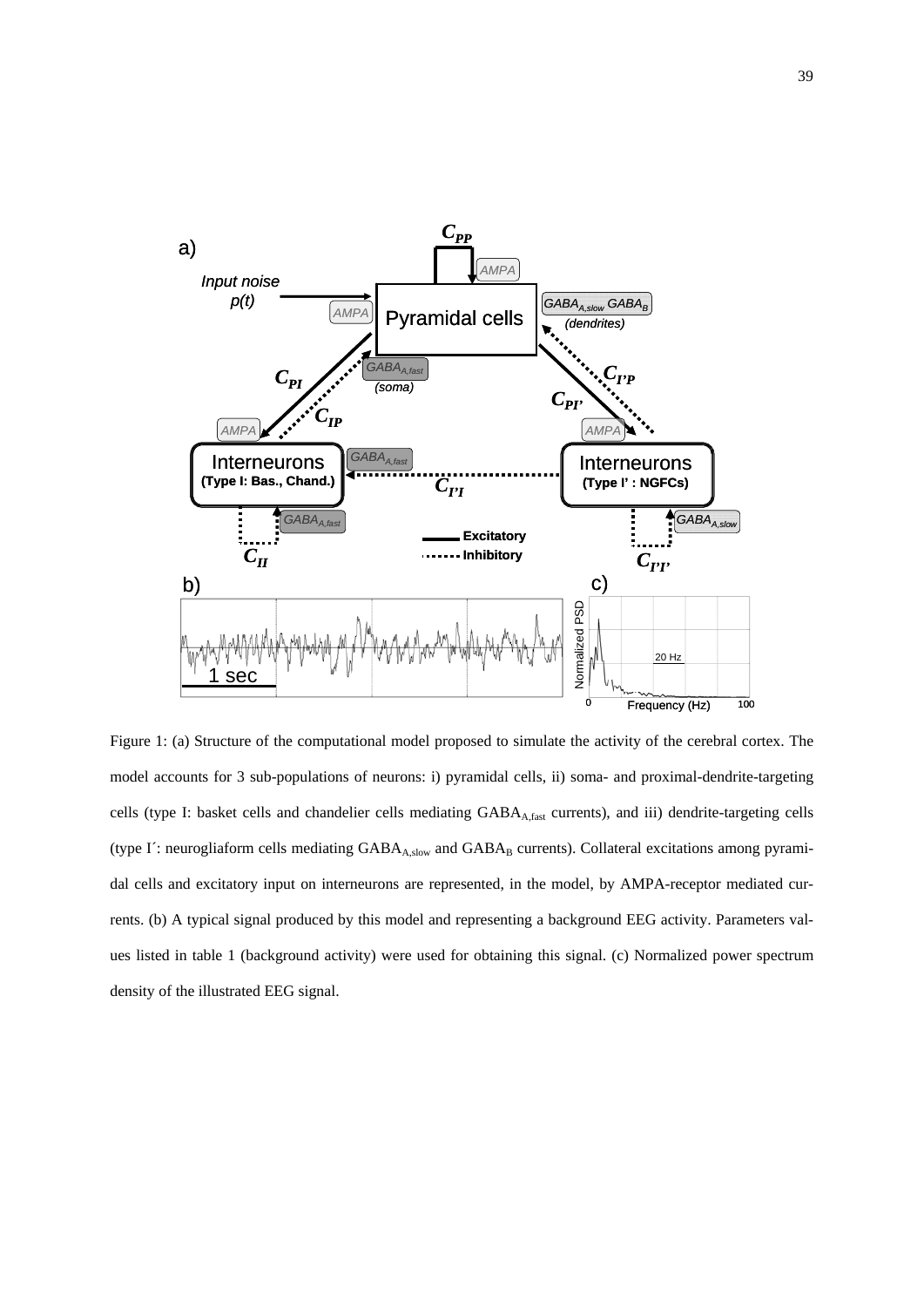Figure 1: (a) Structure of the computational model proposed to simulate the activity of the cerebral cortex. The model accounts for 3 sub-populations of neurons: i) pyramidal cells, ii) soma- and proximal-dendrite-targeting cells (type I: basket cells and chandelier cells mediating $GABA_{A,fast}$ currents), and iii) dendrite-targeting cells (type I´: neurogliaform cells mediating $GABA_{A,slow}$ and $GABA_B$ currents). Collateral excitations among pyramidal cells and excitatory input on interneurons are represented, in the model, by AMPA-receptor mediated currents. (b) A typical signal produced by this model and representing a background EEG activity. Parameters values listed in table 1 (background activity) were used for obtaining this signal. (c) Normalized power spectrum density of the illustrated EEG signal.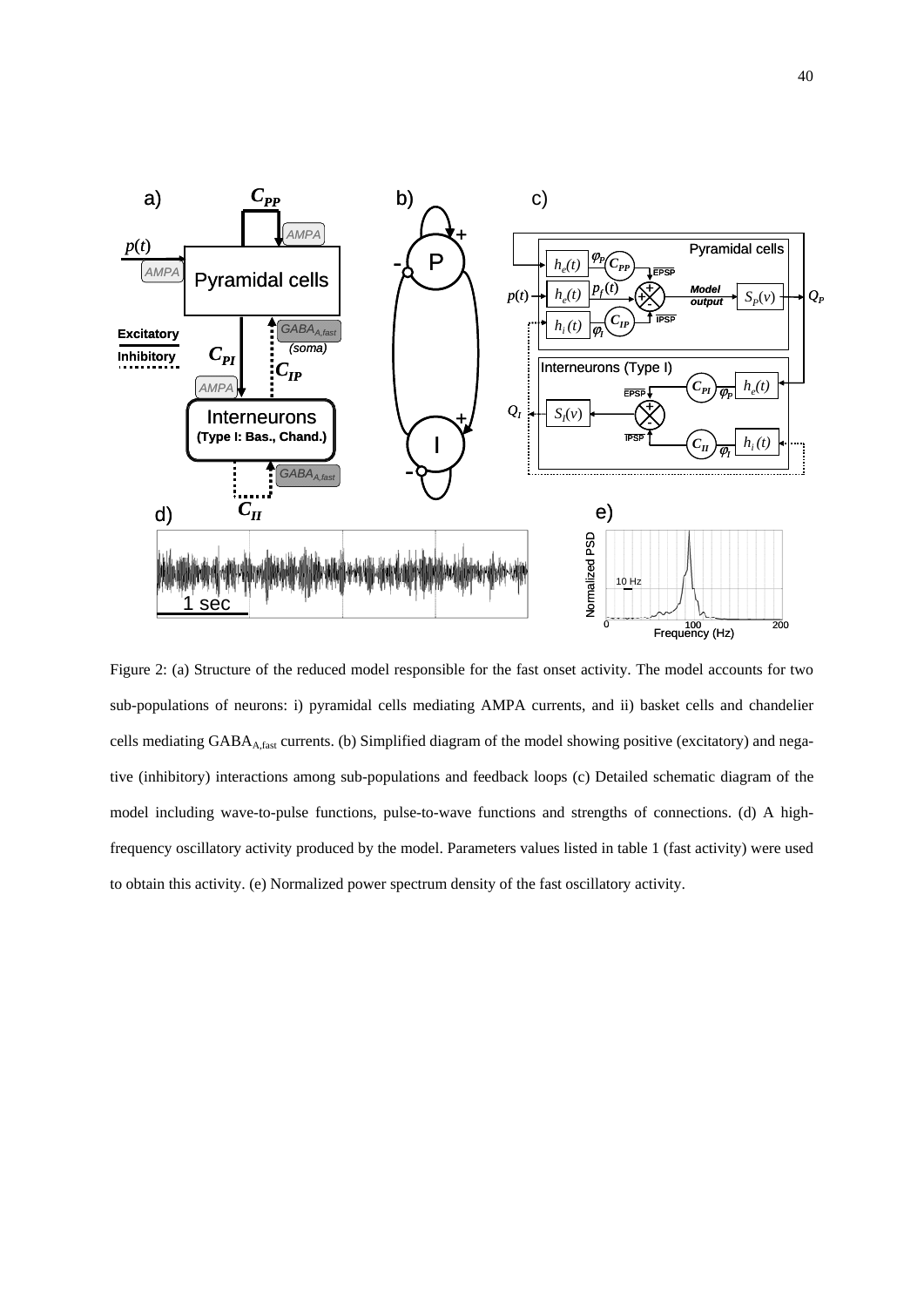Figure 2: (a) Structure of the reduced model responsible for the fast onset activity. The model accounts for two sub-populations of neurons: i) pyramidal cells mediating AMPA currents, and ii) basket cells and chandelier cells mediating $GABA_{A,fast}$ currents. (b) Simplified diagram of the model showing positive (excitatory) and negative (inhibitory) interactions among sub-populations and feedback loops (c) Detailed schematic diagram of the model including wave-to-pulse functions, pulse-to-wave functions and strengths of connections. (d) A high-frequency oscillatory activity produced by the model. Parameters values listed in table 1 (fast activity) were used to obtain this activity. (e) Normalized power spectrum density of the fast oscillatory activity.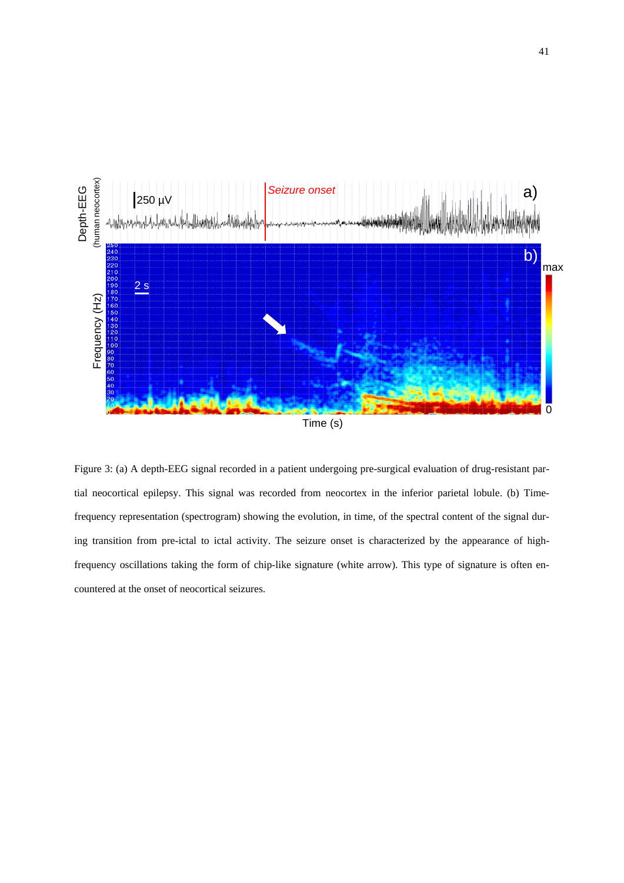Figure 3: (a) A depth-EEG signal recorded in a patient undergoing pre-surgical evaluation of drug-resistant partial neocortical epilepsy. This signal was recorded from neocortex in the inferior parietal lobule. (b) Time-frequency representation (spectrogram) showing the evolution, in time, of the spectral content of the signal during transition from pre-ictal to ictal activity. The seizure onset is characterized by the appearance of high-frequency oscillations taking the form of chip-like signature (white arrow). This type of signature is often encountered at the onset of neocortical seizures.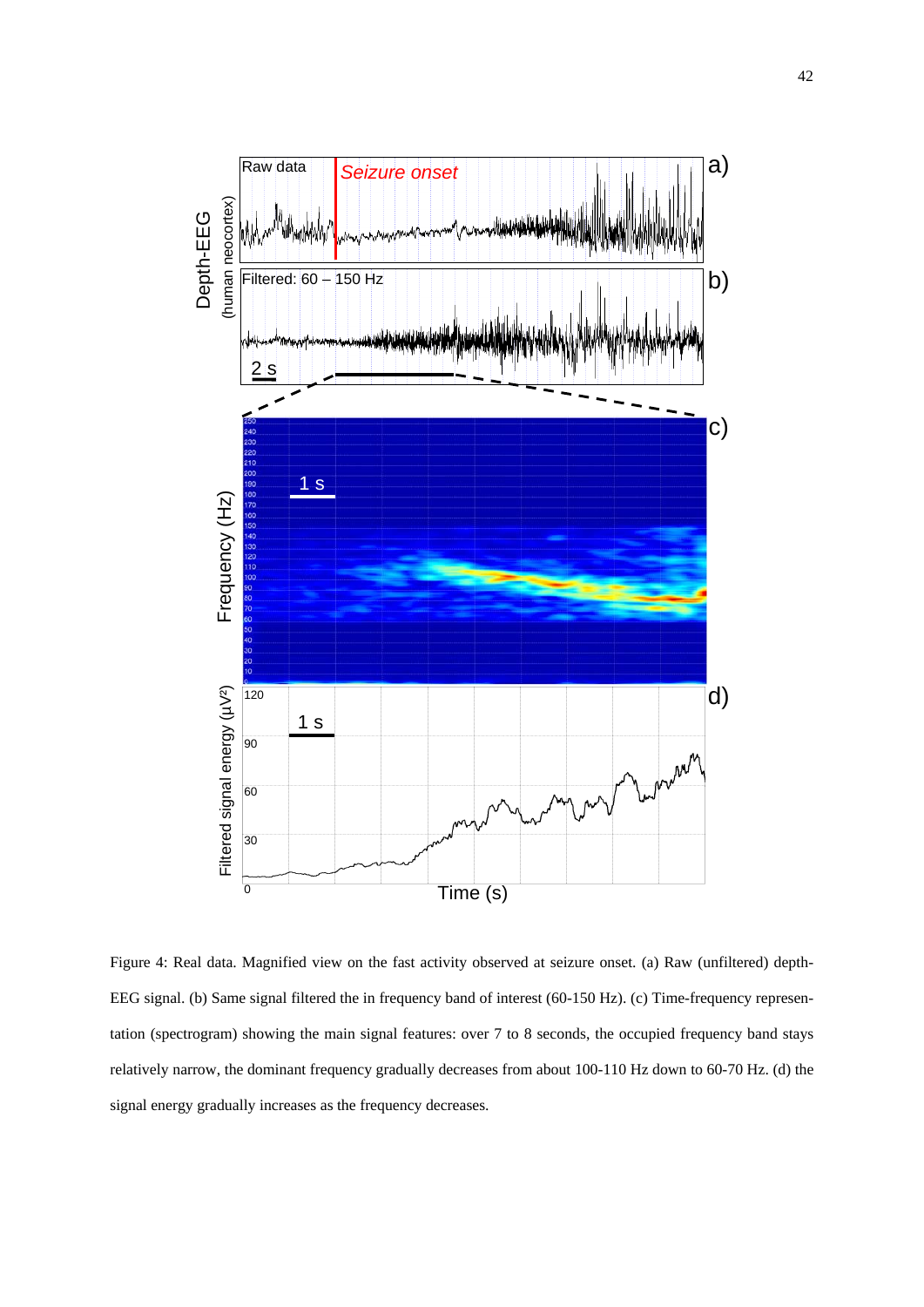Figure 4: Real data. Magnified view on the fast activity observed at seizure onset. (a) Raw (unfiltered) depth-EEG signal. (b) Same signal filtered the in frequency band of interest (60-150 Hz). (c) Time-frequency representation (spectrogram) showing the main signal features: over 7 to 8 seconds, the occupied frequency band stays relatively narrow, the dominant frequency gradually decreases from about 100-110 Hz down to 60-70 Hz. (d) the signal energy gradually increases as the frequency decreases.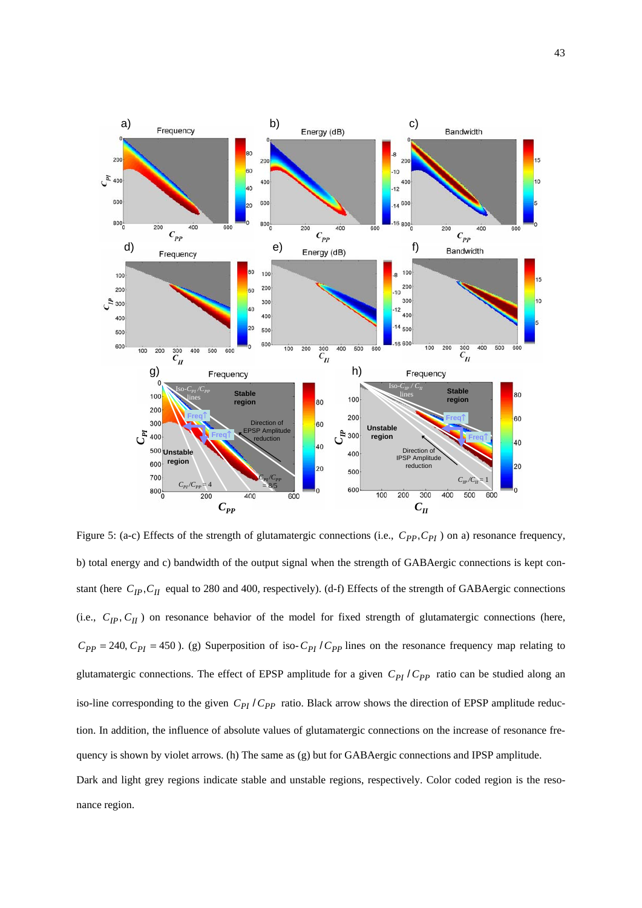Figure 5: (a-c) Effects of the strength of glutamatergic connections (i.e., $C_{PP}, C_{PI}$ ) on a) resonance frequency, b) total energy and c) bandwidth of the output signal when the strength of GABAergic connections is kept constant (here $C_{IP}, C_{II}$ equal to 280 and 400, respectively). (d-f) Effects of the strength of GABAergic connections (i.e., $C_{IP}, C_{II}$ ) on resonance behavior of the model for fixed strength of glutamatergic connections (here, $C_{PP} = 240, C_{PI} = 450$ ). (g) Superposition of iso-$C_{PI}/C_{PP}$ lines on the resonance frequency map relating to glutamatergic connections. The effect of EPSP amplitude for a given $C_{PI}/C_{PP}$ ratio can be studied along an iso-line corresponding to the given $C_{PI}/C_{PP}$ ratio. Black arrow shows the direction of EPSP amplitude reduction. In addition, the influence of absolute values of glutamatergic connections on the increase of resonance frequency is shown by violet arrows. (h) The same as (g) but for GABAergic connections and IPSP amplitude. Dark and light grey regions indicate stable and unstable regions, respectively. Color coded region is the resonance region.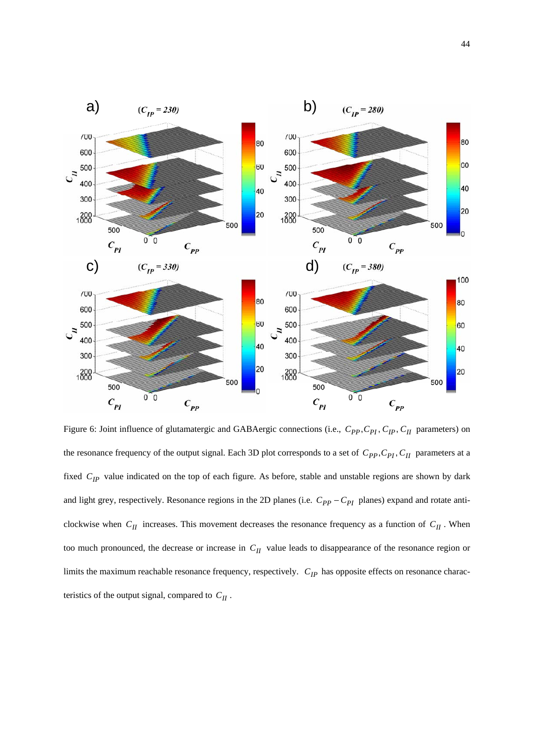Figure 6: Joint influence of glutamatergic and GABAergic connections (i.e., $C_{PP}, C_{PI}, C_{IP}, C_{II}$ parameters) on the resonance frequency of the output signal. Each 3D plot corresponds to a set of $C_{PP}, C_{PI}, C_{II}$ parameters at a fixed $C_{IP}$ value indicated on the top of each figure. As before, stable and unstable regions are shown by dark and light grey, respectively. Resonance regions in the 2D planes (i.e. $C_{PP} - C_{PI}$ planes) expand and rotate anti-clockwise when $C_{II}$ increases. This movement decreases the resonance frequency as a function of $C_{II}$. When too much pronounced, the decrease or increase in $C_{II}$ value leads to disappearance of the resonance region or limits the maximum reachable resonance frequency, respectively. $C_{IP}$ has opposite effects on resonance characteristics of the output signal, compared to $C_{II}$.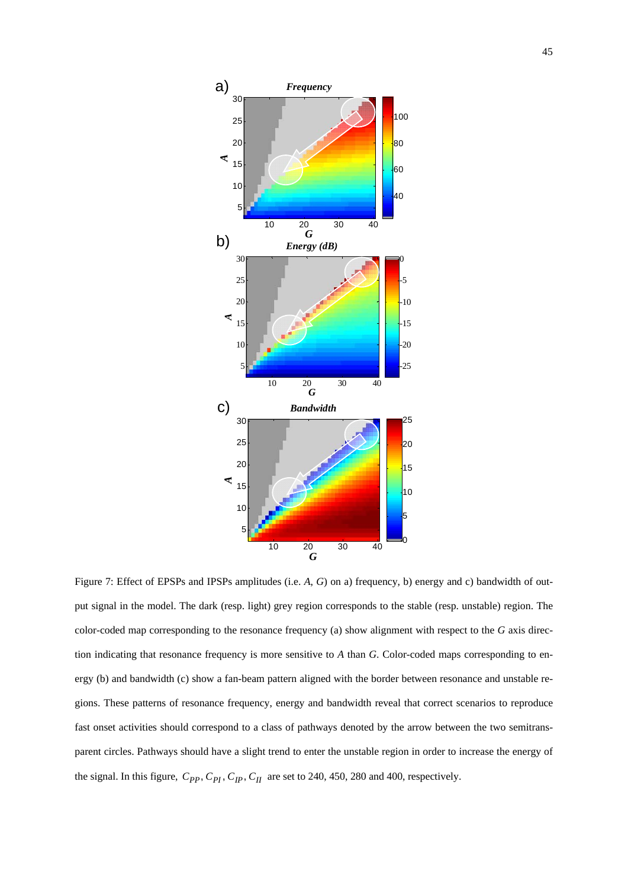Figure 7: Effect of EPSPs and IPSPs amplitudes (i.e. $A$, $G$) on a) frequency, b) energy and c) bandwidth of output signal in the model. The dark (resp. light) grey region corresponds to the stable (resp. unstable) region. The color-coded map corresponding to the resonance frequency (a) show alignment with respect to the $G$ axis direction indicating that resonance frequency is more sensitive to $A$ than $G$. Color-coded maps corresponding to energy (b) and bandwidth (c) show a fan-beam pattern aligned with the border between resonance and unstable regions. These patterns of resonance frequency, energy and bandwidth reveal that correct scenarios to reproduce fast onset activities should correspond to a class of pathways denoted by the arrow between the two semitransparent circles. Pathways should have a slight trend to enter the unstable region in order to increase the energy of the signal. In this figure, $C_{PP}, C_{PI}, C_{IP}, C_{II}$ are set to 240, 450, 280 and 400, respectively.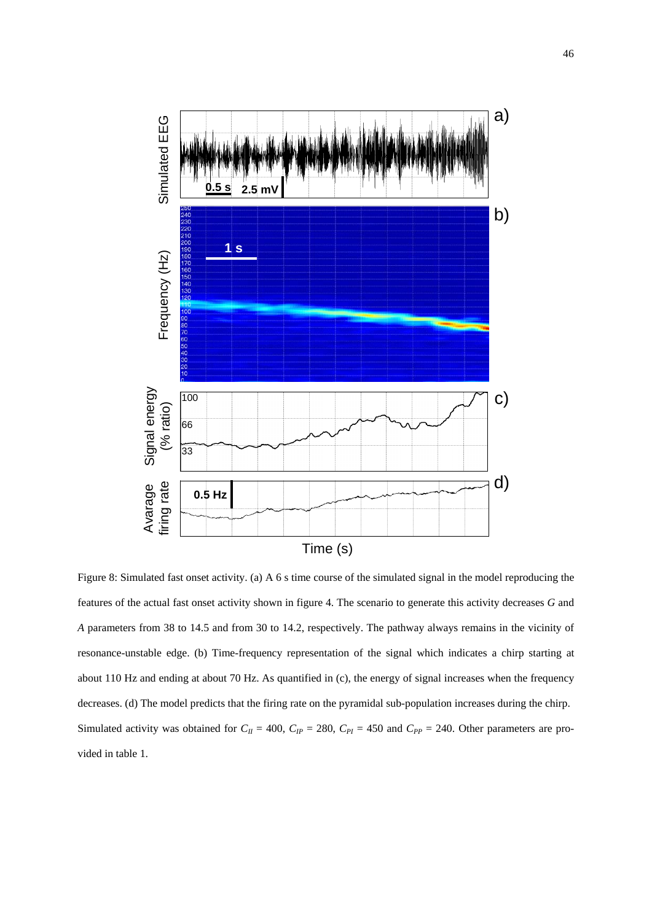a)

Simulated EEG

0.5 s 2.5 mV

b)

Frequency (Hz)

250
240
230
220
210
200
190
180
170
160
150
140
130
120
110
100
90
80
70
60
50
40
30
20
10
0

1 s

c)

Signal energy (% ratio)

100

66

33

d)

Avarage firing rate

0.5 Hz

Time (s)

Figure 8: Simulated fast onset activity. (a) A 6 s time course of the simulated signal in the model reproducing the features of the actual fast onset activity shown in figure 4. The scenario to generate this activity decreases *G* and *A* parameters from 38 to 14.5 and from 30 to 14.2, respectively. The pathway always remains in the vicinity of resonance-unstable edge. (b) Time-frequency representation of the signal which indicates a chirp starting at about 110 Hz and ending at about 70 Hz. As quantified in (c), the energy of signal increases when the frequency decreases. (d) The model predicts that the firing rate on the pyramidal sub-population increases during the chirp. Simulated activity was obtained for $C_{II}$ = 400, $C_{IP}$ = 280, $C_{PI}$ = 450 and $C_{PP}$ = 240. Other parameters are provided in table 1.